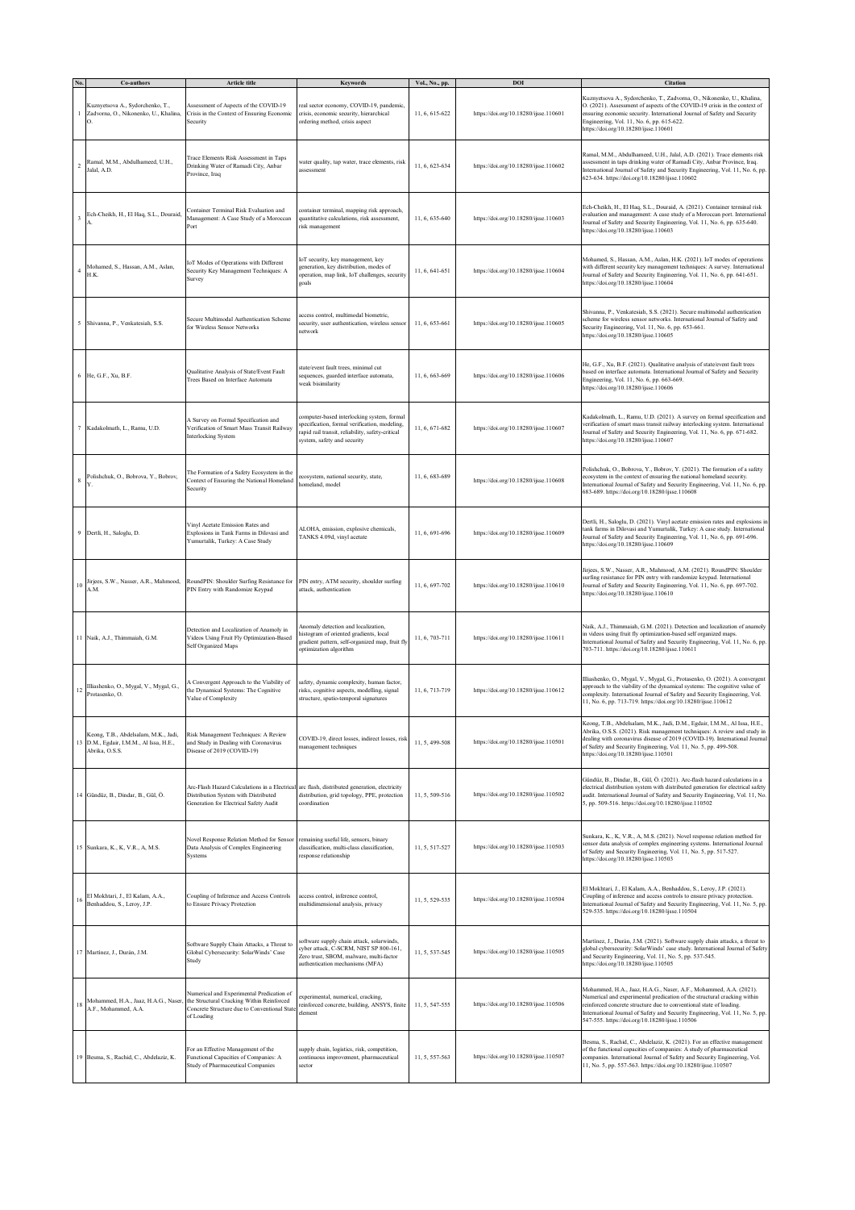| No. | Co-authors | Article title | Keywords | Vol., No., pp. | DOI | Citation |
|---|---|---|---|---|---|---|
| 1 | Kuznyetsova A., Sydorchenko, T., Zadvorna, O., Nikonenko, U., Khalina, O. | Assessment of Aspects of the COVID-19 Crisis in the Context of Ensuring Economic Security | real sector economy, COVID-19, pandemic, crisis, economic security, hierarchical ordering method, crisis aspect | 11, 6, 615-622 | https://doi.org/10.18280/ijsse.110601 | Kuznyetsova A., Sydorchenko, T., Zadvorna, O., Nikonenko, U., Khalina, O. (2021). Assessment of aspects of the COVID-19 crisis in the context of ensuring economic security. International Journal of Safety and Security Engineering, Vol. 11, No. 6, pp. 615-622. https://doi.org/10.18280/ijsse.110601 |
| 2 | Ramal, M.M., Abdulhameed, U.H., Jalal, A.D. | Trace Elements Risk Assessment in Taps Drinking Water of Ramadi City, Anbar Province, Iraq | water quality, tap water, trace elements, risk assessment | 11, 6, 623-634 | https://doi.org/10.18280/ijsse.110602 | Ramal, M.M., Abdulhameed, U.H., Jalal, A.D. (2021). Trace elements risk assessment in taps drinking water of Ramadi City, Anbar Province, Iraq. International Journal of Safety and Security Engineering, Vol. 11, No. 6, pp. 623-634. https://doi.org/10.18280/ijsse.110602 |
| 3 | Ech-Cheikh, H., El Haq, S.L., Douraid, A. | Container Terminal Risk Evaluation and Management: A Case Study of a Moroccan Port | container terminal, mapping risk approach, quantitative calculations, risk assessment, risk management | 11, 6, 635-640 | https://doi.org/10.18280/ijsse.110603 | Ech-Cheikh, H., El Haq, S.L., Douraid, A. (2021). Container terminal risk evaluation and management: A case study of a Moroccan port. International Journal of Safety and Security Engineering, Vol. 11, No. 6, pp. 635-640. https://doi.org/10.18280/ijsse.110603 |
| 4 | Mohamed, S., Hassan, A.M., Aslan, H.K. | IoT Modes of Operations with Different Security Key Management Techniques: A Survey | IoT security, key management, key generation, key distribution, modes of operation, map link, IoT challenges, security goals | 11, 6, 641-651 | https://doi.org/10.18280/ijsse.110604 | Mohamed, S., Hassan, A.M., Aslan, H.K. (2021). IoT modes of operations with different security key management techniques: A survey. International Journal of Safety and Security Engineering, Vol. 11, No. 6, pp. 641-651. https://doi.org/10.18280/ijsse.110604 |
| 5 | Shivanna, P., Venkatesiah, S.S. | Secure Multimodal Authentication Scheme for Wireless Sensor Networks | access control, multimodal biometric, security, user authentication, wireless sensor network | 11, 6, 653-661 | https://doi.org/10.18280/ijsse.110605 | Shivanna, P., Venkatesiah, S.S. (2021). Secure multimodal authentication scheme for wireless sensor networks. International Journal of Safety and Security Engineering, Vol. 11, No. 6, pp. 653-661. https://doi.org/10.18280/ijsse.110605 |
| 6 | He, G.F., Xu, B.F. | Qualitative Analysis of State/Event Fault Trees Based on Interface Automata | state/event fault trees, minimal cut sequences, guarded interface automata, weak bisimilarity | 11, 6, 663-669 | https://doi.org/10.18280/ijsse.110606 | He, G.F., Xu, B.F. (2021). Qualitative analysis of state/event fault trees based on interface automata. International Journal of Safety and Security Engineering, Vol. 11, No. 6, pp. 663-669. https://doi.org/10.18280/ijsse.110606 |
| 7 | Kadakolmath, L., Ramu, U.D. | A Survey on Formal Specification and Verification of Smart Mass Transit Railway Interlocking System | computer-based interlocking system, formal specification, formal verification, modeling, rapid rail transit, reliability, safety-critical system, safety and security | 11, 6, 671-682 | https://doi.org/10.18280/ijsse.110607 | Kadakolmath, L., Ramu, U.D. (2021). A survey on formal specification and verification of smart mass transit railway interlocking system. International Journal of Safety and Security Engineering, Vol. 11, No. 6, pp. 671-682. https://doi.org/10.18280/ijsse.110607 |
| 8 | Polishchuk, O., Bobrova, Y., Bobrov, Y. | The Formation of a Safety Ecosystem in the Context of Ensuring the National Homeland Security | ecosystem, national security, state, homeland, model | 11, 6, 683-689 | https://doi.org/10.18280/ijsse.110608 | Polishchuk, O., Bobrova, Y., Bobrov, Y. (2021). The formation of a safety ecosystem in the context of ensuring the national homeland security. International Journal of Safety and Security Engineering, Vol. 11, No. 6, pp. 683-689. https://doi.org/10.18280/ijsse.110608 |
| 9 | Dertli, H., Saloglu, D. | Vinyl Acetate Emission Rates and Explosions in Tank Farms in Dilovasi and Yumurtalik, Turkey: A Case Study | ALOHA, emission, explosive chemicals, TANKS 4.09d, vinyl acetate | 11, 6, 691-696 | https://doi.org/10.18280/ijsse.110609 | Dertli, H., Saloglu, D. (2021). Vinyl acetate emission rates and explosions in tank farms in Dilovasi and Yumurtalik, Turkey: A case study. International Journal of Safety and Security Engineering, Vol. 11, No. 6, pp. 691-696. https://doi.org/10.18280/ijsse.110609 |
| 10 | Jirjees, S.W., Nasser, A.R., Mahmood, A.M. | RoundPIN: Shoulder Surfing Resistance for PIN Entry with Randomize Keypad | PIN entry, ATM security, shoulder surfing attack, authentication | 11, 6, 697-702 | https://doi.org/10.18280/ijsse.110610 | Jirjees, S.W., Nasser, A.R., Mahmood, A.M. (2021). RoundPIN: Shoulder surfing resistance for PIN entry with randomize keypad. International Journal of Safety and Security Engineering, Vol. 11, No. 6, pp. 697-702. https://doi.org/10.18280/ijsse.110610 |
| 11 | Naik, A.J., Thimmaiah, G.M. | Detection and Localization of Anamoly in Videos Using Fruit Fly Optimization-Based Self Organized Maps | Anomaly detection and localization, histogram of oriented gradients, local gradient pattern, self-organized map, fruit fly optimization algorithm | 11, 6, 703-711 | https://doi.org/10.18280/ijsse.110611 | Naik, A.J., Thimmaiah, G.M. (2021). Detection and localization of anamoly in videos using fruit fly optimization-based self organized maps. International Journal of Safety and Security Engineering, Vol. 11, No. 6, pp. 703-711. https://doi.org/10.18280/ijsse.110611 |
| 12 | Illiashenko, O., Mygal, V., Mygal, G., Protasenko, O. | A Convergent Approach to the Viability of the Dynamical Systems: The Cognitive Value of Complexity | safety, dynamic complexity, human factor, risks, cognitive aspects, modelling, signal structure, spatio-temporal signatures | 11, 6, 713-719 | https://doi.org/10.18280/ijsse.110612 | Illiashenko, O., Mygal, V., Mygal, G., Protasenko, O. (2021). A convergent approach to the viability of the dynamical systems: The cognitive value of complexity. International Journal of Safety and Security Engineering, Vol. 11, No. 6, pp. 713-719. https://doi.org/10.18280/ijsse.110612 |
| 13 | Keong, T.B., Abdelsalam, M.K., Jadi, D.M., Egdair, I.M.M., Al Issa, H.E., Abrika, O.S.S. | Risk Management Techniques: A Review and Study in Dealing with Coronavirus Disease of 2019 (COVID-19) | COVID-19, direct losses, indirect losses, risk management techniques | 11, 5, 499-508 | https://doi.org/10.18280/ijsse.110501 | Keong, T.B., Abdelsalam, M.K., Jadi, D.M., Egdair, I.M.M., Al Issa, H.E., Abrika, O.S.S. (2021). Risk management techniques: A review and study in dealing with coronavirus disease of 2019 (COVID-19). International Journal of Safety and Security Engineering, Vol. 11, No. 5, pp. 499-508. https://doi.org/10.18280/ijsse.110501 |
| 14 | Gündüz, B., Dindar, B., Gül, Ö. | Arc-Flash Hazard Calculations in a Electrical Distribution System with Distributed Generation for Electrical Safety Audit | arc flash, distributed generation, electricity distribution, grid topology, PPE, protection coordination | 11, 5, 509-516 | https://doi.org/10.18280/ijsse.110502 | Gündüz, B., Dindar, B., Gül, Ö. (2021). Arc-flash hazard calculations in a electrical distribution system with distributed generation for electrical safety audit. International Journal of Safety and Security Engineering, Vol. 11, No. 5, pp. 509-516. https://doi.org/10.18280/ijsse.110502 |
| 15 | Sunkara, K., K, V.R., A, M.S. | Novel Response Relation Method for Sensor Data Analysis of Complex Engineering Systems | remaining useful life, sensors, binary classification, multi-class classification, response relationship | 11, 5, 517-527 | https://doi.org/10.18280/ijsse.110503 | Sunkara, K., K, V.R., A, M.S. (2021). Novel response relation method for sensor data analysis of complex engineering systems. International Journal of Safety and Security Engineering, Vol. 11, No. 5, pp. 517-527. https://doi.org/10.18280/ijsse.110503 |
| 16 | El Mokhtari, J., El Kalam, A.A., Benhaddou, S., Leroy, J.P. | Coupling of Inference and Access Controls to Ensure Privacy Protection | access control, inference control, multidimensional analysis, privacy | 11, 5, 529-535 | https://doi.org/10.18280/ijsse.110504 | El Mokhtari, J., El Kalam, A.A., Benhaddou, S., Leroy, J.P. (2021). Coupling of inference and access controls to ensure privacy protection. International Journal of Safety and Security Engineering, Vol. 11, No. 5, pp. 529-535. https://doi.org/10.18280/ijsse.110504 |
| 17 | Martínez, J., Durán, J.M. | Software Supply Chain Attacks, a Threat to Global Cybersecurity: SolarWinds' Case Study | software supply chain attack, solarwinds, cyber attack, C-SCRM, NIST SP 800-161, Zero trust, SBOM, malware, multi-factor authentication mechanisms (MFA) | 11, 5, 537-545 | https://doi.org/10.18280/ijsse.110505 | Martínez, J., Durán, J.M. (2021). Software supply chain attacks, a threat to global cybersecurity: SolarWinds' case study. International Journal of Safety and Security Engineering, Vol. 11, No. 5, pp. 537-545. https://doi.org/10.18280/ijsse.110505 |
| 18 | Mohammed, H.A., Jaaz, H.A.G., Naser, A.F., Mohammed, A.A. | Numerical and Experimental Predication of the Structural Cracking Within Reinforced Concrete Structure due to Conventional State of Loading | experimental, numerical, cracking, reinforced concrete, building, ANSYS, finite element | 11, 5, 547-555 | https://doi.org/10.18280/ijsse.110506 | Mohammed, H.A., Jaaz, H.A.G., Naser, A.F., Mohammed, A.A. (2021). Numerical and experimental predication of the structural cracking within reinforced concrete structure due to conventional state of loading. International Journal of Safety and Security Engineering, Vol. 11, No. 5, pp. 547-555. https://doi.org/10.18280/ijsse.110506 |
| 19 | Besma, S., Rachid, C., Abdelaziz, K. | For an Effective Management of the Functional Capacities of Companies: A Study of Pharmaceutical Companies | supply chain, logistics, risk, competition, continuous improvement, pharmaceutical sector | 11, 5, 557-563 | https://doi.org/10.18280/ijsse.110507 | Besma, S., Rachid, C., Abdelaziz, K. (2021). For an effective management of the functional capacities of companies: A study of pharmaceutical companies. International Journal of Safety and Security Engineering, Vol. 11, No. 5, pp. 557-563. https://doi.org/10.18280/ijsse.110507 |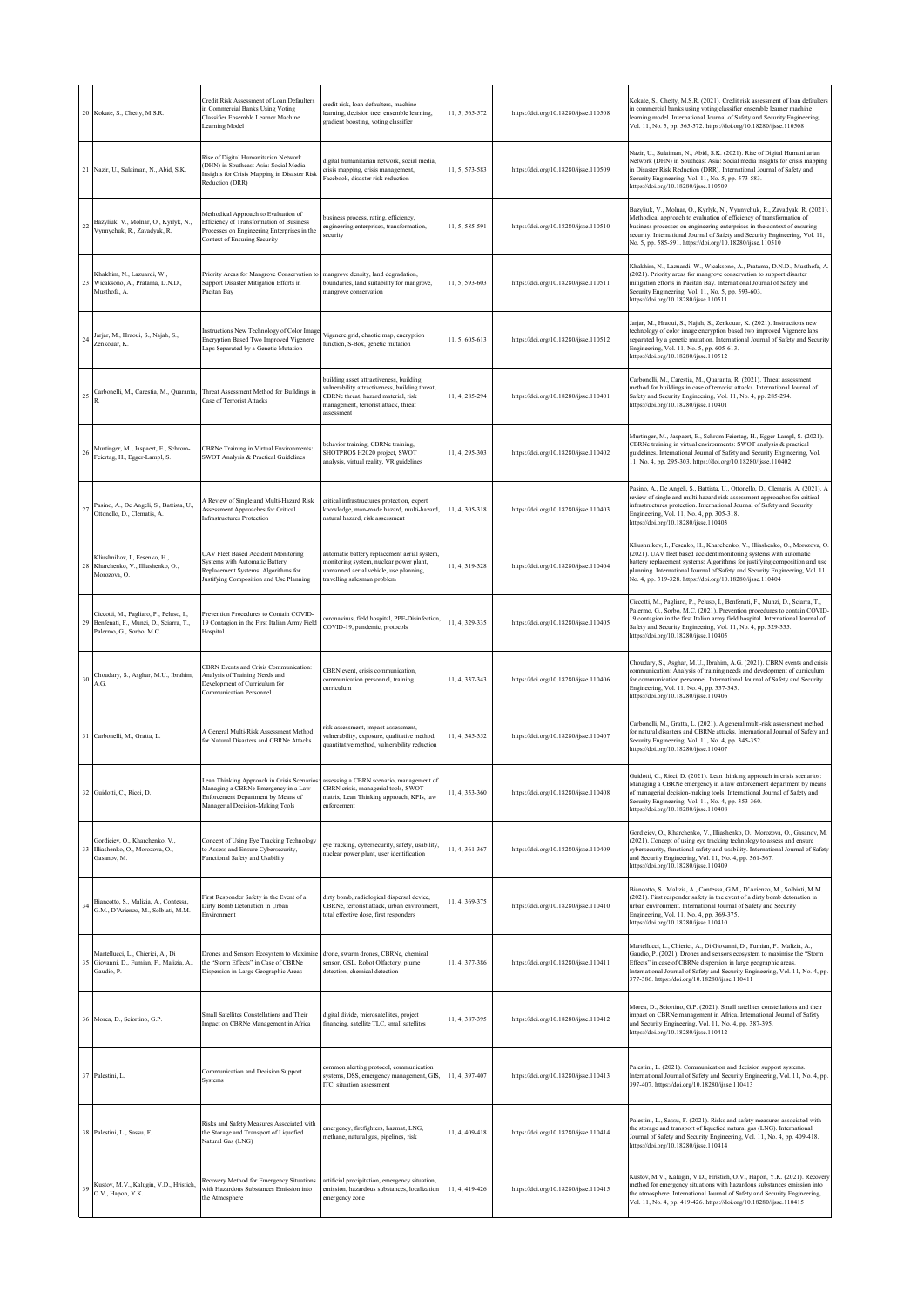| 20 | Kokate, S., Chetty, M.S.R. | Credit Risk Assessment of Loan Defaulters in Commercial Banks Using Voting Classifier Ensemble Learner Machine Learning Model | credit risk, loan defaulters, machine learning, decision tree, ensemble learning, gradient boosting, voting classifier | 11, 5, 565-572 | https://doi.org/10.18280/ijsse.110508 | Kokate, S., Chetty, M.S.R. (2021). Credit risk assessment of loan defaulters in commercial banks using voting classifier ensemble learner machine learning model. International Journal of Safety and Security Engineering, Vol. 11, No. 5, pp. 565-572. https://doi.org/10.18280/ijsse.110508 |
|---|---|---|---|---|---|---|
| 21 | Nazir, U., Sulaiman, N., Abid, S.K. | Rise of Digital Humanitarian Network (DHN) in Southeast Asia: Social Media Insights for Crisis Mapping in Disaster Risk Reduction (DRR) | digital humanitarian network, social media, crisis mapping, crisis management, Facebook, disaster risk reduction | 11, 5, 573-583 | https://doi.org/10.18280/ijsse.110509 | Nazir, U., Sulaiman, N., Abid, S.K. (2021). Rise of Digital Humanitarian Network (DHN) in Southeast Asia: Social media insights for crisis mapping in Disaster Risk Reduction (DRR). International Journal of Safety and Security Engineering, Vol. 11, No. 5, pp. 573-583. https://doi.org/10.18280/ijsse.110509 |
| 22 | Bazyliuk, V., Molnar, O., Kyrlyk, N., Vynnychuk, R., Zavadyak, R. | Methodical Approach to Evaluation of Efficiency of Transformation of Business Processes on Engineering Enterprises in the Context of Ensuring Security | business process, rating, efficiency, engineering enterprises, transformation, security | 11, 5, 585-591 | https://doi.org/10.18280/ijsse.110510 | Bazyliuk, V., Molnar, O., Kyrlyk, N., Vynnychuk, R., Zavadyak, R. (2021). Methodical approach to evaluation of efficiency of transformation of business processes on engineering enterprises in the context of ensuring security. International Journal of Safety and Security Engineering, Vol. 11, No. 5, pp. 585-591. https://doi.org/10.18280/ijsse.110510 |
| 23 | Khakhim, N., Lazuardi, W., Wicaksono, A., Pratama, D.N.D., Musthofa, A. | Priority Areas for Mangrove Conservation to Support Disaster Mitigation Efforts in Pacitan Bay | mangrove density, land degradation, boundaries, land suitability for mangrove, mangrove conservation | 11, 5, 593-603 | https://doi.org/10.18280/ijsse.110511 | Khakhim, N., Lazuardi, W., Wicaksono, A., Pratama, D.N.D., Musthofa, A. (2021). Priority areas for mangrove conservation to support disaster mitigation efforts in Pacitan Bay. International Journal of Safety and Security Engineering, Vol. 11, No. 5, pp. 593-603. https://doi.org/10.18280/ijsse.110511 |
| 24 | Jarjar, M., Hraoui, S., Najah, S., Zenkouar, K. | Instructions New Technology of Color Image Encryption Based Two Improved Vigenere Laps Separated by a Genetic Mutation | Vigenere grid, chaotic map, encryption function, S-Box, genetic mutation | 11, 5, 605-613 | https://doi.org/10.18280/ijsse.110512 | Jarjar, M., Hraoui, S., Najah, S., Zenkouar, K. (2021). Instructions new technology of color image encryption based two improved Vigenere laps separated by a genetic mutation. International Journal of Safety and Security Engineering, Vol. 11, No. 5, pp. 605-613. https://doi.org/10.18280/ijsse.110512 |
| 25 | Carbonelli, M., Carestia, M., Quaranta, R. | Threat Assessment Method for Buildings in Case of Terrorist Attacks | building asset attractiveness, building vulnerability attractiveness, building threat, CBRNe threat, hazard material, risk management, terrorist attack, threat assessment | 11, 4, 285-294 | https://doi.org/10.18280/ijsse.110401 | Carbonelli, M., Carestia, M., Quaranta, R. (2021). Threat assessment method for buildings in case of terrorist attacks. International Journal of Safety and Security Engineering, Vol. 11, No. 4, pp. 285-294. https://doi.org/10.18280/ijsse.110401 |
| 26 | Murtinger, M., Jaspaert, E., Schrom-Feiertag, H., Egger-Lampl, S. | CBRNe Training in Virtual Environments: SWOT Analysis & Practical Guidelines | behavior training, CBRNe training, SHOTPROS H2020 project, SWOT analysis, virtual reality, VR guidelines | 11, 4, 295-303 | https://doi.org/10.18280/ijsse.110402 | Murtinger, M., Jaspaert, E., Schrom-Feiertag, H., Egger-Lampl, S. (2021). CBRNe training in virtual environments: SWOT analysis & practical guidelines. International Journal of Safety and Security Engineering, Vol. 11, No. 4, pp. 295-303. https://doi.org/10.18280/ijsse.110402 |
| 27 | Pasino, A., De Angeli, S., Battista, U., Ottonello, D., Clematis, A. | A Review of Single and Multi-Hazard Risk Assessment Approaches for Critical Infrastructures Protection | critical infrastructures protection, expert knowledge, man-made hazard, multi-hazard, natural hazard, risk assessment | 11, 4, 305-318 | https://doi.org/10.18280/ijsse.110403 | Pasino, A., De Angeli, S., Battista, U., Ottonello, D., Clematis, A. (2021). A review of single and multi-hazard risk assessment approaches for critical infrastructures protection. International Journal of Safety and Security Engineering, Vol. 11, No. 4, pp. 305-318. https://doi.org/10.18280/ijsse.110403 |
| 28 | Kliushnikov, I., Fesenko, H., Kharchenko, V., Illiashenko, O., Morozova, O. | UAV Fleet Based Accident Monitoring Systems with Automatic Battery Replacement Systems: Algorithms for Justifying Composition and Use Planning | automatic battery replacement aerial system, monitoring system, nuclear power plant, unmanned aerial vehicle, use planning, travelling salesman problem | 11, 4, 319-328 | https://doi.org/10.18280/ijsse.110404 | Kliushnikov, I., Fesenko, H., Kharchenko, V., Illiashenko, O., Morozova, O. (2021). UAV fleet based accident monitoring systems with automatic battery replacement systems: Algorithms for justifying composition and use planning. International Journal of Safety and Security Engineering, Vol. 11, No. 4, pp. 319-328. https://doi.org/10.18280/ijsse.110404 |
| 29 | Ciccotti, M., Pagliaro, P., Peluso, I., Benfenati, F., Munzi, D., Sciarra, T., Palermo, G., Sorbo, M.C. | Prevention Procedures to Contain COVID-19 Contagion in the First Italian Army Field Hospital | coronavirus, field hospital, PPE-Disinfection, COVID-19, pandemic, protocols | 11, 4, 329-335 | https://doi.org/10.18280/ijsse.110405 | Ciccotti, M., Pagliaro, P., Peluso, I., Benfenati, F., Munzi, D., Sciarra, T., Palermo, G., Sorbo, M.C. (2021). Prevention procedures to contain COVID-19 contagion in the first Italian army field hospital. International Journal of Safety and Security Engineering, Vol. 11, No. 4, pp. 329-335. https://doi.org/10.18280/ijsse.110405 |
| 30 | Choudary, S., Asghar, M.U., Ibrahim, A.G. | CBRN Events and Crisis Communication: Analysis of Training Needs and Development of Curriculum for Communication Personnel | CBRN event, crisis communication, communication personnel, training curriculum | 11, 4, 337-343 | https://doi.org/10.18280/ijsse.110406 | Choudary, S., Asghar, M.U., Ibrahim, A.G. (2021). CBRN events and crisis communication: Analysis of training needs and development of curriculum for communication personnel. International Journal of Safety and Security Engineering, Vol. 11, No. 4, pp. 337-343. https://doi.org/10.18280/ijsse.110406 |
| 31 | Carbonelli, M., Gratta, L. | A General Multi-Risk Assessment Method for Natural Disasters and CBRNe Attacks | risk assessment, impact assessment, vulnerability, exposure, qualitative method, quantitative method, vulnerability reduction | 11, 4, 345-352 | https://doi.org/10.18280/ijsse.110407 | Carbonelli, M., Gratta, L. (2021). A general multi-risk assessment method for natural disasters and CBRNe attacks. International Journal of Safety and Security Engineering, Vol. 11, No. 4, pp. 345-352. https://doi.org/10.18280/ijsse.110407 |
| 32 | Guidotti, C., Ricci, D. | Lean Thinking Approach in Crisis Scenarios: Managing a CBRNe Emergency in a Law Enforcement Department by Means of Managerial Decision-Making Tools | assessing a CBRN scenario, management of CBRN crisis, managerial tools, SWOT matrix, Lean Thinking approach, KPIs, law enforcement | 11, 4, 353-360 | https://doi.org/10.18280/ijsse.110408 | Guidotti, C., Ricci, D. (2021). Lean thinking approach in crisis scenarios: Managing a CBRNe emergency in a law enforcement department by means of managerial decision-making tools. International Journal of Safety and Security Engineering, Vol. 11, No. 4, pp. 353-360. https://doi.org/10.18280/ijsse.110408 |
| 33 | Gordieiev, O., Kharchenko, V., Illiashenko, O., Morozova, O., Gasanov, M. | Concept of Using Eye Tracking Technology to Assess and Ensure Cybersecurity, Functional Safety and Usability | eye tracking, cybersecurity, safety, usability, nuclear power plant, user identification | 11, 4, 361-367 | https://doi.org/10.18280/ijsse.110409 | Gordieiev, O., Kharchenko, V., Illiashenko, O., Morozova, O., Gasanov, M. (2021). Concept of using eye tracking technology to assess and ensure cybersecurity, functional safety and usability. International Journal of Safety and Security Engineering, Vol. 11, No. 4, pp. 361-367. https://doi.org/10.18280/ijsse.110409 |
| 34 | Biancotto, S., Malizia, A., Contessa, G.M., D'Arienzo, M., Solbiati, M.M. | First Responder Safety in the Event of a Dirty Bomb Detonation in Urban Environment | dirty bomb, radiological dispersal device, CBRNe, terrorist attack, urban environment, total effective dose, first responders | 11, 4, 369-375 | https://doi.org/10.18280/ijsse.110410 | Biancotto, S., Malizia, A., Contessa, G.M., D'Arienzo, M., Solbiati, M.M. (2021). First responder safety in the event of a dirty bomb detonation in urban environment. International Journal of Safety and Security Engineering, Vol. 11, No. 4, pp. 369-375. https://doi.org/10.18280/ijsse.110410 |
| 35 | Martellucci, L., Chierici, A., Di Giovanni, D., Fumian, F., Malizia, A., Gaudio, P. | Drones and Sensors Ecosystem to Maximise the "Storm Effects" in Case of CBRNe Dispersion in Large Geographic Areas | drone, swarm drones, CBRNe, chemical sensor, GSL, Robot Olfactory, plume detection, chemical detection | 11, 4, 377-386 | https://doi.org/10.18280/ijsse.110411 | Martellucci, L., Chierici, A., Di Giovanni, D., Fumian, F., Malizia, A., Gaudio, P. (2021). Drones and sensors ecosystem to maximise the "Storm Effects" in case of CBRNe dispersion in large geographic areas. International Journal of Safety and Security Engineering, Vol. 11, No. 4, pp. 377-386. https://doi.org/10.18280/ijsse.110411 |
| 36 | Morea, D., Sciortino, G.P. | Small Satellites Constellations and Their Impact on CBRNe Management in Africa | digital divide, microsatellites, project financing, satellite TLC, small satellites | 11, 4, 387-395 | https://doi.org/10.18280/ijsse.110412 | Morea, D., Sciortino, G.P. (2021). Small satellites constellations and their impact on CBRNe management in Africa. International Journal of Safety and Security Engineering, Vol. 11, No. 4, pp. 387-395. https://doi.org/10.18280/ijsse.110412 |
| 37 | Palestini, L. | Communication and Decision Support Systems | common alerting protocol, communication systems, DSS, emergency management, GIS, ITC, situation assessment | 11, 4, 397-407 | https://doi.org/10.18280/ijsse.110413 | Palestini, L. (2021). Communication and decision support systems. International Journal of Safety and Security Engineering, Vol. 11, No. 4, pp. 397-407. https://doi.org/10.18280/ijsse.110413 |
| 38 | Palestini, L., Sassu, F. | Risks and Safety Measures Associated with the Storage and Transport of Liquefied Natural Gas (LNG) | emergency, firefighters, hazmat, LNG, methane, natural gas, pipelines, risk | 11, 4, 409-418 | https://doi.org/10.18280/ijsse.110414 | Palestini, L., Sassu, F. (2021). Risks and safety measures associated with the storage and transport of liquefied natural gas (LNG). International Journal of Safety and Security Engineering, Vol. 11, No. 4, pp. 409-418. https://doi.org/10.18280/ijsse.110414 |
| 39 | Kustov, M.V., Kalugin, V.D., Hristich, O.V., Hapon, Y.K. | Recovery Method for Emergency Situations with Hazardous Substances Emission into the Atmosphere | artificial precipitation, emergency situation, emission, hazardous substances, localization emergency zone | 11, 4, 419-426 | https://doi.org/10.18280/ijsse.110415 | Kustov, M.V., Kalugin, V.D., Hristich, O.V., Hapon, Y.K. (2021). Recovery method for emergency situations with hazardous substances emission into the atmosphere. International Journal of Safety and Security Engineering, Vol. 11, No. 4, pp. 419-426. https://doi.org/10.18280/ijsse.110415 |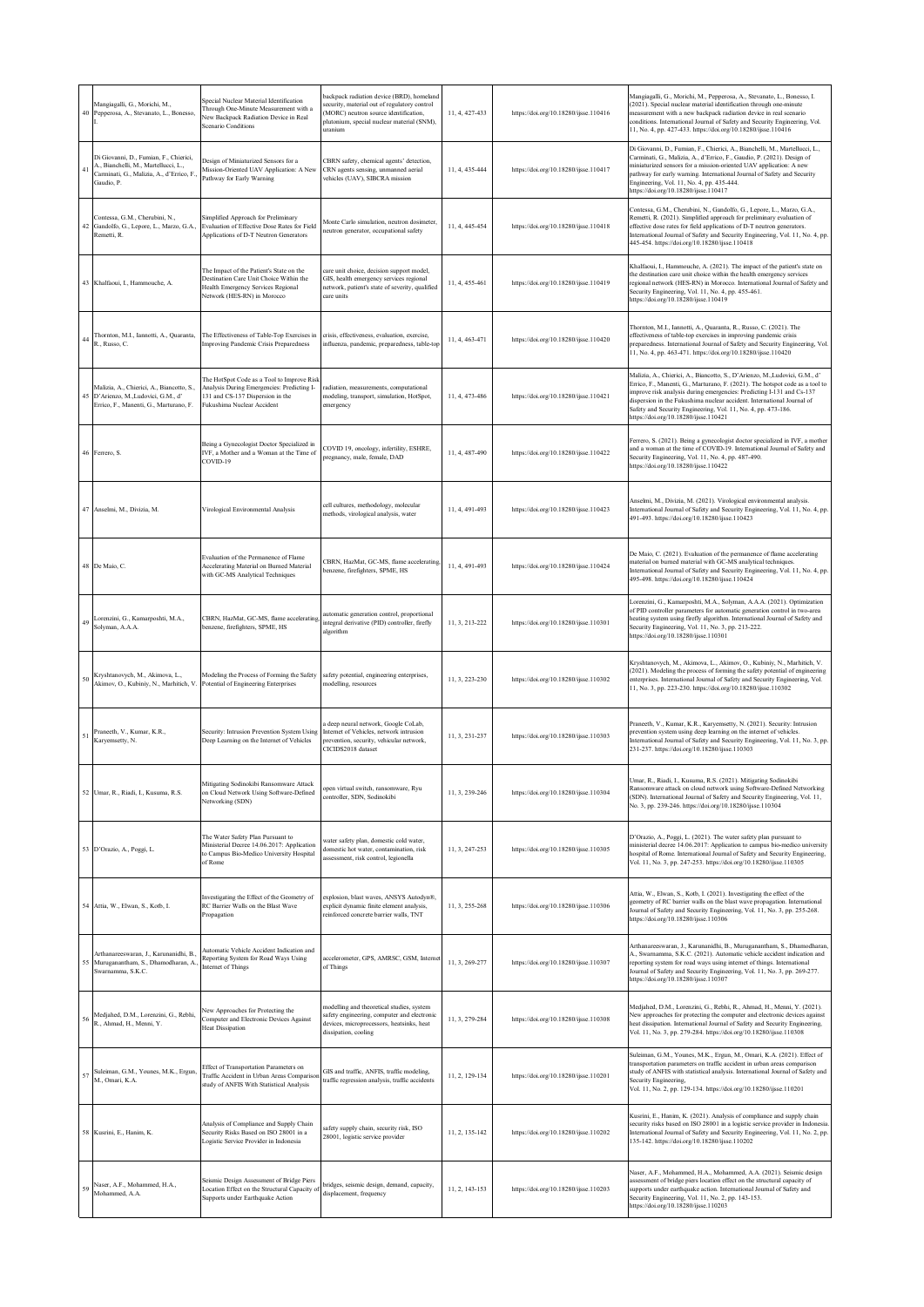| 40 | Mangiagalli, G., Morichi, M., Pepperosa, A., Stevanato, L., Bonesso, I. | Special Nuclear Material Identification Through One-Minute Measurement with a New Backpack Radiation Device in Real Scenario Conditions | backpack radiation device (BRD), homeland security, material out of regulatory control (MORC) neutron source identification, plutonium, special nuclear material (SNM), uranium | 11, 4, 427-433 | https://doi.org/10.18280/ijsse.110416 | Mangiagalli, G., Morichi, M., Pepperosa, A., Stevanato, L., Bonesso, I. (2021). Special nuclear material identification through one-minute measurement with a new backpack radiation device in real scenario conditions. International Journal of Safety and Security Engineering, Vol. 11, No. 4, pp. 427-433. https://doi.org/10.18280/ijsse.110416 |
|---|---|---|---|---|---|---|
| 41 | Di Giovanni, D., Fumian, F., Chierici, A., Bianchelli, M., Martellucci, L., Carminati, G., Malizia, A., d'Errico, F., Gaudio, P. | Design of Miniaturized Sensors for a Mission-Oriented UAV Application: A New Pathway for Early Warning | CBRN safety, chemical agents' detection, CRN agents sensing, unmanned aerial vehicles (UAV), SIBCRA mission | 11, 4, 435-444 | https://doi.org/10.18280/ijsse.110417 | Di Giovanni, D., Fumian, F., Chierici, A., Bianchelli, M., Martellucci, L., Carminati, G., Malizia, A., d'Errico, F., Gaudio, P. (2021). Design of miniaturized sensors for a mission-oriented UAV application: A new pathway for early warning. International Journal of Safety and Security Engineering, Vol. 11, No. 4, pp. 435-444. https://doi.org/10.18280/ijsse.110417 |
| 42 | Contessa, G.M., Cherubini, N., Gandolfo, G., Lepore, L., Marzo, G.A., Remetti, R. | Simplified Approach for Preliminary Evaluation of Effective Dose Rates for Field Applications of D-T Neutron Generators | Monte Carlo simulation, neutron dosimeter, neutron generator, occupational safety | 11, 4, 445-454 | https://doi.org/10.18280/ijsse.110418 | Contessa, G.M., Cherubini, N., Gandolfo, G., Lepore, L., Marzo, G.A., Remetti, R. (2021). Simplified approach for preliminary evaluation of effective dose rates for field applications of D-T neutron generators. International Journal of Safety and Security Engineering, Vol. 11, No. 4, pp. 445-454. https://doi.org/10.18280/ijsse.110418 |
| 43 | Khalfaoui, I., Hammouche, A. | The Impact of the Patient's State on the Destination Care Unit Choice Within the Health Emergency Services Regional Network (HES-RN) in Morocco | care unit choice, decision support model, GIS, health emergency services regional network, patient's state of severity, qualified care units | 11, 4, 455-461 | https://doi.org/10.18280/ijsse.110419 | Khalfaoui, I., Hammouche, A. (2021). The impact of the patient's state on the destination care unit choice within the health emergency services regional network (HES-RN) in Morocco. International Journal of Safety and Security Engineering, Vol. 11, No. 4, pp. 455-461. https://doi.org/10.18280/ijsse.110419 |
| 44 | Thornton, M.I., Iannotti, A., Quaranta, R., Russo, C. | The Effectiveness of Table-Top Exercises in Improving Pandemic Crisis Preparedness | crisis, effectiveness, evaluation, exercise, influenza, pandemic, preparedness, table-top | 11, 4, 463-471 | https://doi.org/10.18280/ijsse.110420 | Thornton, M.I., Iannotti, A., Quaranta, R., Russo, C. (2021). The effectiveness of table-top exercises in improving pandemic crisis preparedness. International Journal of Safety and Security Engineering, Vol. 11, No. 4, pp. 463-471. https://doi.org/10.18280/ijsse.110420 |
| 45 | Malizia, A., Chierici, A., Biancotto, S., D'Arienzo, M.,Ludovici, G.M., d' Errico, F., Manenti, G., Marturano, F. | The HotSpot Code as a Tool to Improve Risk Analysis During Emergencies: Predicting I-131 and CS-137 Dispersion in the Fukushima Nuclear Accident | radiation, measurements, computational modeling, transport, simulation, HotSpot, emergency | 11, 4, 473-486 | https://doi.org/10.18280/ijsse.110421 | Malizia, A., Chierici, A., Biancotto, S., D'Arienzo, M.,Ludovici, G.M., d' Errico, F., Manenti, G., Marturano, F. (2021). The hotspot code as a tool to improve risk analysis during emergencies: Predicting I-131 and Cs-137 dispersion in the Fukushima nuclear accident. International Journal of Safety and Security Engineering, Vol. 11, No. 4, pp. 473-186. https://doi.org/10.18280/ijsse.110421 |
| 46 | Ferrero, S. | Being a Gynecologist Doctor Specialized in IVF, a Mother and a Woman at the Time of COVID-19 | COVID 19, oncology, infertility, ESHRE, pregnancy, male, female, DAD | 11, 4, 487-490 | https://doi.org/10.18280/ijsse.110422 | Ferrero, S. (2021). Being a gynecologist doctor specialized in IVF, a mother and a woman at the time of COVID-19. International Journal of Safety and Security Engineering, Vol. 11, No. 4, pp. 487-490. https://doi.org/10.18280/ijsse.110422 |
| 47 | Anselmi, M., Divizia, M. | Virological Environmental Analysis | cell cultures, methodology, molecular methods, virological analysis, water | 11, 4, 491-493 | https://doi.org/10.18280/ijsse.110423 | Anselmi, M., Divizia, M. (2021). Virological environmental analysis. International Journal of Safety and Security Engineering, Vol. 11, No. 4, pp. 491-493. https://doi.org/10.18280/ijsse.110423 |
| 48 | De Maio, C. | Evaluation of the Permanence of Flame Accelerating Material on Burned Material with GC-MS Analytical Techniques | CBRN, HazMat, GC-MS, flame accelerating, benzene, firefighters, SPME, HS | 11, 4, 491-493 | https://doi.org/10.18280/ijsse.110424 | De Maio, C. (2021). Evaluation of the permanence of flame accelerating material on burned material with GC-MS analytical techniques. International Journal of Safety and Security Engineering, Vol. 11, No. 4, pp. 495-498. https://doi.org/10.18280/ijsse.110424 |
| 49 | Lorenzini, G., Kamarposhti, M.A., Solyman, A.A.A. | CBRN, HazMat, GC-MS, flame accelerating, benzene, firefighters, SPME, HS | automatic generation control, proportional integral derivative (PID) controller, firefly algorithm | 11, 3, 213-222 | https://doi.org/10.18280/ijsse.110301 | Lorenzini, G., Kamarposhti, M.A., Solyman, A.A.A. (2021). Optimization of PID controller parameters for automatic generation control in two-area heating system using firefly algorithm. International Journal of Safety and Security Engineering, Vol. 11, No. 3, pp. 213-222. https://doi.org/10.18280/ijsse.110301 |
| 50 | Kryshtanovych, M., Akimova, L., Akimov, O., Kubiniy, N., Marhitich, V. | Modeling the Process of Forming the Safety Potential of Engineering Enterprises | safety potential, engineering enterprises, modelling, resources | 11, 3, 223-230 | https://doi.org/10.18280/ijsse.110302 | Kryshtanovych, M., Akimova, L., Akimov, O., Kubiniy, N., Marhitich, V. (2021). Modeling the process of forming the safety potential of engineering enterprises. International Journal of Safety and Security Engineering, Vol. 11, No. 3, pp. 223-230. https://doi.org/10.18280/ijsse.110302 |
| 51 | Praneeth, V., Kumar, K.R., Karyemsetty, N. | Security: Intrusion Prevention System Using Deep Learning on the Internet of Vehicles | a deep neural network, Google CoLab, Internet of Vehicles, network intrusion prevention, security, vehicular network, CICIDS2018 dataset | 11, 3, 231-237 | https://doi.org/10.18280/ijsse.110303 | Praneeth, V., Kumar, K.R., Karyemsetty, N. (2021). Security: Intrusion prevention system using deep learning on the internet of vehicles. International Journal of Safety and Security Engineering, Vol. 11, No. 3, pp. 231-237. https://doi.org/10.18280/ijsse.110303 |
| 52 | Umar, R., Riadi, I., Kusuma, R.S. | Mitigating Sodinokibi Ransomware Attack on Cloud Network Using Software-Defined Networking (SDN) | open virtual switch, ransomware, Ryu controller, SDN, Sodinokibi | 11, 3, 239-246 | https://doi.org/10.18280/ijsse.110304 | Umar, R., Riadi, I., Kusuma, R.S. (2021). Mitigating Sodinokibi Ransomware attack on cloud network using Software-Defined Networking (SDN). International Journal of Safety and Security Engineering, Vol. 11, No. 3, pp. 239-246. https://doi.org/10.18280/ijsse.110304 |
| 53 | D'Orazio, A., Poggi, L. | The Water Safety Plan Pursuant to Ministerial Decree 14.06.2017: Application to Campus Bio-Medico University Hospital of Rome | water safety plan, domestic cold water, domestic hot water, contamination, risk assessment, risk control, legionella | 11, 3, 247-253 | https://doi.org/10.18280/ijsse.110305 | D'Orazio, A., Poggi, L. (2021). The water safety plan pursuant to ministerial decree 14.06.2017: Application to campus bio-medico university hospital of Rome. International Journal of Safety and Security Engineering, Vol. 11, No. 3, pp. 247-253. https://doi.org/10.18280/ijsse.110305 |
| 54 | Attia, W., Elwan, S., Kotb, I. | Investigating the Effect of the Geometry of RC Barrier Walls on the Blast Wave Propagation | explosion, blast waves, ANSYS Autodyn®, explicit dynamic finite element analysis, reinforced concrete barrier walls, TNT | 11, 3, 255-268 | https://doi.org/10.18280/ijsse.110306 | Attia, W., Elwan, S., Kotb, I. (2021). Investigating the effect of the geometry of RC barrier walls on the blast wave propagation. International Journal of Safety and Security Engineering, Vol. 11, No. 3, pp. 255-268. https://doi.org/10.18280/ijsse.110306 |
| 55 | Arthanareeswaran, J., Karunanidhi, B., Muruganantham, S., Dhamodharan, A., Swarnamma, S.K.C. | Automatic Vehicle Accident Indication and Reporting System for Road Ways Using Internet of Things | accelerometer, GPS, AMRSC, GSM, Internet of Things | 11, 3, 269-277 | https://doi.org/10.18280/ijsse.110307 | Arthanareeswaran, J., Karunanidhi, B., Muruganantham, S., Dhamodharan, A., Swarnamma, S.K.C. (2021). Automatic vehicle accident indication and reporting system for road ways using internet of things. International Journal of Safety and Security Engineering, Vol. 11, No. 3, pp. 269-277. https://doi.org/10.18280/ijsse.110307 |
| 56 | Medjahed, D.M., Lorenzini, G., Rebhi, R., Ahmad, H., Menni, Y. | New Approaches for Protecting the Computer and Electronic Devices Against Heat Dissipation | modelling and theoretical studies, system safety engineering, computer and electronic devices, microprocessors, heatsinks, heat dissipation, cooling | 11, 3, 279-284 | https://doi.org/10.18280/ijsse.110308 | Medjahed, D.M., Lorenzini, G., Rebhi, R., Ahmad, H., Menni, Y. (2021). New approaches for protecting the computer and electronic devices against heat dissipation. International Journal of Safety and Security Engineering, Vol. 11, No. 3, pp. 279-284. https://doi.org/10.18280/ijsse.110308 |
| 57 | Suleiman, G.M., Younes, M.K., Ergun, M., Omari, K.A. | Effect of Transportation Parameters on Traffic Accident in Urban Areas Comparison study of ANFIS With Statistical Analysis | GIS and traffic, ANFIS, traffic modeling, traffic regression analysis, traffic accidents | 11, 2, 129-134 | https://doi.org/10.18280/ijsse.110201 | Suleiman, G.M., Younes, M.K., Ergun, M., Omari, K.A. (2021). Effect of transportation parameters on traffic accident in urban areas comparison study of ANFIS with statistical analysis. International Journal of Safety and Security Engineering, Vol. 11, No. 2, pp. 129-134. https://doi.org/10.18280/ijsse.110201 |
| 58 | Kusrini, E., Hanim, K. | Analysis of Compliance and Supply Chain Security Risks Based on ISO 28001 in a Logistic Service Provider in Indonesia | safety supply chain, security risk, ISO 28001, logistic service provider | 11, 2, 135-142 | https://doi.org/10.18280/ijsse.110202 | Kusrini, E., Hanim, K. (2021). Analysis of compliance and supply chain security risks based on ISO 28001 in a logistic service provider in Indonesia. International Journal of Safety and Security Engineering, Vol. 11, No. 2, pp. 135-142. https://doi.org/10.18280/ijsse.110202 |
| 59 | Naser, A.F., Mohammed, H.A., Mohammed, A.A. | Seismic Design Assessment of Bridge Piers Location Effect on the Structural Capacity of Supports under Earthquake Action | bridges, seismic design, demand, capacity, displacement, frequency | 11, 2, 143-153 | https://doi.org/10.18280/ijsse.110203 | Naser, A.F., Mohammed, H.A., Mohammed, A.A. (2021). Seismic design assessment of bridge piers location effect on the structural capacity of supports under earthquake action. International Journal of Safety and Security Engineering, Vol. 11, No. 2, pp. 143-153. https://doi.org/10.18280/ijsse.110203 |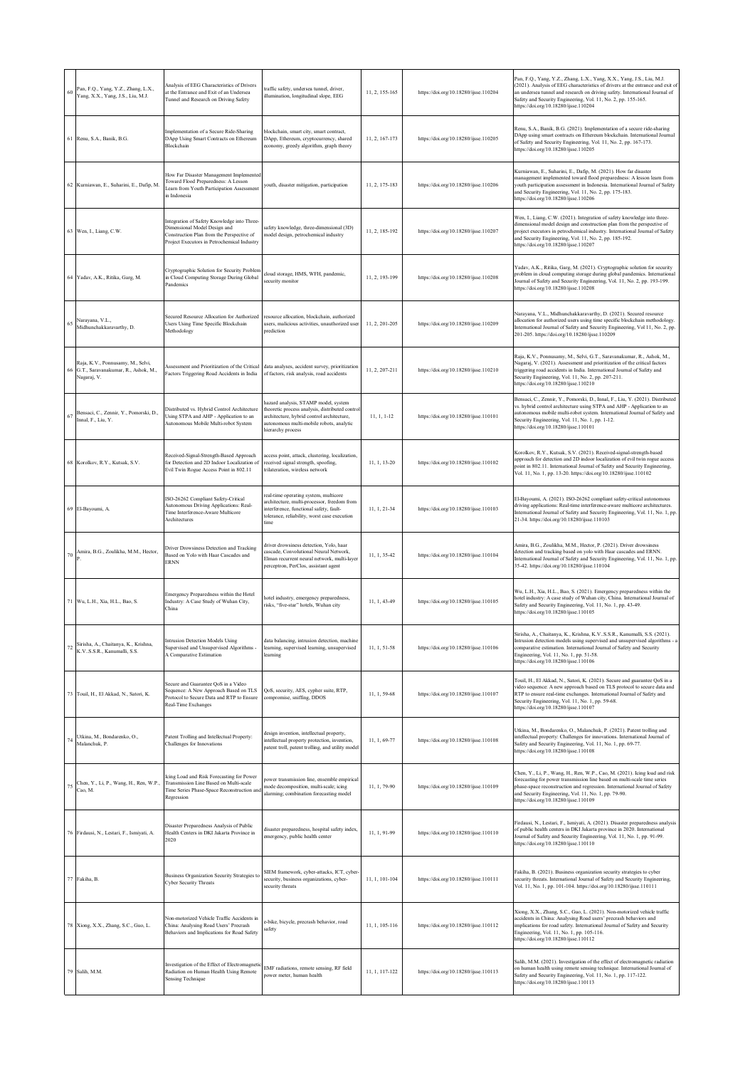| 60 | Pan, F.Q., Yang, Y.Z., Zhang, L.X., Yang, X.X., Yang, J.S., Liu, M.J. | Analysis of EEG Characteristics of Drivers at the Entrance and Exit of an Undersea Tunnel and Research on Driving Safety | traffic safety, undersea tunnel, driver, illumination, longitudinal slope, EEG | 11, 2, 155-165 | https://doi.org/10.18280/ijsse.110204 | Pan, F.Q., Yang, Y.Z., Zhang, L.X., Yang, X.X., Yang, J.S., Liu, M.J. (2021). Analysis of EEG characteristics of drivers at the entrance and exit of an undersea tunnel and research on driving safety. International Journal of Safety and Security Engineering, Vol. 11, No. 2, pp. 155-165. https://doi.org/10.18280/ijsse.110204 |
|---|---|---|---|---|---|---|
| 61 | Renu, S.A., Banik, B.G. | Implementation of a Secure Ride-Sharing DApp Using Smart Contracts on Ethereum Blockchain | blockchain, smart city, smart contract, DApp, Ethereum, cryptocurrency, shared economy, greedy algorithm, graph theory | 11, 2, 167-173 | https://doi.org/10.18280/ijsse.110205 | Renu, S.A., Banik, B.G. (2021). Implementation of a secure ride-sharing DApp using smart contracts on Ethereum blockchain. International Journal of Safety and Security Engineering, Vol. 11, No. 2, pp. 167-173. https://doi.org/10.18280/ijsse.110205 |
| 62 | Kurniawan, E., Suharini, E., Dafip, M. | How Far Disaster Management Implemented Toward Flood Preparedness: A Lesson Learn from Youth Participation Assessment in Indonesia | youth, disaster mitigation, participation | 11, 2, 175-183 | https://doi.org/10.18280/ijsse.110206 | Kurniawan, E., Suharini, E., Dafip, M. (2021). How far disaster management implemented toward flood preparedness: A lesson learn from youth participation assessment in Indonesia. International Journal of Safety and Security Engineering, Vol. 11, No. 2, pp. 175-183. https://doi.org/10.18280/ijsse.110206 |
| 63 | Wen, I., Liang, C.W. | Integration of Safety Knowledge into Three-Dimensional Model Design and Construction Plan from the Perspective of Project Executors in Petrochemical Industry | safety knowledge, three-dimensional (3D) model design, petrochemical industry | 11, 2, 185-192 | https://doi.org/10.18280/ijsse.110207 | Wen, I., Liang, C.W. (2021). Integration of safety knowledge into three-dimensional model design and construction plan from the perspective of project executors in petrochemical industry. International Journal of Safety and Security Engineering, Vol. 11, No. 2, pp. 185-192. https://doi.org/10.18280/ijsse.110207 |
| 64 | Yadav, A.K., Ritika, Garg, M. | Cryptographic Solution for Security Problem in Cloud Computing Storage During Global Pandemics | cloud storage, HMS, WFH, pandemic, security monitor | 11, 2, 193-199 | https://doi.org/10.18280/ijsse.110208 | Yadav, A.K., Ritika, Garg, M. (2021). Cryptographic solution for security problem in cloud computing storage during global pandemics. International Journal of Safety and Security Engineering, Vol. 11, No. 2, pp. 193-199. https://doi.org/10.18280/ijsse.110208 |
| 65 | Narayana, V.L., Midhunchakkaravarthy, D. | Secured Resource Allocation for Authorized Users Using Time Specific Blockchain Methodology | resource allocation, blockchain, authorized users, malicious activities, unauthorized user prediction | 11, 2, 201-205 | https://doi.org/10.18280/ijsse.110209 | Narayana, V.L., Midhunchakkaravarthy, D. (2021). Secured resource allocation for authorized users using time specific blockchain methodology. International Journal of Safety and Security Engineering, Vol 11, No. 2, pp. 201-205. https://doi.org/10.18280/ijsse.110209 |
| 66 | Raja, K.V., Ponnusamy, M., Selvi, G.T., Saravanakumar, R., Ashok, M., Nagaraj, V. | Assessment and Prioritization of the Critical Factors Triggering Road Accidents in India | data analyses, accident survey, prioritization of factors, risk analysis, road accidents | 11, 2, 207-211 | https://doi.org/10.18280/ijsse.110210 | Raja, K.V., Ponnusamy, M., Selvi, G.T., Saravanakumar, R., Ashok, M., Nagaraj, V. (2021). Assessment and prioritization of the critical factors triggering road accidents in India. International Journal of Safety and Security Engineering, Vol. 11, No. 2, pp. 207-211. https://doi.org/10.18280/ijsse.110210 |
| 67 | Bensaci, C., Zennir, Y., Pomorski, D., Innal, F., Liu, Y. | Distributed vs. Hybrid Control Architecture Using STPA and AHP - Application to an Autonomous Mobile Multi-robot System | hazard analysis, STAMP model, system theoretic process analysis, distributed control architecture, hybrid control architecture, autonomous multi-mobile robots, analytic hierarchy process | 11, 1, 1-12 | https://doi.org/10.18280/ijsse.110101 | Bensaci, C., Zennir, Y., Pomorski, D., Innal, F., Liu, Y. (2021). Distributed vs. hybrid control architecture using STPA and AHP - Application to an autonomous mobile multi-robot system. International Journal of Safety and Security Engineering, Vol. 11, No. 1, pp. 1-12. https://doi.org/10.18280/ijsse.110101 |
| 68 | Korolkov, R.Y., Kutsak, S.V. | Received-Signal-Strength-Based Approach for Detection and 2D Indoor Localization of Evil Twin Rogue Access Point in 802.11 | access point, attack, clustering, localization, received signal strength, spoofing, trilateration, wireless network | 11, 1, 13-20 | https://doi.org/10.18280/ijsse.110102 | Korolkov, R.Y., Kutsak, S.V. (2021). Received-signal-strength-based approach for detection and 2D indoor localization of evil twin rogue access point in 802.11. International Journal of Safety and Security Engineering, Vol. 11, No. 1, pp. 13-20. https://doi.org/10.18280/ijsse.110102 |
| 69 | El-Bayoumi, A. | ISO-26262 Compliant Safety-Critical Autonomous Driving Applications: Real-Time Interference-Aware Multicore Architectures | real-time operating system, multicore architecture, multi-processor, freedom from interference, functional safety, fault-tolerance, reliability, worst case execution time | 11, 1, 21-34 | https://doi.org/10.18280/ijsse.110103 | El-Bayoumi, A. (2021). ISO-26262 compliant safety-critical autonomous driving applications: Real-time interference-aware multicore architectures. International Journal of Safety and Security Engineering, Vol. 11, No. 1, pp. 21-34. https://doi.org/10.18280/ijsse.110103 |
| 70 | Amira, B.G., Zoulikha, M.M., Hector, P. | Driver Drowsiness Detection and Tracking Based on Yolo with Haar Cascades and ERNN | driver drowsiness detection, Yolo, haar cascade, Convolutional Neural Network, Elman recurrent neural network, multi-layer perceptron, PerClos, assistant agent | 11, 1, 35-42 | https://doi.org/10.18280/ijsse.110104 | Amira, B.G., Zoulikha, M.M., Hector, P. (2021). Driver drowsiness detection and tracking based on yolo with Haar cascades and ERNN. International Journal of Safety and Security Engineering, Vol. 11, No. 1, pp. 35-42. https://doi.org/10.18280/ijsse.110104 |
| 71 | Wu, L.H., Xia, H.L., Bao, S. | Emergency Preparedness within the Hotel Industry: A Case Study of Wuhan City, China | hotel industry, emergency preparedness, risks, "five-star" hotels, Wuhan city | 11, 1, 43-49 | https://doi.org/10.18280/ijsse.110105 | Wu, L.H., Xia, H.L., Bao, S. (2021). Emergency preparedness within the hotel industry: A case study of Wuhan city, China. International Journal of Safety and Security Engineering, Vol. 11, No. 1, pp. 43-49. https://doi.org/10.18280/ijsse.110105 |
| 72 | Sirisha, A., Chaitanya, K., Krishna, K.V..S.S.R., Kanumalli, S.S. | Intrusion Detection Models Using Supervised and Unsupervised Algorithms - A Comparative Estimation | data balancing, intrusion detection, machine learning, supervised learning, unsupervised learning | 11, 1, 51-58 | https://doi.org/10.18280/ijsse.110106 | Sirisha, A., Chaitanya, K., Krishna, K.V..S.S.R., Kanumalli, S.S. (2021). Intrusion detection models using supervised and unsupervised algorithms - a comparative estimation. International Journal of Safety and Security Engineering, Vol. 11, No. 1, pp. 51-58. https://doi.org/10.18280/ijsse.110106 |
| 73 | Touil, H., El Akkad, N., Satori, K. | Secure and Guarantee QoS in a Video Sequence: A New Approach Based on TLS Protocol to Secure Data and RTP to Ensure Real-Time Exchanges | QoS, security, AES, cypher suite, RTP, compromise, sniffing, DDOS | 11, 1, 59-68 | https://doi.org/10.18280/ijsse.110107 | Touil, H., El Akkad, N., Satori, K. (2021). Secure and guarantee QoS in a video sequence: A new approach based on TLS protocol to secure data and RTP to ensure real-time exchanges. International Journal of Safety and Security Engineering, Vol. 11, No. 1, pp. 59-68. https://doi.org/10.18280/ijsse.110107 |
| 74 | Utkina, M., Bondarenko, O., Malanchuk, P. | Patent Trolling and Intellectual Property: Challenges for Innovations | design invention, intellectual property, intellectual property protection, invention, patent troll, patent trolling, and utility model | 11, 1, 69-77 | https://doi.org/10.18280/ijsse.110108 | Utkina, M., Bondarenko, O., Malanchuk, P. (2021). Patent trolling and intellectual property: Challenges for innovations. International Journal of Safety and Security Engineering, Vol. 11, No. 1, pp. 69-77. https://doi.org/10.18280/ijsse.110108 |
| 75 | Chen, Y., Li, P., Wang, H., Ren, W.P., Cao, M. | Icing Load and Risk Forecasting for Power Transmission Line Based on Multi-scale Time Series Phase-Space Reconstruction and Regression | power transmission line, ensemble empirical mode decomposition, multi-scale; icing alarming; combination forecasting model | 11, 1, 79-90 | https://doi.org/10.18280/ijsse.110109 | Chen, Y., Li, P., Wang, H., Ren, W.P., Cao, M. (2021). Icing load and risk forecasting for power transmission line based on multi-scale time series phase-space reconstruction and regression. International Journal of Safety and Security Engineering, Vol. 11, No. 1, pp. 79-90. https://doi.org/10.18280/ijsse.110109 |
| 76 | Firdausi, N., Lestari, F., Ismiyati, A. | Disaster Preparedness Analysis of Public Health Centers in DKI Jakarta Province in 2020 | disaster preparedness, hospital safety index, emergency, public health center | 11, 1, 91-99 | https://doi.org/10.18280/ijsse.110110 | Firdausi, N., Lestari, F., Ismiyati, A. (2021). Disaster preparedness analysis of public health centers in DKI Jakarta province in 2020. International Journal of Safety and Security Engineering, Vol. 11, No. 1, pp. 91-99. https://doi.org/10.18280/ijsse.110110 |
| 77 | Fakiha, B. | Business Organization Security Strategies to Cyber Security Threats | SIEM framework, cyber-attacks, ICT, cyber-security, business organizations, cyber-security threats | 11, 1, 101-104 | https://doi.org/10.18280/ijsse.110111 | Fakiha, B. (2021). Business organization security strategies to cyber security threats. International Journal of Safety and Security Engineering, Vol. 11, No. 1, pp. 101-104. https://doi.org/10.18280/ijsse.110111 |
| 78 | Xiong, X.X., Zhang, S.C., Guo, L. | Non-motorized Vehicle Traffic Accidents in China: Analysing Road Users' Precrash Behaviors and Implications for Road Safety | e-bike, bicycle, precrash behavior, road safety | 11, 1, 105-116 | https://doi.org/10.18280/ijsse.110112 | Xiong, X.X., Zhang, S.C., Guo, L. (2021). Non-motorized vehicle traffic accidents in China: Analysing Road users' precrash behaviors and implications for road safety. International Journal of Safety and Security Engineering, Vol. 11, No. 1, pp. 105-116. https://doi.org/10.18280/ijsse.110112 |
| 79 | Salih, M.M. | Investigation of the Effect of Electromagnetic Radiation on Human Health Using Remote Sensing Technique | EMF radiations, remote sensing, RF field power meter, human health | 11, 1, 117-122 | https://doi.org/10.18280/ijsse.110113 | Salih, M.M. (2021). Investigation of the effect of electromagnetic radiation on human health using remote sensing technique. International Journal of Safety and Security Engineering, Vol. 11, No. 1, pp. 117-122. https://doi.org/10.18280/ijsse.110113 |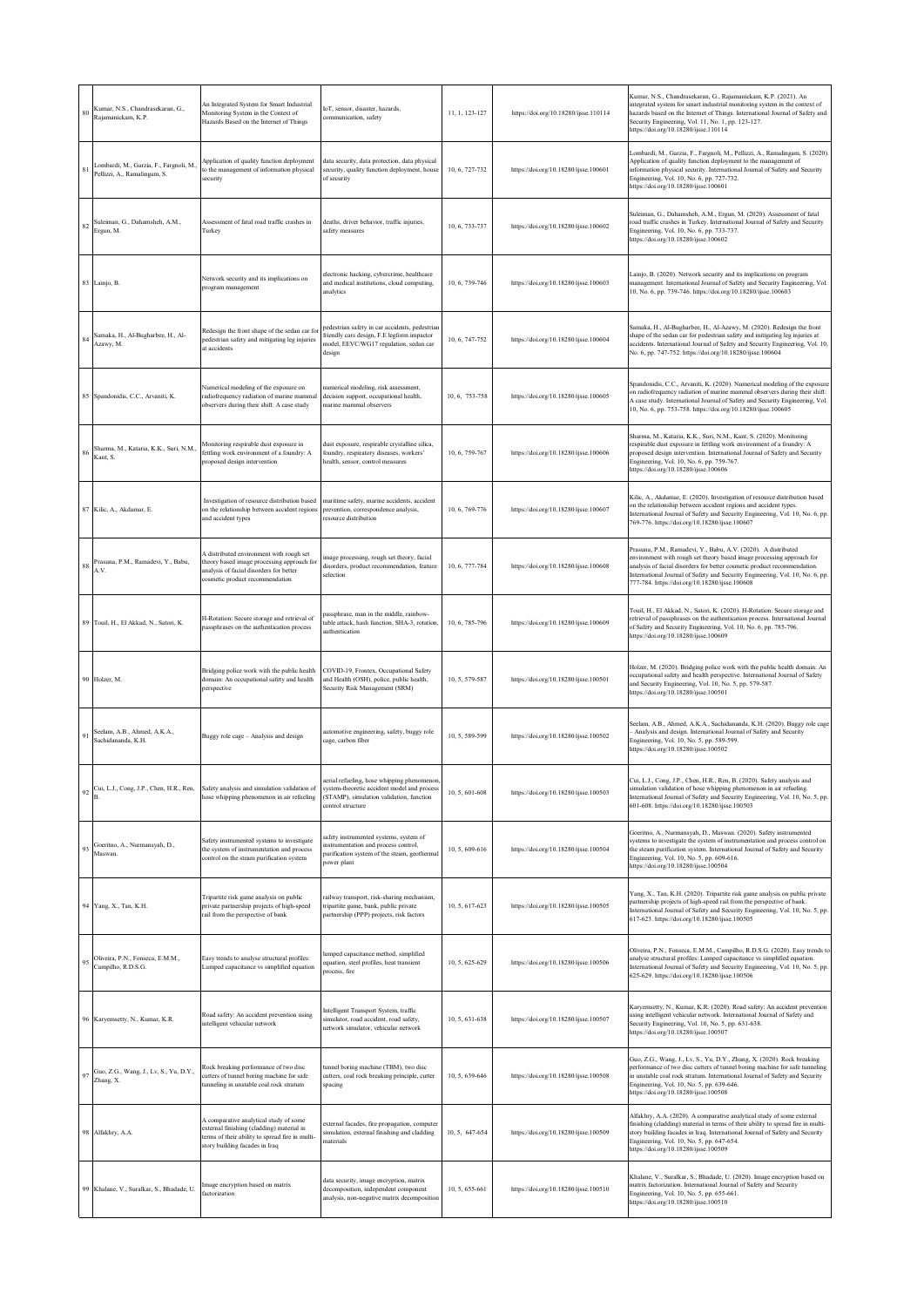| 80 | Kumar, N.S., Chandrasekaran, G., Rajamanickam, K.P. | An Integrated System for Smart Industrial Monitoring System in the Context of Hazards Based on the Internet of Things | IoT, sensor, disaster, hazards, communication, safety | 11, 1, 123-127 | https://doi.org/10.18280/ijsse.110114 | Kumar, N.S., Chandrasekaran, G., Rajamanickam, K.P. (2021). An integrated system for smart industrial monitoring system in the context of hazards based on the Internet of Things. International Journal of Safety and Security Engineering, Vol. 11, No. 1, pp. 123-127. https://doi.org/10.18280/ijsse.110114 |
|---|---|---|---|---|---|---|
| 81 | Lombardi, M., Garzia, F., Fargnoli, M., Pellizzi, A., Ramalingam, S. | Application of quality function deployment to the management of information physical security | data security, data protection, data physical security, quality function deployment, house of security | 10, 6, 727-732 | https://doi.org/10.18280/ijsse.100601 | Lombardi, M., Garzia, F., Fargnoli, M., Pellizzi, A., Ramalingam, S. (2020). Application of quality function deployment to the management of information physical security. International Journal of Safety and Security Engineering, Vol. 10, No. 6, pp. 727-732. https://doi.org/10.18280/ijsse.100601 |
| 82 | Suleiman, G., Dahamsheh, A.M., Ergun, M. | Assessment of fatal road traffic crashes in Turkey | deaths, driver behavior, traffic injuries, safety measures | 10, 6, 733-737 | https://doi.org/10.18280/ijsse.100602 | Suleiman, G., Dahamsheh, A.M., Ergun, M. (2020). Assessment of fatal road traffic crashes in Turkey. International Journal of Safety and Security Engineering, Vol. 10, No. 6, pp. 733-737. https://doi.org/10.18280/ijsse.100602 |
| 83 | Lainjo, B. | Network security and its implications on program management | electronic hacking, cybercrime, healthcare and medical institutions, cloud computing, analytics | 10, 6, 739-746 | https://doi.org/10.18280/ijsse.100603 | Lainjo, B. (2020). Network security and its implications on program management. International Journal of Safety and Security Engineering, Vol. 10, No. 6, pp. 739-746. https://doi.org/10.18280/ijsse.100603 |
| 84 | Samaka, H., Al-Bugharbee, H., Al-Azawy, M. | Redesign the front shape of the sedan car for pedestrian safety and mitigating leg injuries at accidents | pedestrian safety in car accidents, pedestrian friendly cars design, F.E legform impactor model, EEVC/WG17 regulation, sedan car design | 10, 6, 747-752 | https://doi.org/10.18280/ijsse.100604 | Samaka, H., Al-Bugharbee, H., Al-Azawy, M. (2020). Redesign the front shape of the sedan car for pedestrian safety and mitigating leg injuries at accidents. International Journal of Safety and Security Engineering, Vol. 10, No. 6, pp. 747-752. https://doi.org/10.18280/ijsse.100604 |
| 85 | Spandonidis, C.C., Arvaniti, K. | Numerical modeling of the exposure on radiofrequency radiation of marine mammal observers during their shift: A case study | numerical modeling, risk assessment, decision support, occupational health, marine mammal observers | 10, 6, 753-758 | https://doi.org/10.18280/ijsse.100605 | Spandonidis, C.C., Arvaniti, K. (2020). Numerical modeling of the exposure on radiofrequency radiation of marine mammal observers during their shift: A case study. International Journal of Safety and Security Engineering, Vol. 10, No. 6, pp. 753-758. https://doi.org/10.18280/ijsse.100605 |
| 86 | Sharma, M., Kataria, K.K., Suri, N.M., Kant, S. | Monitoring respirable dust exposure in fettling work environment of a foundry: A proposed design intervention | dust exposure, respirable crystalline silica, foundry, respiratory diseases, workers' health, sensor, control measures | 10, 6, 759-767 | https://doi.org/10.18280/ijsse.100606 | Sharma, M., Kataria, K.K., Suri, N.M., Kant, S. (2020). Monitoring respirable dust exposure in fettling work environment of a foundry: A proposed design intervention. International Journal of Safety and Security Engineering, Vol. 10, No. 6, pp. 759-767. https://doi.org/10.18280/ijsse.100606 |
| 87 | Kilic, A., Akdamar, E. | Investigation of resource distribution based on the relationship between accident regions and accident types | maritime safety, marine accidents, accident prevention, correspondence analysis, resource distribution | 10, 6, 769-776 | https://doi.org/10.18280/ijsse.100607 | Kilic, A., Akdamar, E. (2020). Investigation of resource distribution based on the relationship between accident regions and accident types. International Journal of Safety and Security Engineering, Vol. 10, No. 6, pp. 769-776. https://doi.org/10.18280/ijsse.100607 |
| 88 | Prasuna, P.M., Ramadevi, Y., Babu, A.V. | A distributed environment with rough set theory based image processing approach for analysis of facial disorders for better cosmetic product recommendation | image processing, rough set theory, facial disorders, product recommendation, feature selection | 10, 6, 777-784 | https://doi.org/10.18280/ijsse.100608 | Prasuna, P.M., Ramadevi, Y., Babu, A.V. (2020). A distributed environment with rough set theory based image processing approach for analysis of facial disorders for better cosmetic product recommendation. International Journal of Safety and Security Engineering, Vol. 10, No. 6, pp. 777-784. https://doi.org/10.18280/ijsse.100608 |
| 89 | Touil, H., El Akkad, N., Satori, K. | H-Rotation: Secure storage and retrieval of passphrases on the authentication process | passphrase, man in the middle, rainbow-table attack, hash function, SHA-3, rotation, authentication | 10, 6, 785-796 | https://doi.org/10.18280/ijsse.100609 | Touil, H., El Akkad, N., Satori, K. (2020). H-Rotation: Secure storage and retrieval of passphrases on the authentication process. International Journal of Safety and Security Engineering, Vol. 10, No. 6, pp. 785-796. https://doi.org/10.18280/ijsse.100609 |
| 90 | Holzer, M. | Bridging police work with the public health domain: An occupational safety and health perspective | COVID-19, Frontex, Occupational Safety and Health (OSH), police, public health, Security Risk Management (SRM) | 10, 5, 579-587 | https://doi.org/10.18280/ijsse.100501 | Holzer, M. (2020). Bridging police work with the public health domain: An occupational safety and health perspective. International Journal of Safety and Security Engineering, Vol. 10, No. 5, pp. 579-587. https://doi.org/10.18280/ijsse.100501 |
| 91 | Seelam, A.B., Ahmed, A.K.A., Sachidananda, K.H. | Buggy role cage – Analysis and design | automotive engineering, safety, buggy role cage, carbon fiber | 10, 5, 589-599 | https://doi.org/10.18280/ijsse.100502 | Seelam, A.B., Ahmed, A.K.A., Sachidananda, K.H. (2020). Buggy role cage – Analysis and design. International Journal of Safety and Security Engineering, Vol. 10, No. 5, pp. 589-599. https://doi.org/10.18280/ijsse.100502 |
| 92 | Cui, L.J., Cong, J.P., Chen, H.R., Ren, B. | Safety analysis and simulation validation of hose whipping phenomenon in air refueling | aerial refueling, hose whipping phenomenon, system-theoretic accident model and process (STAMP), simulation validation, function control structure | 10, 5, 601-608 | https://doi.org/10.18280/ijsse.100503 | Cui, L.J., Cong, J.P., Chen, H.R., Ren, B. (2020). Safety analysis and simulation validation of hose whipping phenomenon in air refueling. International Journal of Safety and Security Engineering, Vol. 10, No. 5, pp. 601-608. https://doi.org/10.18280/ijsse.100503 |
| 93 | Goeritno, A., Nurmansyah, D., Maswan. | Safety instrumented systems to investigate the system of instrumentation and process control on the steam purification system | safety instrumented systems, system of instrumentation and process control, purification system of the steam, geothermal power plant | 10, 5, 609-616 | https://doi.org/10.18280/ijsse.100504 | Goeritno, A., Nurmansyah, D., Maswan. (2020). Safety instrumented systems to investigate the system of instrumentation and process control on the steam purification system. International Journal of Safety and Security Engineering, Vol. 10, No. 5, pp. 609-616. https://doi.org/10.18280/ijsse.100504 |
| 94 | Yang, X., Tan, K.H. | Tripartite risk game analysis on public private partnership projects of high-speed rail from the perspective of bank | railway transport, risk-sharing mechanism, tripartite game, bank, public private partnership (PPP) projects, risk factors | 10, 5, 617-623 | https://doi.org/10.18280/ijsse.100505 | Yang, X., Tan, K.H. (2020). Tripartite risk game analysis on public private partnership projects of high-speed rail from the perspective of bank. International Journal of Safety and Security Engineering, Vol. 10, No. 5, pp. 617-623. https://doi.org/10.18280/ijsse.100505 |
| 95 | Oliveira, P.N., Fonseca, E.M.M., Campilho, R.D.S.G. | Easy trends to analyse structural profiles: Lumped capacitance vs simplified equation | lumped capacitance method, simplified equation, steel profiles, heat transient process, fire | 10, 5, 625-629 | https://doi.org/10.18280/ijsse.100506 | Oliveira, P.N., Fonseca, E.M.M., Campilho, R.D.S.G. (2020). Easy trends to analyse structural profiles: Lumped capacitance vs simplified equation. International Journal of Safety and Security Engineering, Vol. 10, No. 5, pp. 625-629. https://doi.org/10.18280/ijsse.100506 |
| 96 | Karyemsetty, N., Kumar, K.R. | Road safety: An accident prevention using intelligent vehicular network | Intelligent Transport System, traffic simulator, road accident, road safety, network simulator, vehicular network | 10, 5, 631-638 | https://doi.org/10.18280/ijsse.100507 | Karyemsetty, N., Kumar, K.R. (2020). Road safety: An accident prevention using intelligent vehicular network. International Journal of Safety and Security Engineering, Vol. 10, No. 5, pp. 631-638. https://doi.org/10.18280/ijsse.100507 |
| 97 | Guo, Z.G., Wang, J., Lv, S., Yu, D.Y., Zhang, X. | Rock breaking performance of two disc cutters of tunnel boring machine for safe tunneling in unstable coal rock stratum | tunnel boring machine (TBM), two disc cutters, coal rock breaking principle, cutter spacing | 10, 5, 639-646 | https://doi.org/10.18280/ijsse.100508 | Guo, Z.G., Wang, J., Lv, S., Yu, D.Y., Zhang, X. (2020). Rock breaking performance of two disc cutters of tunnel boring machine for safe tunneling in unstable coal rock stratum. International Journal of Safety and Security Engineering, Vol. 10, No. 5, pp. 639-646. https://doi.org/10.18280/ijsse.100508 |
| 98 | Alfakhry, A.A. | A comparative analytical study of some external finishing (cladding) material in terms of their ability to spread fire in multi-story building facades in Iraq | external facades, fire propagation, computer simulation, external finishing and cladding materials | 10, 5, 647-654 | https://doi.org/10.18280/ijsse.100509 | Alfakhry, A.A. (2020). A comparative analytical study of some external finishing (cladding) material in terms of their ability to spread fire in multi-story building facades in Iraq. International Journal of Safety and Security Engineering, Vol. 10, No. 5, pp. 647-654. https://doi.org/10.18280/ijsse.100509 |
| 99 | Khalane, V., Suralkar, S., Bhadade, U. | Image encryption based on matrix factorization | data security, image encryption, matrix decomposition, independent component analysis, non-negative matrix decomposition | 10, 5, 655-661 | https://doi.org/10.18280/ijsse.100510 | Khalane, V., Suralkar, S., Bhadade, U. (2020). Image encryption based on matrix factorization. International Journal of Safety and Security Engineering, Vol. 10, No. 5, pp. 655-661. https://doi.org/10.18280/ijsse.100510 |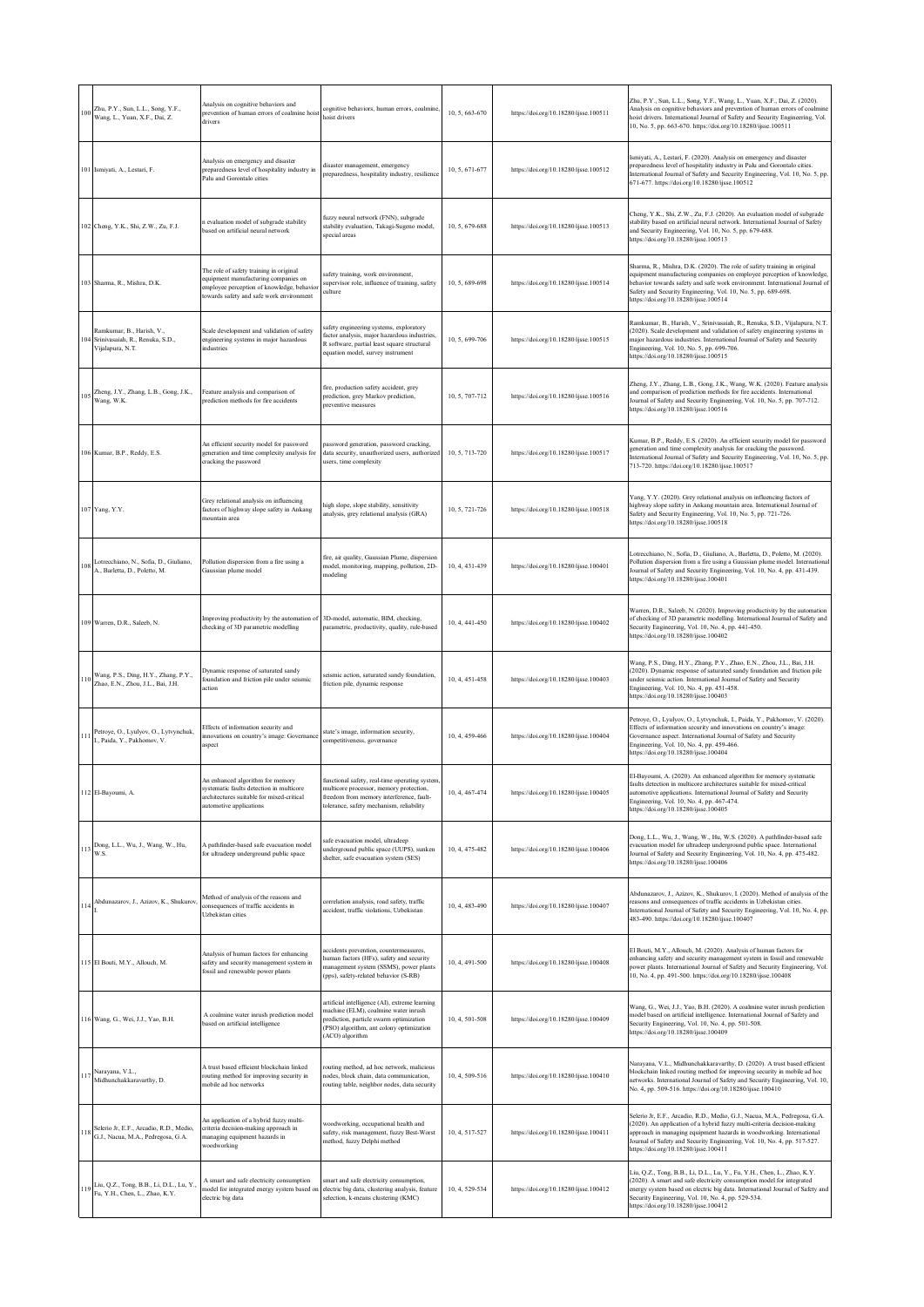| 100 | Zhu, P.Y., Sun, L.L., Song, Y.F., Wang, L., Yuan, X.F., Dai, Z. | Analysis on cognitive behaviors and prevention of human errors of coalmine hoist drivers | cognitive behaviors, human errors, coalmine, hoist drivers | 10, 5, 663-670 | https://doi.org/10.18280/ijsse.100511 | Zhu, P.Y., Sun, L.L., Song, Y.F., Wang, L., Yuan, X.F., Dai, Z. (2020). Analysis on cognitive behaviors and prevention of human errors of coalmine hoist drivers. International Journal of Safety and Security Engineering, Vol. 10, No. 5, pp. 663-670. https://doi.org/10.18280/ijsse.100511 |
|---|---|---|---|---|---|---|
| 101 | Ismiyati, A., Lestari, F. | Analysis on emergency and disaster preparedness level of hospitality industry in Palu and Gorontalo cities | disaster management, emergency preparedness, hospitality industry, resilience | 10, 5, 671-677 | https://doi.org/10.18280/ijsse.100512 | Ismiyati, A., Lestari, F. (2020). Analysis on emergency and disaster preparedness level of hospitality industry in Palu and Gorontalo cities. International Journal of Safety and Security Engineering, Vol. 10, No. 5, pp. 671-677. https://doi.org/10.18280/ijsse.100512 |
| 102 | Cheng, Y.K., Shi, Z.W., Zu, F.J. | n evaluation model of subgrade stability based on artificial neural network | fuzzy neural network (FNN), subgrade stability evaluation, Takagi-Sugeno model, special areas | 10, 5, 679-688 | https://doi.org/10.18280/ijsse.100513 | Cheng, Y.K., Shi, Z.W., Zu, F.J. (2020). An evaluation model of subgrade stability based on artificial neural network. International Journal of Safety and Security Engineering, Vol. 10, No. 5, pp. 679-688. https://doi.org/10.18280/ijsse.100513 |
| 103 | Sharma, R., Mishra, D.K. | The role of safety training in original equipment manufacturing companies on employee perception of knowledge, behavior towards safety and safe work environment | safety training, work environment, supervisor role, influence of training, safety culture | 10, 5, 689-698 | https://doi.org/10.18280/ijsse.100514 | Sharma, R., Mishra, D.K. (2020). The role of safety training in original equipment manufacturing companies on employee perception of knowledge, behavior towards safety and safe work environment. International Journal of Safety and Security Engineering, Vol. 10, No. 5, pp. 689-698. https://doi.org/10.18280/ijsse.100514 |
| 104 | Ramkumar, B., Harish, V., Srinivasaiah, R., Renuka, S.D., Vijalapura, N.T. | Scale development and validation of safety engineering systems in major hazardous industries | safety engineering systems, exploratory factor analysis, major hazardous industries, R software, partial least square structural equation model, survey instrument | 10, 5, 699-706 | https://doi.org/10.18280/ijsse.100515 | Ramkumar, B., Harish, V., Srinivasaiah, R., Renuka, S.D., Vijalapura, N.T. (2020). Scale development and validation of safety engineering systems in major hazardous industries. International Journal of Safety and Security Engineering, Vol. 10, No. 5, pp. 699-706. https://doi.org/10.18280/ijsse.100515 |
| 105 | Zheng, J.Y., Zhang, L.B., Gong, J.K., Wang, W.K. | Feature analysis and comparison of prediction methods for fire accidents | fire, production safety accident, grey prediction, grey Markov prediction, preventive measures | 10, 5, 707-712 | https://doi.org/10.18280/ijsse.100516 | Zheng, J.Y., Zhang, L.B., Gong, J.K., Wang, W.K. (2020). Feature analysis and comparison of prediction methods for fire accidents. International Journal of Safety and Security Engineering, Vol. 10, No. 5, pp. 707-712. https://doi.org/10.18280/ijsse.100516 |
| 106 | Kumar, B.P., Reddy, E.S. | An efficient security model for password generation and time complexity analysis for cracking the password | password generation, password cracking, data security, unauthorized users, authorized users, time complexity | 10, 5, 713-720 | https://doi.org/10.18280/ijsse.100517 | Kumar, B.P., Reddy, E.S. (2020). An efficient security model for password generation and time complexity analysis for cracking the password. International Journal of Safety and Security Engineering, Vol. 10, No. 5, pp. 713-720. https://doi.org/10.18280/ijsse.100517 |
| 107 | Yang, Y.Y. | Grey relational analysis on influencing factors of highway slope safety in Ankang mountain area | high slope, slope stability, sensitivity analysis, grey relational analysis (GRA) | 10, 5, 721-726 | https://doi.org/10.18280/ijsse.100518 | Yang, Y.Y. (2020). Grey relational analysis on influencing factors of highway slope safety in Ankang mountain area. International Journal of Safety and Security Engineering, Vol. 10, No. 5, pp. 721-726. https://doi.org/10.18280/ijsse.100518 |
| 108 | Lotrecchiano, N., Sofia, D., Giuliano, A., Barletta, D., Poletto, M. | Pollution dispersion from a fire using a Gaussian plume model | fire, air quality, Gaussian Plume, dispersion model, monitoring, mapping, pollution, 2D-modeling | 10, 4, 431-439 | https://doi.org/10.18280/ijsse.100401 | Lotrecchiano, N., Sofia, D., Giuliano, A., Barletta, D., Poletto, M. (2020). Pollution dispersion from a fire using a Gaussian plume model. International Journal of Safety and Security Engineering, Vol. 10, No. 4, pp. 431-439. https://doi.org/10.18280/ijsse.100401 |
| 109 | Warren, D.R., Saleeb, N. | Improving productivity by the automation of checking of 3D parametric modelling | 3D-model, automatic, BIM, checking, parametric, productivity, quality, rule-based | 10, 4, 441-450 | https://doi.org/10.18280/ijsse.100402 | Warren, D.R., Saleeb, N. (2020). Improving productivity by the automation of checking of 3D parametric modelling. International Journal of Safety and Security Engineering, Vol. 10, No. 4, pp. 441-450. https://doi.org/10.18280/ijsse.100402 |
| 110 | Wang, P.S., Ding, H.Y., Zhang, P.Y., Zhao, E.N., Zhou, J.L., Bai, J.H. | Dynamic response of saturated sandy foundation and friction pile under seismic action | seismic action, saturated sandy foundation, friction pile, dynamic response | 10, 4, 451-458 | https://doi.org/10.18280/ijsse.100403 | Wang, P.S., Ding, H.Y., Zhang, P.Y., Zhao, E.N., Zhou, J.L., Bai, J.H. (2020). Dynamic response of saturated sandy foundation and friction pile under seismic action. International Journal of Safety and Security Engineering, Vol. 10, No. 4, pp. 451-458. https://doi.org/10.18280/ijsse.100403 |
| 111 | Petroye, O., Lyulyov, O., Lytvynchuk, I., Paida, Y., Pakhomov, V. | Effects of information security and innovations on country's image: Governance aspect | state's image, information security, competitiveness, governance | 10, 4, 459-466 | https://doi.org/10.18280/ijsse.100404 | Petroye, O., Lyulyov, O., Lytvynchuk, I., Paida, Y., Pakhomov, V. (2020). Effects of information security and innovations on country's image: Governance aspect. International Journal of Safety and Security Engineering, Vol. 10, No. 4, pp. 459-466. https://doi.org/10.18280/ijsse.100404 |
| 112 | El-Bayoumi, A. | An enhanced algorithm for memory systematic faults detection in multicore architectures suitable for mixed-critical automotive applications | functional safety, real-time operating system, multicore processor, memory protection, freedom from memory interference, fault-tolerance, safety mechanism, reliability | 10, 4, 467-474 | https://doi.org/10.18280/ijsse.100405 | El-Bayoumi, A. (2020). An enhanced algorithm for memory systematic faults detection in multicore architectures suitable for mixed-critical automotive applications. International Journal of Safety and Security Engineering, Vol. 10, No. 4, pp. 467-474. https://doi.org/10.18280/ijsse.100405 |
| 113 | Dong, L.L., Wu, J., Wang, W., Hu, W.S. | A pathfinder-based safe evacuation model for ultradeep underground public space | safe evacuation model, ultradeep underground public space (UUPS), sunken shelter, safe evacuation system (SES) | 10, 4, 475-482 | https://doi.org/10.18280/ijsse.100406 | Dong, L.L., Wu, J., Wang, W., Hu, W.S. (2020). A pathfinder-based safe evacuation model for ultradeep underground public space. International Journal of Safety and Security Engineering, Vol. 10, No. 4, pp. 475-482. https://doi.org/10.18280/ijsse.100406 |
| 114 | Abdunazarov, J., Azizov, K., Shukurov, I. | Method of analysis of the reasons and consequences of traffic accidents in Uzbekistan cities | correlation analysis, road safety, traffic accident, traffic violations, Uzbekistan | 10, 4, 483-490 | https://doi.org/10.18280/ijsse.100407 | Abdunazarov, J., Azizov, K., Shukurov, I. (2020). Method of analysis of the reasons and consequences of traffic accidents in Uzbekistan cities. International Journal of Safety and Security Engineering, Vol. 10, No. 4, pp. 483-490. https://doi.org/10.18280/ijsse.100407 |
| 115 | El Bouti, M.Y., Allouch, M. | Analysis of human factors for enhancing safety and security management system in fossil and renewable power plants | accidents prevention, countermeasures, human factors (HFs), safety and security management system (SSMS), power plants (pps), safety-related behavior (S-RB) | 10, 4, 491-500 | https://doi.org/10.18280/ijsse.100408 | El Bouti, M.Y., Allouch, M. (2020). Analysis of human factors for enhancing safety and security management system in fossil and renewable power plants. International Journal of Safety and Security Engineering, Vol. 10, No. 4, pp. 491-500. https://doi.org/10.18280/ijsse.100408 |
| 116 | Wang, G., Wei, J.J., Yao, B.H. | A coalmine water inrush prediction model based on artificial intelligence | artificial intelligence (AI), extreme learning machine (ELM), coalmine water inrush prediction, particle swarm optimization (PSO) algorithm, ant colony optimization (ACO) algorithm | 10, 4, 501-508 | https://doi.org/10.18280/ijsse.100409 | Wang, G., Wei, J.J., Yao, B.H. (2020). A coalmine water inrush prediction model based on artificial intelligence. International Journal of Safety and Security Engineering, Vol. 10, No. 4, pp. 501-508. https://doi.org/10.18280/ijsse.100409 |
| 117 | Narayana, V.L., Midhunchakkaravarthy, D. | A trust based efficient blockchain linked routing method for improving security in mobile ad hoc networks | routing method, ad hoc network, malicious nodes, block chain, data communication, routing table, neighbor nodes, data security | 10, 4, 509-516 | https://doi.org/10.18280/ijsse.100410 | Narayana, V.L., Midhunchakkaravarthy, D. (2020). A trust based efficient blockchain linked routing method for improving security in mobile ad hoc networks. International Journal of Safety and Security Engineering, Vol. 10, No. 4, pp. 509-516. https://doi.org/10.18280/ijsse.100410 |
| 118 | Selerio Jr, E.F., Arcadio, R.D., Medio, G.J., Nacua, M.A., Pedregosa, G.A. | An application of a hybrid fuzzy multi-criteria decision-making approach in managing equipment hazards in woodworking | woodworking, occupational health and safety, risk management, fuzzy Best-Worst method, fuzzy Delphi method | 10, 4, 517-527 | https://doi.org/10.18280/ijsse.100411 | Selerio Jr, E.F., Arcadio, R.D., Medio, G.J., Nacua, M.A., Pedregosa, G.A. (2020). An application of a hybrid fuzzy multi-criteria decision-making approach in managing equipment hazards in woodworking. International Journal of Safety and Security Engineering, Vol. 10, No. 4, pp. 517-527. https://doi.org/10.18280/ijsse.100411 |
| 119 | Liu, Q.Z., Tong, B.B., Li, D.L., Lu, Y., Fu, Y.H., Chen, L., Zhao, K.Y. | A smart and safe electricity consumption model for integrated energy system based on electric big data | smart and safe electricity consumption, electric big data, clustering analysis, feature selection, k-means clustering (KMC) | 10, 4, 529-534 | https://doi.org/10.18280/ijsse.100412 | Liu, Q.Z., Tong, B.B., Li, D.L., Lu, Y., Fu, Y.H., Chen, L., Zhao, K.Y. (2020). A smart and safe electricity consumption model for integrated energy system based on electric big data. International Journal of Safety and Security Engineering, Vol. 10, No. 4, pp. 529-534. https://doi.org/10.18280/ijsse.100412 |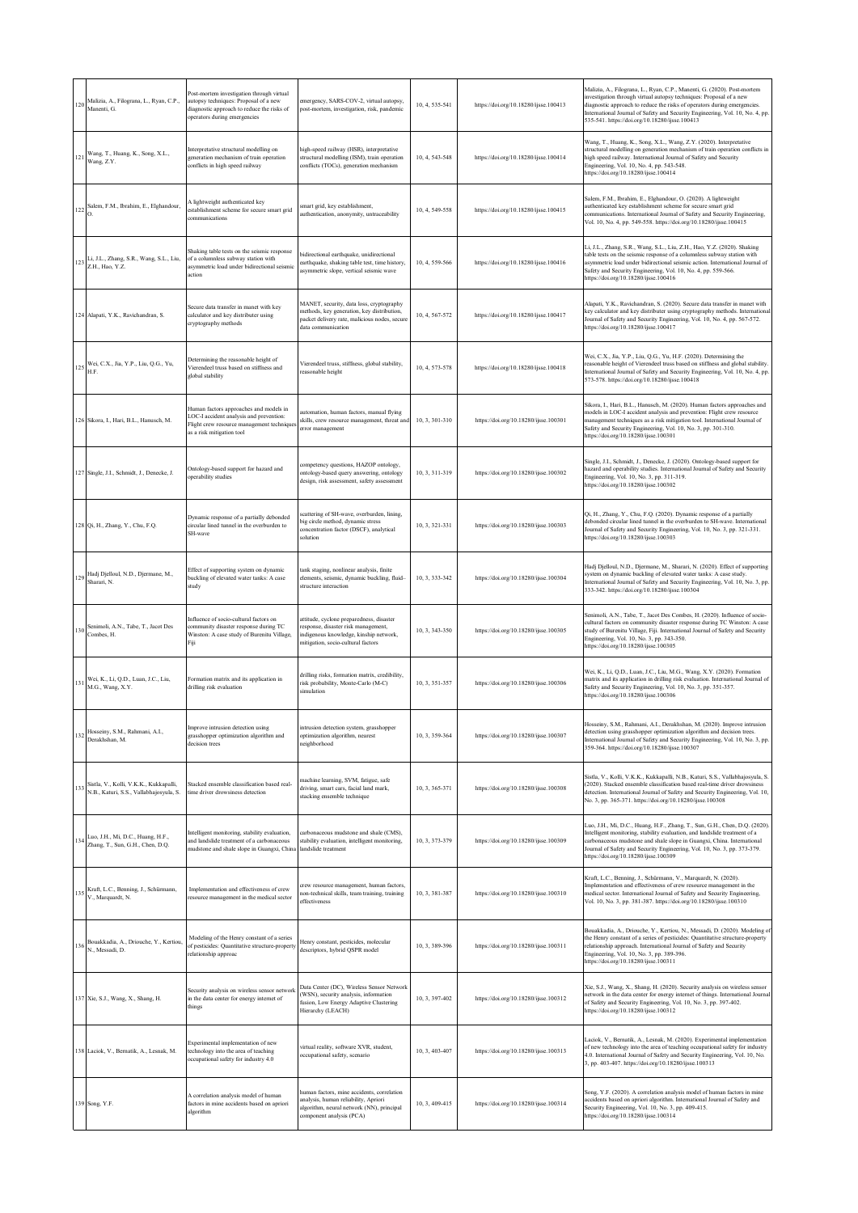| 120 | Malizia, A., Filograna, L., Ryan, C.P., Manenti, G. | Post-mortem investigation through virtual autopsy techniques: Proposal of a new diagnostic approach to reduce the risks of operators during emergencies | emergency, SARS-COV-2, virtual autopsy, post-mortem, investigation, risk, pandemic | 10, 4, 535-541 | https://doi.org/10.18280/ijsse.100413 | Malizia, A., Filograna, L., Ryan, C.P., Manenti, G. (2020). Post-mortem investigation through virtual autopsy techniques: Proposal of a new diagnostic approach to reduce the risks of operators during emergencies. International Journal of Safety and Security Engineering, Vol. 10, No. 4, pp. 535-541. https://doi.org/10.18280/ijsse.100413 |
|---|---|---|---|---|---|---|
| 121 | Wang, T., Huang, K., Song, X.L., Wang, Z.Y. | Interpretative structural modelling on generation mechanism of train operation conflicts in high speed railway | high-speed railway (HSR), interpretative structural modelling (ISM), train operation conflicts (TOCs), generation mechanism | 10, 4, 543-548 | https://doi.org/10.18280/ijsse.100414 | Wang, T., Huang, K., Song, X.L., Wang, Z.Y. (2020). Interpretative structural modelling on generation mechanism of train operation conflicts in high speed railway. International Journal of Safety and Security Engineering, Vol. 10, No. 4, pp. 543-548. https://doi.org/10.18280/ijsse.100414 |
| 122 | Salem, F.M., Ibrahim, E., Elghandour, O. | A lightweight authenticated key establishment scheme for secure smart grid communications | smart grid, key establishment, authentication, anonymity, untraceability | 10, 4, 549-558 | https://doi.org/10.18280/ijsse.100415 | Salem, F.M., Ibrahim, E., Elghandour, O. (2020). A lightweight authenticated key establishment scheme for secure smart grid communications. International Journal of Safety and Security Engineering, Vol. 10, No. 4, pp. 549-558. https://doi.org/10.18280/ijsse.100415 |
| 123 | Li, J.L., Zhang, S.R., Wang, S.L., Liu, Z.H., Hao, Y.Z. | Shaking table tests on the seismic response of a columnless subway station with asymmetric load under bidirectional seismic action | bidirectional earthquake, unidirectional earthquake, shaking table test, time history, asymmetric slope, vertical seismic wave | 10, 4, 559-566 | https://doi.org/10.18280/ijsse.100416 | Li, J.L., Zhang, S.R., Wang, S.L., Liu, Z.H., Hao, Y.Z. (2020). Shaking table tests on the seismic response of a columnless subway station with asymmetric load under bidirectional seismic action. International Journal of Safety and Security Engineering, Vol. 10, No. 4, pp. 559-566. https://doi.org/10.18280/ijsse.100416 |
| 124 | Alapati, Y.K., Ravichandran, S. | Secure data transfer in manet with key calculator and key distributer using cryptography methods | MANET, security, data loss, cryptography methods, key generation, key distribution, packet delivery rate, malicious nodes, secure data communication | 10, 4, 567-572 | https://doi.org/10.18280/ijsse.100417 | Alapati, Y.K., Ravichandran, S. (2020). Secure data transfer in manet with key calculator and key distributer using cryptography methods. International Journal of Safety and Security Engineering, Vol. 10, No. 4, pp. 567-572. https://doi.org/10.18280/ijsse.100417 |
| 125 | Wei, C.X., Jia, Y.P., Liu, Q.G., Yu, H.F. | Determining the reasonable height of Vierendeel truss based on stiffness and global stability | Vierendeel truss, stiffness, global stability, reasonable height | 10, 4, 573-578 | https://doi.org/10.18280/ijsse.100418 | Wei, C.X., Jia, Y.P., Liu, Q.G., Yu, H.F. (2020). Determining the reasonable height of Vierendeel truss based on stiffness and global stability. International Journal of Safety and Security Engineering, Vol. 10, No. 4, pp. 573-578. https://doi.org/10.18280/ijsse.100418 |
| 126 | Sikora, I., Hari, B.L., Hanusch, M. | Human factors approaches and models in LOC-I accident analysis and prevention: Flight crew resource management techniques as a risk mitigation tool | automation, human factors, manual flying skills, crew resource management, threat and error management | 10, 3, 301-310 | https://doi.org/10.18280/ijsse.100301 | Sikora, I., Hari, B.L., Hanusch, M. (2020). Human factors approaches and models in LOC-I accident analysis and prevention: Flight crew resource management techniques as a risk mitigation tool. International Journal of Safety and Security Engineering, Vol. 10, No. 3, pp. 301-310. https://doi.org/10.18280/ijsse.100301 |
| 127 | Single, J.I., Schmidt, J., Denecke, J. | Ontology-based support for hazard and operability studies | competency questions, HAZOP ontology, ontology-based query answering, ontology design, risk assessment, safety assessment | 10, 3, 311-319 | https://doi.org/10.18280/ijsse.100302 | Single, J.I., Schmidt, J., Denecke, J. (2020). Ontology-based support for hazard and operability studies. International Journal of Safety and Security Engineering, Vol. 10, No. 3, pp. 311-319. https://doi.org/10.18280/ijsse.100302 |
| 128 | Qi, H., Zhang, Y., Chu, F.Q. | Dynamic response of a partially debonded circular lined tunnel in the overburden to SH-wave | scattering of SH-wave, overburden, lining, big circle method, dynamic stress concentration factor (DSCF), analytical solution | 10, 3, 321-331 | https://doi.org/10.18280/ijsse.100303 | Qi, H., Zhang, Y., Chu, F.Q. (2020). Dynamic response of a partially debonded circular lined tunnel in the overburden to SH-wave. International Journal of Safety and Security Engineering, Vol. 10, No. 3, pp. 321-331. https://doi.org/10.18280/ijsse.100303 |
| 129 | Hadj Djelloul, N.D., Djermane, M., Sharari, N. | Effect of supporting system on dynamic buckling of elevated water tanks: A case study | tank staging, nonlinear analysis, finite elements, seismic, dynamic buckling, fluid–structure interaction | 10, 3, 333-342 | https://doi.org/10.18280/ijsse.100304 | Hadj Djelloul, N.D., Djermane, M., Sharari, N. (2020). Effect of supporting system on dynamic buckling of elevated water tanks: A case study. International Journal of Safety and Security Engineering, Vol. 10, No. 3, pp. 333-342. https://doi.org/10.18280/ijsse.100304 |
| 130 | Senimoli, A.N., Tabe, T., Jacot Des Combes, H. | Influence of socio-cultural factors on community disaster response during TC Winston: A case study of Burenitu Village, Fiji | attitude, cyclone preparedness, disaster response, disaster risk management, indigenous knowledge, kinship network, mitigation, socio-cultural factors | 10, 3, 343-350 | https://doi.org/10.18280/ijsse.100305 | Senimoli, A.N., Tabe, T., Jacot Des Combes, H. (2020). Influence of socio-cultural factors on community disaster response during TC Winston: A case study of Burenitu Village, Fiji. International Journal of Safety and Security Engineering, Vol. 10, No. 3, pp. 343-350. https://doi.org/10.18280/ijsse.100305 |
| 131 | Wei, K., Li, Q.D., Luan, J.C., Liu, M.G., Wang, X.Y. | Formation matrix and its application in drilling risk evaluation | drilling risks, formation matrix, credibility, risk probability, Monte-Carlo (M-C) simulation | 10, 3, 351-357 | https://doi.org/10.18280/ijsse.100306 | Wei, K., Li, Q.D., Luan, J.C., Liu, M.G., Wang, X.Y. (2020). Formation matrix and its application in drilling risk evaluation. International Journal of Safety and Security Engineering, Vol. 10, No. 3, pp. 351-357. https://doi.org/10.18280/ijsse.100306 |
| 132 | Hosseiny, S.M., Rahmani, A.I., Derakhshan, M. | Improve intrusion detection using grasshopper optimization algorithm and decision trees | intrusion detection system, grasshopper optimization algorithm, nearest neighborhood | 10, 3, 359-364 | https://doi.org/10.18280/ijsse.100307 | Hosseiny, S.M., Rahmani, A.I., Derakhshan, M. (2020). Improve intrusion detection using grasshopper optimization algorithm and decision trees. International Journal of Safety and Security Engineering, Vol. 10, No. 3, pp. 359-364. https://doi.org/10.18280/ijsse.100307 |
| 133 | Sistla, V., Kolli, V.K.K., Kukkapalli, N.B., Katuri, S.S., Vallabhajosyula, S. | Stacked ensemble classification based real-time driver drowsiness detection | machine learning, SVM, fatigue, safe driving, smart cars, facial land mark, stacking ensemble technique | 10, 3, 365-371 | https://doi.org/10.18280/ijsse.100308 | Sistla, V., Kolli, V.K.K., Kukkapalli, N.B., Katuri, S.S., Vallabhajosyula, S. (2020). Stacked ensemble classification based real-time driver drowsiness detection. International Journal of Safety and Security Engineering, Vol. 10, No. 3, pp. 365-371. https://doi.org/10.18280/ijsse.100308 |
| 134 | Luo, J.H., Mi, D.C., Huang, H.F., Zhang, T., Sun, G.H., Chen, D.Q. | Intelligent monitoring, stability evaluation, and landslide treatment of a carbonaceous mudstone and shale slope in Guangxi, China | carbonaceous mudstone and shale (CMS), stability evaluation, intelligent monitoring, landslide treatment | 10, 3, 373-379 | https://doi.org/10.18280/ijsse.100309 | Luo, J.H., Mi, D.C., Huang, H.F., Zhang, T., Sun, G.H., Chen, D.Q. (2020). Intelligent monitoring, stability evaluation, and landslide treatment of a carbonaceous mudstone and shale slope in Guangxi, China. International Journal of Safety and Security Engineering, Vol. 10, No. 3, pp. 373-379. https://doi.org/10.18280/ijsse.100309 |
| 135 | Kraft, L.C., Benning, J., Schürmann, V., Marquardt, N. | Implementation and effectiveness of crew resource management in the medical sector | crew resource management, human factors, non-technical skills, team training, training effectiveness | 10, 3, 381-387 | https://doi.org/10.18280/ijsse.100310 | Kraft, L.C., Benning, J., Schürmann, V., Marquardt, N. (2020). Implementation and effectiveness of crew resource management in the medical sector. International Journal of Safety and Security Engineering, Vol. 10, No. 3, pp. 381-387. https://doi.org/10.18280/ijsse.100310 |
| 136 | Bouakkadia, A., Driouche, Y., Kertiou, N., Messadi, D. | Modeling of the Henry constant of a series of pesticides: Quantitative structure-property relationship approac | Henry constant, pesticides, molecular descriptors, hybrid QSPR model | 10, 3, 389-396 | https://doi.org/10.18280/ijsse.100311 | Bouakkadia, A., Driouche, Y., Kertiou, N., Messadi, D. (2020). Modeling of the Henry constant of a series of pesticides: Quantitative structure-property relationship approach. International Journal of Safety and Security Engineering, Vol. 10, No. 3, pp. 389-396. https://doi.org/10.18280/ijsse.100311 |
| 137 | Xie, S.J., Wang, X., Shang, H. | Security analysis on wireless sensor network in the data center for energy internet of things | Data Center (DC), Wireless Sensor Network (WSN), security analysis, information fusion, Low Energy Adaptive Clustering Hierarchy (LEACH) | 10, 3, 397-402 | https://doi.org/10.18280/ijsse.100312 | Xie, S.J., Wang, X., Shang, H. (2020). Security analysis on wireless sensor network in the data center for energy internet of things. International Journal of Safety and Security Engineering, Vol. 10, No. 3, pp. 397-402. https://doi.org/10.18280/ijsse.100312 |
| 138 | Laciok, V., Bernatik, A., Lesnak, M. | Experimental implementation of new technology into the area of teaching occupational safety for industry 4.0 | virtual reality, software XVR, student, occupational safety, scenario | 10, 3, 403-407 | https://doi.org/10.18280/ijsse.100313 | Laciok, V., Bernatik, A., Lesnak, M. (2020). Experimental implementation of new technology into the area of teaching occupational safety for industry 4.0. International Journal of Safety and Security Engineering, Vol. 10, No. 3, pp. 403-407. https://doi.org/10.18280/ijsse.100313 |
| 139 | Song, Y.F. | A correlation analysis model of human factors in mine accidents based on apriori algorithm | human factors, mine accidents, correlation analysis, human reliability, Apriori algorithm, neural network (NN), principal component analysis (PCA) | 10, 3, 409-415 | https://doi.org/10.18280/ijsse.100314 | Song, Y.F. (2020). A correlation analysis model of human factors in mine accidents based on apriori algorithm. International Journal of Safety and Security Engineering, Vol. 10, No. 3, pp. 409-415. https://doi.org/10.18280/ijsse.100314 |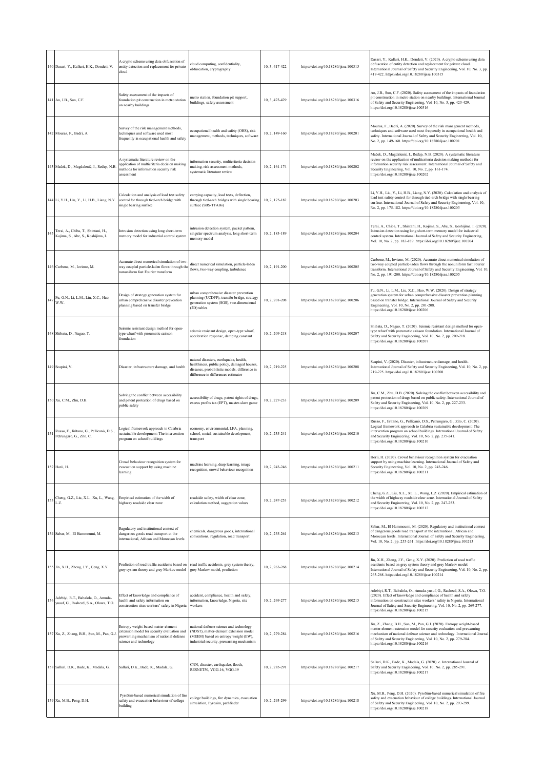| | | | | | | |
|---|---|---|---|---|---|---|
| 140 | Dasari, Y., Kalluri, H.K., Dondeti, V. | A crypto scheme using data obfuscation of entity detection and replacement for private cloud | cloud computing, confidentiality, obfuscation, cryptography | 10, 3, 417-422 | https://doi.org/10.18280/ijsse.100315 | Dasari, Y., Kalluri, H.K., Dondeti, V. (2020). A crypto scheme using data obfuscation of entity detection and replacement for private cloud. International Journal of Safety and Security Engineering, Vol. 10, No. 3, pp. 417-422. https://doi.org/10.18280/ijsse.100315 |
| 141 | An, J.B., Sun, C.F. | Safety assessment of the impacts of foundation pit construction in metro station on nearby buildings | metro station, foundation pit support, buildings, safety assessment | 10, 3, 423-429 | https://doi.org/10.18280/ijsse.100316 | An, J.B., Sun, C.F. (2020). Safety assessment of the impacts of foundation pit construction in metro station on nearby buildings. International Journal of Safety and Security Engineering, Vol. 10, No. 3, pp. 423-429. https://doi.org/10.18280/ijsse.100316 |
| 142 | Mouras, F., Badri, A. | Survey of the risk management methods, techniques and software used most frequently in occupational health and safety | occupational health and safety (OHS), risk management, methods, techniques, software | 10, 2, 149-160 | https://doi.org/10.18280/ijsse.100201 | Mouras, F., Badri, A. (2020). Survey of the risk management methods, techniques and software used most frequently in occupational health and safety. International Journal of Safety and Security Engineering, Vol. 10, No. 2, pp. 149-160. https://doi.org/10.18280/ijsse.100201 |
| 143 | Maček, D., Magdalenić, I., Ređep, N.B. | A systematic literature review on the application of multicriteria decision making methods for information security risk assessment | information security, multicriteria decision making, risk assessment methods, systematic literature review | 10, 2, 161-174 | https://doi.org/10.18280/ijsse.100202 | Maček, D., Magdalenić, I., Ređep, N.B. (2020). A systematic literature review on the application of multicriteria decision making methods for information security risk assessment. International Journal of Safety and Security Engineering, Vol. 10, No. 2, pp. 161-174. https://doi.org/10.18280/ijsse.100202 |
| 144 | Li, Y.H., Liu, Y., Li, H.B., Liang, N.Y. | Calculation and analysis of load test safety control for through tied-arch bridge with single bearing surface | carrying capacity, load tests, deflection, through tied-arch bridges with single bearing surface (SBS-TTABs) | 10, 2, 175-182 | https://doi.org/10.18280/ijsse.100203 | Li, Y.H., Liu, Y., Li, H.B., Liang, N.Y. (2020). Calculation and analysis of load test safety control for through tied-arch bridge with single bearing surface. International Journal of Safety and Security Engineering, Vol. 10, No. 2, pp. 175-182. https://doi.org/10.18280/ijsse.100203 |
| 145 | Terai, A., Chiba, T., Shintani, H., Kojima, S., Abe, S., Koshijima, I. | Intrusion detection using long short-term memory model for industrial control system | intrusion detection system, packet pattern, singular spectrum analysis, long short-term memory model | 10, 2, 183-189 | https://doi.org/10.18280/ijsse.100204 | Terai, A., Chiba, T., Shintani, H., Kojima, S., Abe, S., Koshijima, I. (2020). Intrusion detection using long short-term memory model for industrial control system. International Journal of Safety and Security Engineering, Vol. 10, No. 2, pp. 183-189. https://doi.org/10.18280/ijsse.100204 |
| 146 | Carbone, M., Iovieno, M. | Accurate direct numerical simulation of two-way coupled particle-laden flows through the nonuniform fast Fourier transform | direct numerical simulation, particle-laden flows, two-way coupling, turbulence | 10, 2, 191-200 | https://doi.org/10.18280/ijsse.100205 | Carbone, M., Iovieno, M. (2020). Accurate direct numerical simulation of two-way coupled particle-laden flows through the nonuniform fast Fourier transform. International Journal of Safety and Security Engineering, Vol. 10, No. 2, pp. 191-200. https://doi.org/10.18280/ijsse.100205 |
| 147 | Fu, G.N., Li, L.M., Liu, X.C., Hao, W.W. | Design of strategy generation system for urban comprehensive disaster prevention planning based on transfer bridge | urban comprehensive disaster prevention planning (UCDPP), transfer bridge, strategy generation system (SGS), two-dimensional (2D) tables | 10, 2, 201-208 | https://doi.org/10.18280/ijsse.100206 | Fu, G.N., Li, L.M., Liu, X.C., Hao, W.W. (2020). Design of strategy generation system for urban comprehensive disaster prevention planning based on transfer bridge. International Journal of Safety and Security Engineering, Vol. 10, No. 2, pp. 201-208. https://doi.org/10.18280/ijsse.100206 |
| 148 | Shibata, D., Nagao, T. | Seismic resistant design method for open-type wharf with pneumatic caisson foundation | seismic resistant design, open-type wharf, acceleration response, damping constant | 10, 2, 209-218 | https://doi.org/10.18280/ijsse.100207 | Shibata, D., Nagao, T. (2020). Seismic resistant design method for open-type wharf with pneumatic caisson foundation. International Journal of Safety and Security Engineering, Vol. 10, No. 2, pp. 209-218. https://doi.org/10.18280/ijsse.100207 |
| 149 | Scapini, V. | Disaster, infrastructure damage, and health | natural disasters, earthquake, health, healthiness, public policy, damaged houses, diseases, probabilistic models, difference in difference in differences estimator | 10, 2, 219-225 | https://doi.org/10.18280/ijsse.100208 | Scapini, V. (2020). Disaster, infrastructure damage, and health. International Journal of Safety and Security Engineering, Vol. 10, No. 2, pp. 219-225. https://doi.org/10.18280/ijsse.100208 |
| 150 | Xu, C.M., Zhu, D.B. | Solving the conflict between accessibility and patent protection of drugs based on public safety | accessibility of drugs, patent rights of drugs, excess profits tax (EPT), master-slave game | 10, 2, 227-233 | https://doi.org/10.18280/ijsse.100209 | Xu, C.M., Zhu, D.B. (2020). Solving the conflict between accessibility and patent protection of drugs based on public safety. International Journal of Safety and Security Engineering, Vol. 10, No. 2, pp. 227-233. https://doi.org/10.18280/ijsse.100209 |
| 151 | Russo, F., Iiritano, G., Pellicanò, D.S., Petrungaro, G., Zito, C. | Logical framework approach to Calabria sustainable development: The intervention program on school buildings | economy, environmental, LFA, planning, school, social, sustainable development, transport | 10, 2, 235-241 | https://doi.org/10.18280/ijsse.100210 | Russo, F., Iiritano, G., Pellicanò, D.S., Petrungaro, G., Zito, C. (2020). Logical framework approach to Calabria sustainable development: The intervention program on school buildings. International Journal of Safety and Security Engineering, Vol. 10, No. 2, pp. 235-241. https://doi.org/10.18280/ijsse.100210 |
| 152 | Horii, H. | Crowd behaviour recognition system for evacuation support by using machine learning | machine learning, deep learning, image recognition, crowd behaviour recognition | 10, 2, 243-246 | https://doi.org/10.18280/ijsse.100211 | Horii, H. (2020). Crowd behaviour recognition system for evacuation support by using machine learning. International Journal of Safety and Security Engineering, Vol. 10, No. 2, pp. 243-246. https://doi.org/10.18280/ijsse.100211 |
| 153 | Cheng, G.Z., Liu, X.L., Xu, L., Wang, L.Z. | Empirical estimation of the width of highway roadside clear zone | roadside safety, width of clear zone, calculation method, suggestion values | 10, 2, 247-253 | https://doi.org/10.18280/ijsse.100212 | Cheng, G.Z., Liu, X.L., Xu, L., Wang, L.Z. (2020). Empirical estimation of the width of highway roadside clear zone. International Journal of Safety and Security Engineering, Vol. 10, No. 2, pp. 247-253. https://doi.org/10.18280/ijsse.100212 |
| 154 | Sabar, M., El Hammoumi, M. | Regulatory and institutional context of dangerous goods road transport at the international, African and Moroccan levels | chemicals, dangerous goods, international conventions, regulation, road transport | 10, 2, 255-261 | https://doi.org/10.18280/ijsse.100213 | Sabar, M., El Hammoumi, M. (2020). Regulatory and institutional context of dangerous goods road transport at the international, African and Moroccan levels. International Journal of Safety and Security Engineering, Vol. 10, No. 2, pp. 255-261. https://doi.org/10.18280/ijsse.100213 |
| 155 | Jin, X.H., Zheng, J.Y., Geng, X.Y. | Prediction of road traffic accidents based on grey system theory and grey Markov model | road traffic accidents, grey system theory, grey Markov model, prediction | 10, 2, 263-268 | https://doi.org/10.18280/ijsse.100214 | Jin, X.H., Zheng, J.Y., Geng, X.Y. (2020). Prediction of road traffic accidents based on grey system theory and grey Markov model. International Journal of Safety and Security Engineering, Vol. 10, No. 2, pp. 263-268. https://doi.org/10.18280/ijsse.100214 |
| 156 | Adebiyi, R.T., Babalola, O., Amuda-yusuf, G., Rasheed, S.A., Olowa, T.O. | Effect of knowledge and compliance of health and safety information on construction sites workers' safety in Nigeria | accident, compliance, health and safety, information, knowledge, Nigeria, site workers | 10, 2, 269-277 | https://doi.org/10.18280/ijsse.100215 | Adebiyi, R.T., Babalola, O., Amuda-yusuf, G., Rasheed, S.A., Olowa, T.O. (2020). Effect of knowledge and compliance of health and safety information on construction sites workers' safety in Nigeria. International Journal of Safety and Security Engineering, Vol. 10, No. 2, pp. 269-277. https://doi.org/10.18280/ijsse.100215 |
| 157 | Xu, Z., Zhang, B.H., Sun, M., Pan, G.J. | Entropy weight-based matter-element extension model for security evaluation and prewarning mechanism of national defense science and technology | national defense science and technology (NDST), matter-element extension model (MEEM) based on entropy weight (EW), industrial security, prewarning mechanism | 10, 2, 279-284 | https://doi.org/10.18280/ijsse.100216 | Xu, Z., Zhang, B.H., Sun, M., Pan, G.J. (2020). Entropy weight-based matter-element extension model for security evaluation and prewarning mechanism of national defense science and technology. International Journal of Safety and Security Engineering, Vol. 10, No. 2, pp. 279-284. https://doi.org/10.18280/ijsse.100216 |
| 158 | Sallure, D.K., Bade, K., Madala, G. | Sallure, D.K., Bade, K., Madala, G. | CNN, disaster, earthquake, floods, RESNET50, VGG-16, VGG-19 | 10, 2, 285-291 | https://doi.org/10.18280/ijsse.100217 | Sallure, D.K., Bade, K., Madala, G. (2020). c. International Journal of Safety and Security Engineering, Vol. 10, No. 2, pp. 285-291. https://doi.org/10.18280/ijsse.100217 |
| 159 | Xu, M.B., Peng, D.H. | PyroSim-based numerical simulation of fire safety and evacuation behaviour of college building | college buildings, fire dynamics, evacuation simulation, Pyrosim, pathfinder | 10, 2, 293-299 | https://doi.org/10.18280/ijsse.100218 | Xu, M.B., Peng, D.H. (2020). PyroSim-based numerical simulation of fire safety and evacuation behaviour of college buildings. International Journal of Safety and Security Engineering, Vol. 10, No. 2, pp. 293-299. https://doi.org/10.18280/ijsse.100218 |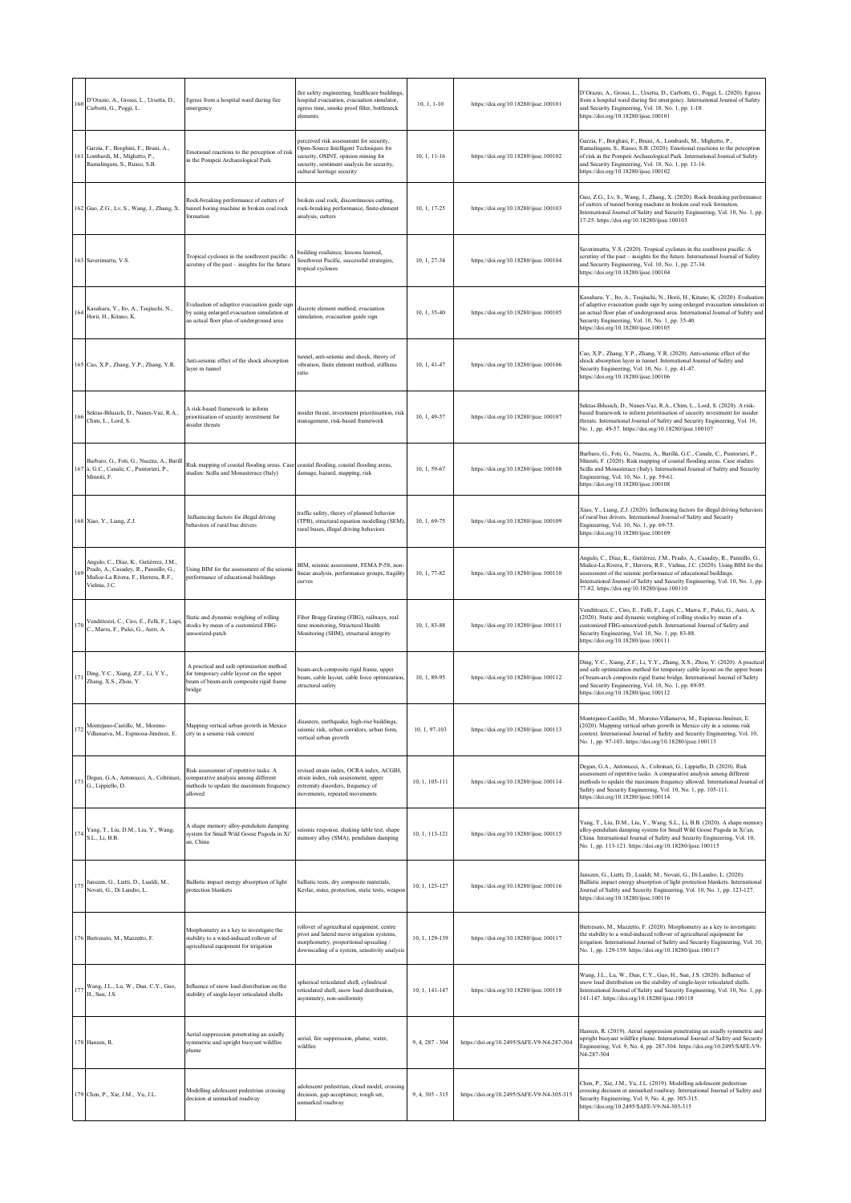| 160 | D'Orazio, A., Grossi, L., Ursetta, D., Carbotti, G., Poggi, L. | Egress from a hospital ward during fire emergency | fire safety engineering, healthcare buildings, hospital evacuation, evacuation simulator, egress time, smoke proof filter, bottleneck elements | 10, 1, 1-10 | https://doi.org/10.18280/ijsse.100101 | D'Orazio, A., Grossi, L., Ursetta, D., Carbotti, G., Poggi, L. (2020). Egress from a hospital ward during fire emergency. International Journal of Safety and Security Engineering, Vol. 10, No. 1, pp. 1-10. https://doi.org/10.18280/ijsse.100101 |
|---|---|---|---|---|---|---|
| 161 | Garzia, F., Borghini, F., Bruni, A., Lombardi, M., Mighetto, P., Ramalingam, S., Russo, S.B. | Emotional reactions to the perception of risk in the Pompeii Archaeological Park | perceived risk assessment for security, Open-Source Intelligent Techniques for security, OSINT, opinion mining for security, sentiment analysis for security, cultural heritage security | 10, 1, 11-16 | https://doi.org/10.18280/ijsse.100102 | Garzia, F., Borghini, F., Bruni, A., Lombardi, M., Mighetto, P., Ramalingam, S., Russo, S.B. (2020). Emotional reactions to the perception of risk in the Pompeii Archaeological Park. International Journal of Safety and Security Engineering, Vol. 10, No. 1, pp. 11-16. https://doi.org/10.18280/ijsse.100102 |
| 162 | Guo, Z.G., Lv, S., Wang, J., Zhang, X. | Rock-breaking performance of cutters of tunnel boring machine in broken coal rock formation | broken coal rock, discontinuous cutting, rock-breaking performance, finite-element analysis, cutters | 10, 1, 17-25 | https://doi.org/10.18280/ijsse.100103 | Guo, Z.G., Lv, S., Wang, J., Zhang, X. (2020). Rock-breaking performance of cutters of tunnel boring machine in broken coal rock formation. International Journal of Safety and Security Engineering, Vol. 10, No. 1, pp. 17-25. https://doi.org/10.18280/ijsse.100103 |
| 163 | Saverimuttu, V.S. | Tropical cyclones in the southwest pacific: A scrutiny of the past – insights for the future | building resilience, lessons learned, Southwest Pacific, successful strategies, tropical cyclones | 10, 1, 27-34 | https://doi.org/10.18280/ijsse.100104 | Saverimuttu, V.S. (2020). Tropical cyclones in the southwest pacific: A scrutiny of the past – insights for the future. International Journal of Safety and Security Engineering, Vol. 10, No. 1, pp. 27-34. https://doi.org/10.18280/ijsse.100104 |
| 164 | Kasahara, Y., Ito, A., Tsujiuchi, N., Horii, H., Kitano, K. | Evaluation of adaptive evacuation guide sign by using enlarged evacuation simulation at an actual floor plan of underground area | discrete element method, evacuation simulation, evacuation guide sign | 10, 1, 35-40 | https://doi.org/10.18280/ijsse.100105 | Kasahara, Y., Ito, A., Tsujiuchi, N., Horii, H., Kitano, K. (2020). Evaluation of adaptive evacuation guide sign by using enlarged evacuation simulation at an actual floor plan of underground area. International Journal of Safety and Security Engineering, Vol. 10, No. 1, pp. 35-40. https://doi.org/10.18280/ijsse.100105 |
| 165 | Cao, X.P., Zhang, Y.P., Zhang, Y.R. | Anti-seismic effect of the shock absorption layer in tunnel | tunnel, anti-seismic and shock, theory of vibration, finite element method, stiffness ratio | 10, 1, 41-47 | https://doi.org/10.18280/ijsse.100106 | Cao, X.P., Zhang, Y.P., Zhang, Y.R. (2020). Anti-seismic effect of the shock absorption layer in tunnel. International Journal of Safety and Security Engineering, Vol. 10, No. 1, pp. 41-47. https://doi.org/10.18280/ijsse.100106 |
| 166 | Sektas-Bilusich, D., Nunes-Vaz, R.A., Chim, L., Lord, S. | A risk-based framework to inform prioritisation of security investment for insider threats | insider threat, investment prioritisaition, risk management, risk-based framework | 10, 1, 49-57 | https://doi.org/10.18280/ijsse.100107 | Sektas-Bilusich, D., Nunes-Vaz, R.A., Chim, L., Lord, S. (2020). A risk-based framework to inform prioritisation of security investment for insider threats. International Journal of Safety and Security Engineering, Vol. 10, No. 1, pp. 49-57. https://doi.org/10.18280/ijsse.100107 |
| 167 | Barbaro, G., Foti, G., Nucera, A., Barillà, G.C., Canale, C., Puntorieri, P., Minniti, F. | Risk mapping of coastal flooding areas. Case studies: Scilla and Monasterace (Italy) | coastal flooding, coastal flooding areas, damage, hazard, mapping, risk | 10, 1, 59-67 | https://doi.org/10.18280/ijsse.100108 | Barbaro, G., Foti, G., Nucera, A., Barillà, G.C., Canale, C., Puntorieri, P., Minniti, F. (2020). Risk mapping of coastal flooding areas. Case studies: Scilla and Monasterace (Italy). International Journal of Safety and Security Engineering, Vol. 10, No. 1, pp. 59-61. https://doi.org/10.18280/ijsse.100108 |
| 168 | Xiao, Y., Liang, Z.J. | Influencing factors for illegal driving behaviors of rural bus drivers | traffic safety, theory of planned behavior (TPB), structural equation modelling (SEM), rural buses, illegal driving behaviors | 10, 1, 69-75 | https://doi.org/10.18280/ijsse.100109 | Xiao, Y., Liang, Z.J. (2020). Influencing factors for illegal driving behaviors of rural bus drivers. International Journal of Safety and Security Engineering, Vol. 10, No. 1, pp. 69-75. https://doi.org/10.18280/ijsse.100109 |
| 169 | Angulo, C., Díaz, K., Gutiérrez, J.M., Prado, A., Casadey, R., Pannillo, G., Muñoz-La Rivera, F., Herrera, R.F., Vielma, J.C. | Using BIM for the assessment of the seismic performance of educational buildings | BIM, seismic assessment, FEMA P-58, non-linear analysis, performance groups, fragility curves | 10, 1, 77-82 | https://doi.org/10.18280/ijsse.100110 | Angulo, C., Díaz, K., Gutiérrez, J.M., Prado, A., Casadey, R., Pannillo, G., Muñoz-La Rivera, F., Herrera, R.F., Vielma, J.C. (2020). Using BIM for the assessment of the seismic performance of educational buildings. International Journal of Safety and Security Engineering, Vol. 10, No. 1, pp. 77-82. https://doi.org/10.18280/ijsse.100110 |
| 170 | Vendittozzi, C., Ciro, E., Felli, F., Lupi, C., Marra, F., Pulci, G., Astri, A. | Static and dynamic weighing of rolling stocks by mean of a customized FBG-sensorized-patch | Fiber Bragg Grating (FBG), railways, real time monitoring, Structural Health Monitoring (SHM), structural integrity | 10, 1, 83-88 | https://doi.org/10.18280/ijsse.100111 | Vendittozzi, C., Ciro, E., Felli, F., Lupi, C., Marra, F., Pulci, G., Astri, A. (2020). Static and dynamic weighing of rolling stocks by mean of a customized FBG-sensorized-patch. International Journal of Safety and Security Engineering, Vol. 10, No. 1, pp. 83-88. https://doi.org/10.18280/ijsse.100111 |
| 171 | Ding, Y.C., Xiang, Z.F., Li, Y.Y., Zhang, X.S., Zhou, Y. | A practical and safe optimization method for temporary cable layout on the upper beam of beam-arch composite rigid frame bridge | beam-arch composite rigid frame, upper beam, cable layout, cable force optimization, structural safety | 10, 1, 89-95 | https://doi.org/10.18280/ijsse.100112 | Ding, Y.C., Xiang, Z.F., Li, Y.Y., Zhang, X.S., Zhou, Y. (2020). A practical and safe optimization method for temporary cable layout on the upper beam of beam-arch composite rigid frame bridge. International Journal of Safety and Security Engineering, Vol. 10, No. 1, pp. 89-95. https://doi.org/10.18280/ijsse.100112 |
| 172 | Montejano-Castillo, M., Moreno-Villanueva, M., Espinosa-Jiménez, E. | Mapping vertical urban growth in Mexico city in a seismic risk context | disasters, earthquake, high-rise buildings, seismic risk, urban corridors, urban form, vertical urban growth | 10, 1, 97-103 | https://doi.org/10.18280/ijsse.100113 | Montejano-Castillo, M., Moreno-Villanueva, M., Espinosa-Jiménez, E. (2020). Mapping vertical urban growth in Mexico city in a seismic risk context. International Journal of Safety and Security Engineering, Vol. 10, No. 1, pp. 97-103. https://doi.org/10.18280/ijsse.100113 |
| 173 | Degan, G.A., Antonucci, A., Coltrinari, G., Lippiello, D. | Risk assessment of repetitive tasks: A comparative analysis among different methods to update the maximum frequency allowed | revised strain index, OCRA index, ACGIH, strain index, risk assessment, upper extremity disorders, frequency of movements, repeated movements | 10, 1, 105-111 | https://doi.org/10.18280/ijsse.100114 | Degan, G.A., Antonucci, A., Coltrinari, G., Lippiello, D. (2020). Risk assessment of repetitive tasks: A comparative analysis among different methods to update the maximum frequency allowed. International Journal of Safety and Security Engineering, Vol. 10, No. 1, pp. 105-111. https://doi.org/10.18280/ijsse.100114 |
| 174 | Yang, T., Liu, D.M., Liu, Y., Wang, S.L., Li, B.B. | A shape memory alloy-pendulum damping system for Small Wild Goose Pagoda in Xi'an, China | seismic response, shaking table test, shape memory alloy (SMA), pendulum damping | 10, 1, 113-121 | https://doi.org/10.18280/ijsse.100115 | Yang, T., Liu, D.M., Liu, Y., Wang, S.L., Li, B.B. (2020). A shape memory alloy-pendulum damping system for Small Wild Goose Pagoda in Xi'an, China. International Journal of Safety and Security Engineering, Vol. 10, No. 1, pp. 113-121. https://doi.org/10.18280/ijsse.100115 |
| 175 | Janszen, G., Lietti, D., Lualdi, M., Novati, G., Di Landro, L. | Ballistic impact energy absorption of light protection blankets | ballistic tests, dry composite materials, Kevlar, mine, protection, static tests, weapon | 10, 1, 123-127 | https://doi.org/10.18280/ijsse.100116 | Janszen, G., Lietti, D., Lualdi, M., Novati, G., Di Landro, L. (2020). Ballistic impact energy absorption of light protection blankets. International Journal of Safety and Security Engineering, Vol. 10, No. 1, pp. 123-127. https://doi.org/10.18280/ijsse.100116 |
| 176 | Bietresato, M., Mazzetto, F. | Morphometry as a key to investigate the stability to a wind-induced rollover of agricultural equipment for irrigation | rollover of agricultural equipment, centre pivot and lateral move irrigation systems, morphometry, proportional upscaling / downscaling of a system, sensitivity analysis | 10, 1, 129-139 | https://doi.org/10.18280/ijsse.100117 | Bietresato, M., Mazzetto, F. (2020). Morphometry as a key to investigate the stability to a wind-induced rollover of agricultural equipment for irrigation. International Journal of Safety and Security Engineering, Vol. 10, No. 1, pp. 129-139. https://doi.org/10.18280/ijsse.100117 |
| 177 | Wang, J.L., Lu, W., Dun, C.Y., Guo, H., Sun, J.S. | Influence of snow load distribution on the stability of single-layer reticulated shells | spherical reticulated shell, cylindrical reticulated shell, snow load distribution, asymmetry, non-uniformity | 10, 1, 141-147 | https://doi.org/10.18280/ijsse.100118 | Wang, J.L., Lu, W., Dun, C.Y., Guo, H., Sun, J.S. (2020). Influence of snow load distribution on the stability of single-layer reticulated shells. International Journal of Safety and Security Engineering, Vol. 10, No. 1, pp. 141-147. https://doi.org/10.18280/ijsse.100118 |
| 178 | Hansen, R. | Aerial suppression penetrating an axially symmetric and upright buoyant wildfire plume | aerial, fire suppression, plume, water, wildfire | 9, 4, 287 - 304 | https://doi.org/10.2495/SAFE-V9-N4-287-304 | Hansen, R. (2019). Aerial suppression penetrating an axially symmetric and upright buoyant wildfire plume. International Journal of Safety and Security Engineering, Vol. 9, No. 4, pp. 287-304. https://doi.org/10.2495/SAFE-V9-N4-287-304 |
| 179 | Chen, P., Xie, J.M., Yu, J.L. | Modelling adolescent pedestrian crossing decision at unmarked roadway | adolescent pedestrian, cloud model, crossing decision, gap acceptance, rough set, unmarked roadway | 9, 4, 305 - 315 | https://doi.org/10.2495/SAFE-V9-N4-305-315 | Chen, P., Xie, J.M., Yu, J.L. (2019). Modelling adolescent pedestrian crossing decision at unmarked roadway. International Journal of Safety and Security Engineering, Vol. 9, No. 4, pp. 305-315. https://doi.org/10.2495/SAFE-V9-N4-305-315 |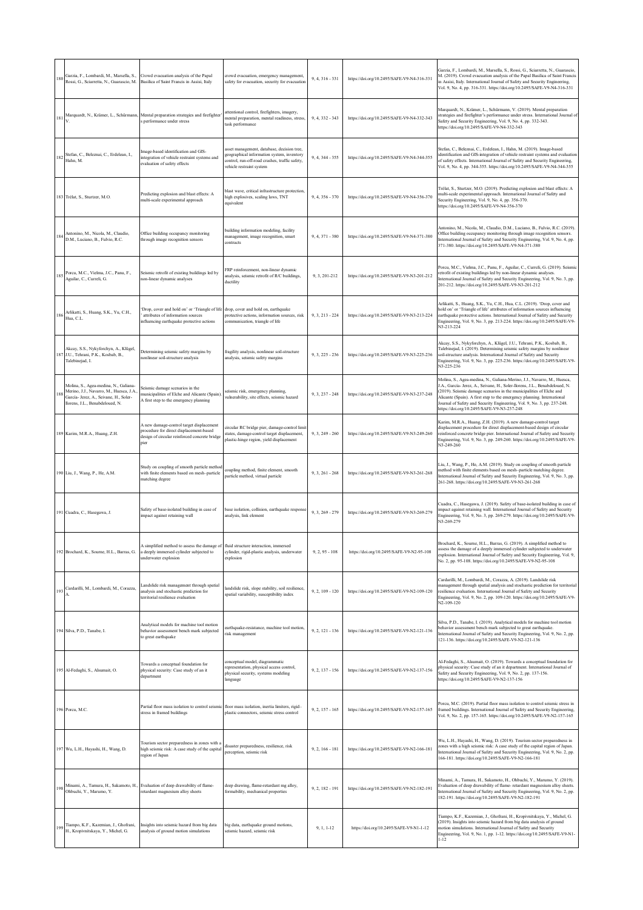| | | | | | | |
|---|---|---|---|---|---|---|
| 180 | Garzia, F., Lombardi, M., Marsella, S., Rossi, G., Sciarretta, N., Guarascio, M. | Crowd evacuation analysis of the Papal Basilica of Saint Francis in Assisi, Italy | crowd evacuation, emergency management, safety for evacuation, security for evacuation | 9, 4, 316 - 331 | https://doi.org/10.2495/SAFE-V9-N4-316-331 | Garzia, F., Lombardi, M., Marsella, S., Rossi, G., Sciarretta, N., Guarascio, M. (2019). Crowd evacuation analysis of the Papal Basilica of Saint Francis in Assisi, Italy. International Journal of Safety and Security Engineering, Vol. 9, No. 4, pp. 316-331. https://doi.org/10.2495/SAFE-V9-N4-316-331 |
| 181 | Marquardt, N., Krämer, L., Schürmann, V. | Mental preparation strategies and firefighter's performance under stress | attentional control, firefighters, imagery, mental preparation, mental readiness, stress, task performance | 9, 4, 332 - 343 | https://doi.org/10.2495/SAFE-V9-N4-332-343 | Marquardt, N., Krämer, L., Schürmann, V. (2019). Mental preparation strategies and firefighter's performance under stress. International Journal of Safety and Security Engineering, Vol. 9, No. 4, pp. 332-343. https://doi.org/10.2495/SAFE-V9-N4-332-343 |
| 182 | Stefan, C., Beleznai, C., Erdelean, I., Hahn, M. | Image-based identification and GIS-integration of vehicle restraint systems and evaluation of safety effects | asset management, database, decision tree, geographical information system, inventory control, run-off-road crashes, traffic safety, vehicle restraint system | 9, 4, 344 - 355 | https://doi.org/10.2495/SAFE-V9-N4-344-355 | Stefan, C., Beleznai, C., Erdelean, I., Hahn, M. (2019). Image-based identification and GIS-integration of vehicle restraint systems and evaluation of safety effects. International Journal of Safety and Security Engineering, Vol. 9, No. 4, pp. 344-355. https://doi.org/10.2495/SAFE-V9-N4-344-355 |
| 183 | Trélat, S., Sturtzer, M.O. | Predicting explosion and blast effects: A multi-scale experimental approach | blast wave, critical infrastructure protection, high explosives, scaling laws, TNT equivalent | 9, 4, 356 - 370 | https://doi.org/10.2495/SAFE-V9-N4-356-370 | Trélat, S., Sturtzer, M.O. (2019). Predicting explosion and blast effects: A multi-scale experimental approach. International Journal of Safety and Security Engineering, Vol. 9, No. 4, pp. 356-370. https://doi.org/10.2495/SAFE-V9-N4-356-370 |
| 184 | Antonino, M., Nicola, M., Claudio, D.M., Luciano, B., Fulvio, R.C. | Office building occupancy monitoring through image recognition sensors | building information modeling, facility management, image recognition, smart contracts | 9, 4, 371 - 380 | https://doi.org/10.2495/SAFE-V9-N4-371-380 | Antonino, M., Nicola, M., Claudio, D.M., Luciano, B., Fulvio, R.C. (2019). Office building occupancy monitoring through image recognition sensors. International Journal of Safety and Security Engineering, Vol. 9, No. 4, pp. 371-380. https://doi.org/10.2495/SAFE-V9-N4-371-380 |
| 185 | Porcu, M.C., Vielma, J.C., Panu, F., Aguilar, C., Curreli, G. | Seismic retrofit of existing buildings led by non-linear dynamic analyses | FRP reinforcement, non-linear dynamic analysis, seismic retrofit of R/C buildings, ductility | 9, 3, 201-212 | https://doi.org/10.2495/SAFE-V9-N3-201-212 | Porcu, M.C., Vielma, J.C., Panu, F., Aguilar, C., Curreli, G. (2019). Seismic retrofit of existing buildings led by non-linear dynamic analyses. International Journal of Safety and Security Engineering, Vol. 9, No. 3, pp. 201-212. https://doi.org/10.2495/SAFE-V9-N3-201-212 |
| 186 | Arlikatti, S., Huang, S.K., Yu, C.H., Hua, C.L. | 'Drop, cover and hold on' or 'Triangle of life' attributes of information sources influencing earthquake protective actions | drop, cover and hold on, earthquake protective actions, information sources, risk communication, triangle of life | 9, 3, 213 - 224 | https://doi.org/10.2495/SAFE-V9-N3-213-224 | Arlikatti, S., Huang, S.K., Yu, C.H., Hua, C.L. (2019). 'Drop, cover and hold on' or 'Triangle of life' attributes of information sources influencing earthquake protective actions. International Journal of Safety and Security Engineering, Vol. 9, No. 3, pp. 213-224. https://doi.org/10.2495/SAFE-V9-N3-213-224 |
| 187 | Akcay, S.S., Nykyforchyn, A., Klügel, J.U., Tehrani, P.K., Kosbab, B., Talebinejad, I. | Determining seismic safety margins by nonlinear soil-structure analysis | fragility analysis, nonlinear soil-structure analysis, seismic safety margins | 9, 3, 225 - 236 | https://doi.org/10.2495/SAFE-V9-N3-225-236 | Akcay, S.S., Nykyforchyn, A., Klügel, J.U., Tehrani, P.K., Kosbab, B., Talebinejad, I. (2019). Determining seismic safety margins by nonlinear soil-structure analysis. International Journal of Safety and Security Engineering, Vol. 9, No. 3, pp. 225-236. https://doi.org/10.2495/SAFE-V9-N3-225-236 |
| 188 | Molina, S., Agea-medina, N., Galiana-Merino, J.J., Navarro, M., Huesca, J.A., García- Jerez, A., Seivane, H., Soler-llorens, J.L., Benabdeloued, N. | Seismic damage scenarios in the municipalities of Elche and Alicante (Spain). A first step to the emergency planning | seismic risk, emergency planning, vulnerability, site effects, seismic hazard | 9, 3, 237 - 248 | https://doi.org/10.2495/SAFE-V9-N3-237-248 | Molina, S., Agea-medina, N., Galiana-Merino, J.J., Navarro, M., Huesca, J.A., García- Jerez, A., Seivane, H., Soler-llorens, J.L., Benabdeloued, N. (2019). Seismic damage scenarios in the municipalities of Elche and Alicante (Spain). A first step to the emergency planning. International Journal of Safety and Security Engineering, Vol. 9, No. 3, pp. 237-248. https://doi.org/10.2495/SAFE-V9-N3-237-248 |
| 189 | Karim, M.R.A., Huang, Z.H. | A new damage-control target displacement procedure for direct displacement-based design of circular reinforced concrete bridge pier | circular RC bridge pier, damage-control limit states, damage-control target displacement, plastic-hinge region, yield displacement | 9, 3, 249 - 260 | https://doi.org/10.2495/SAFE-V9-N3-249-260 | Karim, M.R.A., Huang, Z.H. (2019). A new damage-control target displacement procedure for direct displacement-based design of circular reinforced concrete bridge pier. International Journal of Safety and Security Engineering, Vol. 9, No. 3, pp. 249-260. https://doi.org/10.2495/SAFE-V9-N3-249-260 |
| 190 | Liu, J., Wang, P., He, A.M. | Study on coupling of smooth particle method with finite elements based on mesh–particle matching degree | coupling method, finite element, smooth particle method, virtual particle | 9, 3, 261 - 268 | https://doi.org/10.2495/SAFE-V9-N3-261-268 | Liu, J., Wang, P., He, A.M. (2019). Study on coupling of smooth particle method with finite elements based on mesh–particle matching degree. International Journal of Safety and Security Engineering, Vol. 9, No. 3, pp. 261-268. https://doi.org/10.2495/SAFE-V9-N3-261-268 |
| 191 | Cuadra, C., Hasegawa, J. | Safety of base-isolated building in case of impact against retaining wall | base isolation, collision, earthquake response analysis, link element | 9, 3, 269 - 279 | https://doi.org/10.2495/SAFE-V9-N3-269-279 | Cuadra, C., Hasegawa, J. (2019). Safety of base-isolated building in case of impact against retaining wall. International Journal of Safety and Security Engineering, Vol. 9, No. 3, pp. 269-279. https://doi.org/10.2495/SAFE-V9-N3-269-279 |
| 192 | Brochard, K., Sourne, H.L., Barras, G. | A simplified method to assess the damage of a deeply immersed cylinder subjected to underwater explosion | fluid structure interaction, immersed cylinder, rigid-plastic analysis, underwater explosion | 9, 2, 95 - 108 | https://doi.org/10.2495/SAFE-V9-N2-95-108 | Brochard, K., Sourne, H.L., Barras, G. (2019). A simplified method to assess the damage of a deeply immersed cylinder subjected to underwater explosion. International Journal of Safety and Security Engineering, Vol. 9, No. 2, pp. 95-108. https://doi.org/10.2495/SAFE-V9-N2-95-108 |
| 193 | Cardarilli, M., Lombardi, M., Corazza, A. | Landslide risk management through spatial analysis and stochastic prediction for territorial resilience evaluation | landslide risk, slope stability, soil resilience, spatial variability, susceptibility index | 9, 2, 109 - 120 | https://doi.org/10.2495/SAFE-V9-N2-109-120 | Cardarilli, M., Lombardi, M., Corazza, A. (2019). Landslide risk management through spatial analysis and stochastic prediction for territorial resilience evaluation. International Journal of Safety and Security Engineering, Vol. 9, No. 2, pp. 109-120. https://doi.org/10.2495/SAFE-V9-N2-109-120 |
| 194 | Silva, P.D., Tanabe, I. | Analytical models for machine tool motion behavior assessment bench mark subjected to great earthquake | earthquake-resistance, machine tool motion, risk management | 9, 2, 121 - 136 | https://doi.org/10.2495/SAFE-V9-N2-121-136 | Silva, P.D., Tanabe, I. (2019). Analytical models for machine tool motion behavior assessment bench mark subjected to great earthquake. International Journal of Safety and Security Engineering, Vol. 9, No. 2, pp. 121-136. https://doi.org/10.2495/SAFE-V9-N2-121-136 |
| 195 | Al-Fedaghi, S., Alsumait, O. | Towards a conceptual foundation for physical security: Case study of an it department | conceptual model, diagrammatic representation, physical access control, physical security, systems modeling language | 9, 2, 137 - 156 | https://doi.org/10.2495/SAFE-V9-N2-137-156 | Al-Fedaghi, S., Alsumait, O. (2019). Towards a conceptual foundation for physical security: Case study of an it department. International Journal of Safety and Security Engineering, Vol. 9, No. 2, pp. 137-156. https://doi.org/10.2495/SAFE-V9-N2-137-156 |
| 196 | Porcu, M.C. | Partial floor mass isolation to control seismic stress in framed buildings | floor mass isolation, inertia limiters, rigid–plastic connectors, seismic stress control | 9, 2, 157 - 165 | https://doi.org/10.2495/SAFE-V9-N2-157-165 | Porcu, M.C. (2019). Partial floor mass isolation to control seismic stress in framed buildings. International Journal of Safety and Security Engineering, Vol. 9, No. 2, pp. 157-165. https://doi.org/10.2495/SAFE-V9-N2-157-165 |
| 197 | Wu, L.H., Hayashi, H., Wang, D. | Tourism sector preparedness in zones with a high seismic risk: A case study of the capital region of Japan | disaster preparedness, resilience, risk perception, seismic risk | 9, 2, 166 - 181 | https://doi.org/10.2495/SAFE-V9-N2-166-181 | Wu, L.H., Hayashi, H., Wang, D. (2019). Tourism sector preparedness in zones with a high seismic risk: A case study of the capital region of Japan. International Journal of Safety and Security Engineering, Vol. 9, No. 2, pp. 166-181. https://doi.org/10.2495/SAFE-V9-N2-166-181 |
| 198 | Minami, A., Tamura, H., Sakamoto, H., Ohbuchi, Y., Marumo, Y. | Evaluation of deep drawability of flame-retardant magnesium alloy sheets | deep drawing, flame-retardant mg alloy, formability, mechanical properties | 9, 2, 182 - 191 | https://doi.org/10.2495/SAFE-V9-N2-182-191 | Minami, A., Tamura, H., Sakamoto, H., Ohbuchi, Y., Marumo, Y. (2019). Evaluation of deep drawability of flame- retardant magnesium alloy sheets. International Journal of Safety and Security Engineering, Vol. 9, No. 2, pp. 182-191. https://doi.org/10.2495/SAFE-V9-N2-182-191 |
| 199 | Tiampo, K.F., Kazemian, J., Ghofrani, H., Kropivnitskaya, Y., Michel, G. | Insights into seismic hazard from big data analysis of ground motion simulations | big data, earthquake ground motions, seismic hazard, seismic risk | 9, 1, 1-12 | https://doi.org/10.2495/SAFE-V9-N1-1-12 | Tiampo, K.F., Kazemian, J., Ghofrani, H., Kropivnitskaya, Y., Michel, G. (2019). Insights into seismic hazard from big data analysis of ground motion simulations. International Journal of Safety and Security Engineering, Vol. 9, No. 1, pp. 1-12. https://doi.org/10.2495/SAFE-V9-N1-1-12 |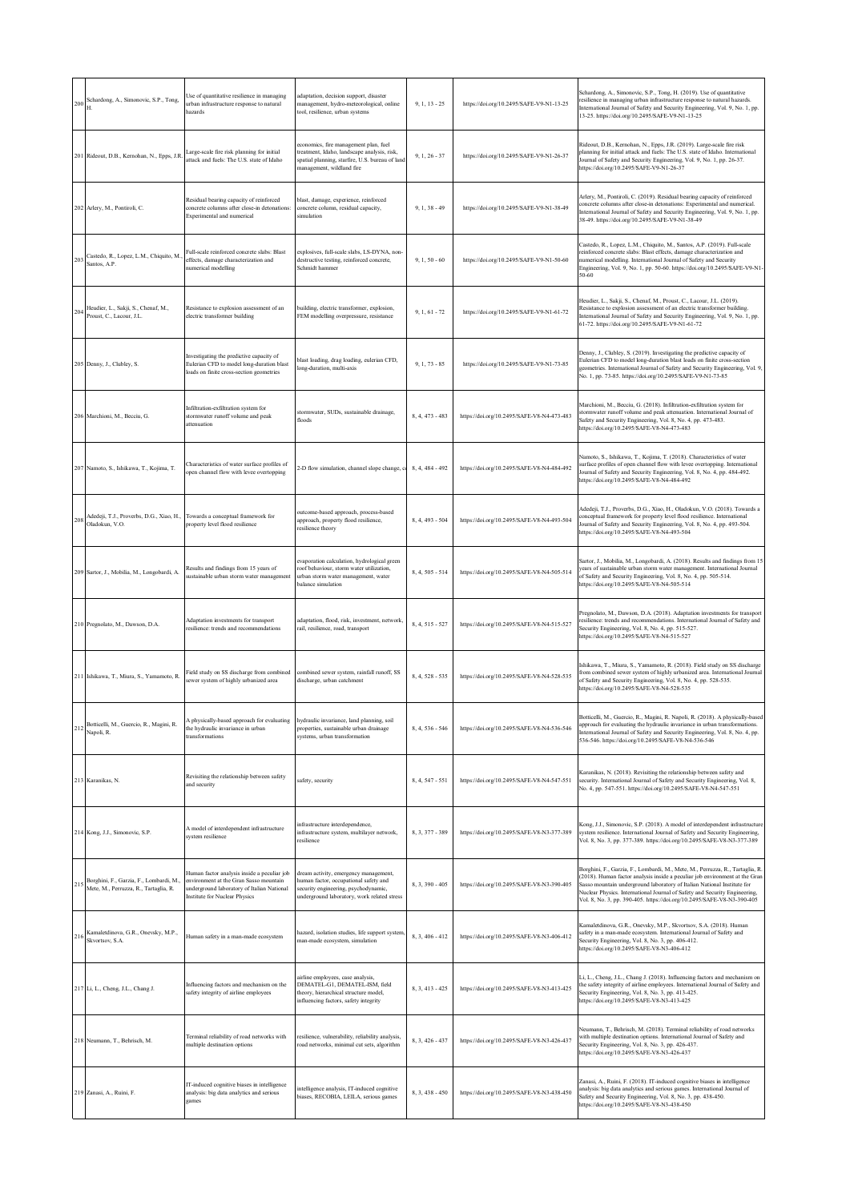| | | | | | | |
|---|---|---|---|---|---|---|
| 200 | Schardong, A., Simonovic, S.P., Tong, H. | Use of quantitative resilience in managing urban infrastructure response to natural hazards | adaptation, decision support, disaster management, hydro-meteorological, online tool, resilience, urban systems | 9, 1, 13 - 25 | https://doi.org/10.2495/SAFE-V9-N1-13-25 | Schardong, A., Simonovic, S.P., Tong, H. (2019). Use of quantitative resilience in managing urban infrastructure response to natural hazards. International Journal of Safety and Security Engineering, Vol. 9, No. 1, pp. 13-25. https://doi.org/10.2495/SAFE-V9-N1-13-25 |
| 201 | Rideout, D.B., Kernohan, N., Epps, J.R. | Large-scale fire risk planning for initial attack and fuels: The U.S. state of Idaho | economics, fire management plan, fuel treatment, Idaho, landscape analysis, risk, spatial planning, starfire, U.S. bureau of land management, wildland fire | 9, 1, 26 - 37 | https://doi.org/10.2495/SAFE-V9-N1-26-37 | Rideout, D.B., Kernohan, N., Epps, J.R. (2019). Large-scale fire risk planning for initial attack and fuels: The U.S. state of Idaho. International Journal of Safety and Security Engineering, Vol. 9, No. 1, pp. 26-37. https://doi.org/10.2495/SAFE-V9-N1-26-37 |
| 202 | Arlery, M., Pontiroli, C. | Residual bearing capacity of reinforced concrete columns after close-in detonations: Experimental and numerical | blast, damage, experience, reinforced concrete column, residual capacity, simulation | 9, 1, 38 - 49 | https://doi.org/10.2495/SAFE-V9-N1-38-49 | Arlery, M., Pontiroli, C. (2019). Residual bearing capacity of reinforced concrete columns after close-in detonations: Experimental and numerical. International Journal of Safety and Security Engineering, Vol. 9, No. 1, pp. 38-49. https://doi.org/10.2495/SAFE-V9-N1-38-49 |
| 203 | Castedo, R., Lopez, L.M., Chiquito, M., Santos, A.P. | Full-scale reinforced concrete slabs: Blast effects, damage characterization and numerical modelling | explosives, full-scale slabs, LS-DYNA, non-destructive testing, reinforced concrete, Schmidt hammer | 9, 1, 50 - 60 | https://doi.org/10.2495/SAFE-V9-N1-50-60 | Castedo, R., Lopez, L.M., Chiquito, M., Santos, A.P. (2019). Full-scale reinforced concrete slabs: Blast effects, damage characterization and numerical modelling. International Journal of Safety and Security Engineering, Vol. 9, No. 1, pp. 50-60. https://doi.org/10.2495/SAFE-V9-N1-50-60 |
| 204 | Heudier, L., Sakji, S., Chenaf, M., Proust, C., Lacour, J.L. | Resistance to explosion assessment of an electric transformer building | building, electric transformer, explosion, FEM modelling overpressure, resistance | 9, 1, 61 - 72 | https://doi.org/10.2495/SAFE-V9-N1-61-72 | Heudier, L., Sakji, S., Chenaf, M., Proust, C., Lacour, J.L. (2019). Resistance to explosion assessment of an electric transformer building. International Journal of Safety and Security Engineering, Vol. 9, No. 1, pp. 61-72. https://doi.org/10.2495/SAFE-V9-N1-61-72 |
| 205 | Denny, J., Clubley, S. | Investigating the predictive capacity of Eulerian CFD to model long-duration blast loads on finite cross-section geometries | blast loading, drag loading, eulerian CFD, long-duration, multi-axis | 9, 1, 73 - 85 | https://doi.org/10.2495/SAFE-V9-N1-73-85 | Denny, J., Clubley, S. (2019). Investigating the predictive capacity of Eulerian CFD to model long-duration blast loads on finite cross-section geometries. International Journal of Safety and Security Engineering, Vol. 9, No. 1, pp. 73-85. https://doi.org/10.2495/SAFE-V9-N1-73-85 |
| 206 | Marchioni, M., Becciu, G. | Infiltration-exfiltration system for stormwater runoff volume and peak attenuation | stormwater, SUDs, sustainable drainage, floods | 8, 4, 473 - 483 | https://doi.org/10.2495/SAFE-V8-N4-473-483 | Marchioni, M., Becciu, G. (2018). Infiltration-exfiltration system for stormwater runoff volume and peak attenuation. International Journal of Safety and Security Engineering, Vol. 8, No. 4, pp. 473-483. https://doi.org/10.2495/SAFE-V8-N4-473-483 |
| 207 | Namoto, S., Ishikawa, T., Kojima, T. | Characteristics of water surface profiles of open channel flow with levee overtopping | 2-D flow simulation, channel slope change, co | 8, 4, 484 - 492 | https://doi.org/10.2495/SAFE-V8-N4-484-492 | Namoto, S., Ishikawa, T., Kojima, T. (2018). Characteristics of water surface profiles of open channel flow with levee overtopping. International Journal of Safety and Security Engineering, Vol. 8, No. 4, pp. 484-492. https://doi.org/10.2495/SAFE-V8-N4-484-492 |
| 208 | Adedeji, T.J., Proverbs, D.G., Xiao, H., Oladokun, V.O. | Towards a conceptual framework for property level flood resilience | outcome-based approach, process-based approach, property flood resilience, resilience theory | 8, 4, 493 - 504 | https://doi.org/10.2495/SAFE-V8-N4-493-504 | Adedeji, T.J., Proverbs, D.G., Xiao, H., Oladokun, V.O. (2018). Towards a conceptual framework for property level flood resilience. International Journal of Safety and Security Engineering, Vol. 8, No. 4, pp. 493-504. https://doi.org/10.2495/SAFE-V8-N4-493-504 |
| 209 | Sartor, J., Mobilia, M., Longobardi, A. | Results and findings from 15 years of sustainable urban storm water management | evaporation calculation, hydrological green roof behaviour, storm water utilization, urban storm water management, water balance simulation | 8, 4, 505 - 514 | https://doi.org/10.2495/SAFE-V8-N4-505-514 | Sartor, J., Mobilia, M., Longobardi, A. (2018). Results and findings from 15 years of sustainable urban storm water management. International Journal of Safety and Security Engineering, Vol. 8, No. 4, pp. 505-514. https://doi.org/10.2495/SAFE-V8-N4-505-514 |
| 210 | Pregnolato, M., Dawson, D.A. | Adaptation investments for transport resilience: trends and recommendations | adaptation, flood, risk, investment, network, rail, resilience, road, transport | 8, 4, 515 - 527 | https://doi.org/10.2495/SAFE-V8-N4-515-527 | Pregnolato, M., Dawson, D.A. (2018). Adaptation investments for transport resilience: trends and recommendations. International Journal of Safety and Security Engineering, Vol. 8, No. 4, pp. 515-527. https://doi.org/10.2495/SAFE-V8-N4-515-527 |
| 211 | Ishikawa, T., Miura, S., Yamamoto, R. | Field study on SS discharge from combined sewer system of highly urbanized area | combined sewer system, rainfall runoff, SS discharge, urban catchment | 8, 4, 528 - 535 | https://doi.org/10.2495/SAFE-V8-N4-528-535 | Ishikawa, T., Miura, S., Yamamoto, R. (2018). Field study on SS discharge from combined sewer system of highly urbanized area. International Journal of Safety and Security Engineering, Vol. 8, No. 4, pp. 528-535. https://doi.org/10.2495/SAFE-V8-N4-528-535 |
| 212 | Botticelli, M., Guercio, R., Magini, R. Napoli, R. | A physically-based approach for evaluating the hydraulic invariance in urban transformations | hydraulic invariance, land planning, soil properties, sustainable urban drainage systems, urban transformation | 8, 4, 536 - 546 | https://doi.org/10.2495/SAFE-V8-N4-536-546 | Botticelli, M., Guercio, R., Magini, R. Napoli, R. (2018). A physically-based approach for evaluating the hydraulic invariance in urban transformations. International Journal of Safety and Security Engineering, Vol. 8, No. 4, pp. 536-546. https://doi.org/10.2495/SAFE-V8-N4-536-546 |
| 213 | Karanikas, N. | Revisiting the relationship between safety and security | safety, security | 8, 4, 547 - 551 | https://doi.org/10.2495/SAFE-V8-N4-547-551 | Karanikas, N. (2018). Revisiting the relationship between safety and security. International Journal of Safety and Security Engineering, Vol. 8, No. 4, pp. 547-551. https://doi.org/10.2495/SAFE-V8-N4-547-551 |
| 214 | Kong, J.J., Simonovic, S.P. | A model of interdependent infrastructure system resilience | infrastructure interdependence, infrastructure system, multilayer network, resilience | 8, 3, 377 - 389 | https://doi.org/10.2495/SAFE-V8-N3-377-389 | Kong, J.J., Simonovic, S.P. (2018). A model of interdependent infrastructure system resilience. International Journal of Safety and Security Engineering, Vol. 8, No. 3, pp. 377-389. https://doi.org/10.2495/SAFE-V8-N3-377-389 |
| 215 | Borghini, F., Garzia, F., Lombardi, M., Mete, M., Perruzza, R., Tartaglia, R. | Human factor analysis inside a peculiar job environment at the Gran Sasso mountain underground laboratory of Italian National Institute for Nuclear Physics | dream activity, emergency management, human factor, occupational safety and security engineering, psychodynamic, underground laboratory, work related stress | 8, 3, 390 - 405 | https://doi.org/10.2495/SAFE-V8-N3-390-405 | Borghini, F., Garzia, F., Lombardi, M., Mete, M., Perruzza, R., Tartaglia, R. (2018). Human factor analysis inside a peculiar job environment at the Gran Sasso mountain underground laboratory of Italian National Institute for Nuclear Physics. International Journal of Safety and Security Engineering, Vol. 8, No. 3, pp. 390-405. https://doi.org/10.2495/SAFE-V8-N3-390-405 |
| 216 | Kamaletdinova, G.R., Onevsky, M.P., Skvortsov, S.A. | Human safety in a man-made ecosystem | hazard, isolation studies, life support system, man-made ecosystem, simulation | 8, 3, 406 - 412 | https://doi.org/10.2495/SAFE-V8-N3-406-412 | Kamaletdinova, G.R., Onevsky, M.P., Skvortsov, S.A. (2018). Human safety in a man-made ecosystem. International Journal of Safety and Security Engineering, Vol. 8, No. 3, pp. 406-412. https://doi.org/10.2495/SAFE-V8-N3-406-412 |
| 217 | Li, L., Cheng, J.L., Chang J. | Influencing factors and mechanism on the safety integrity of airline employees | airline employees, case analysis, DEMATEL-G1, DEMATEL-ISM, field theory, hierarchical structure model, influencing factors, safety integrity | 8, 3, 413 - 425 | https://doi.org/10.2495/SAFE-V8-N3-413-425 | Li, L., Cheng, J.L., Chang J. (2018). Influencing factors and mechanism on the safety integrity of airline employees. International Journal of Safety and Security Engineering, Vol. 8, No. 3, pp. 413-425. https://doi.org/10.2495/SAFE-V8-N3-413-425 |
| 218 | Neumann, T., Behrisch, M. | Terminal reliability of road networks with multiple destination options | resilience, vulnerability, reliability analysis, road networks, minimal cut sets, algorithm | 8, 3, 426 - 437 | https://doi.org/10.2495/SAFE-V8-N3-426-437 | Neumann, T., Behrisch, M. (2018). Terminal reliability of road networks with multiple destination options. International Journal of Safety and Security Engineering, Vol. 8, No. 3, pp. 426-437. https://doi.org/10.2495/SAFE-V8-N3-426-437 |
| 219 | Zanasi, A., Ruini, F. | IT-induced cognitive biases in intelligence analysis: big data analytics and serious games | intelligence analysis, IT-induced cognitive biases, RECOBIA, LEILA, serious games | 8, 3, 438 - 450 | https://doi.org/10.2495/SAFE-V8-N3-438-450 | Zanasi, A., Ruini, F. (2018). IT-induced cognitive biases in intelligence analysis: big data analytics and serious games. International Journal of Safety and Security Engineering, Vol. 8, No. 3, pp. 438-450. https://doi.org/10.2495/SAFE-V8-N3-438-450 |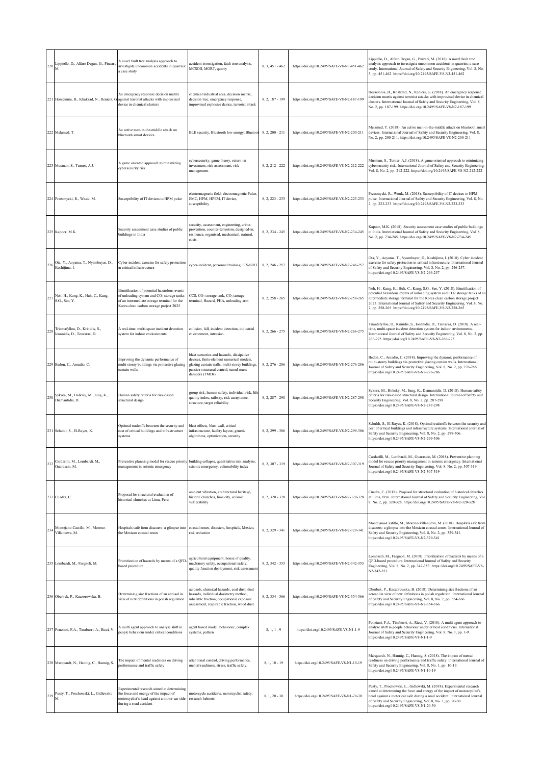| 220 | Lippiello, D., Alfaro Degan, G., Pinzari, M. | A novel fault tree analysis approach to investigate uncommon accidents in quarries: a case study | accident investigation, fault tree analysis, MCSOII, MORT, quarry | 8, 3, 451 - 462 | https://doi.org/10.2495/SAFE-V8-N3-451-462 | Lippiello, D., Alfaro Degan, G., Pinzari, M. (2018). A novel fault tree analysis approach to investigate uncommon accidents in quarries: a case study. International Journal of Safety and Security Engineering, Vol. 8, No. 3, pp. 451-462. https://doi.org/10.2495/SAFE-V8-N3-451-462 |
|---|---|---|---|---|---|---|
| 221 | Hosseinnia, B., Khakzad, N., Reniers, G. | An emergency response decision matrix against terrorist attacks with improvised device in chemical clusters | chemical industrial area, decision matrix, decision tree, emergency response, improvised explosive device, terrorist attack | 8, 2, 187 - 199 | https://doi.org/10.2495/SAFE-V8-N2-187-199 | Hosseinnia, B., Khakzad, N., Reniers, G. (2018). An emergency response decision matrix against terrorist attacks with improvised device in chemical clusters. International Journal of Safety and Security Engineering, Vol. 8, No. 2, pp. 187-199. https://doi.org/10.2495/SAFE-V8-N2-187-199 |
| 222 | Melamed, T. | An active man-in-the-middle attack on bluetooth smart devices | BLE security, Bluetooth low energy, Bluetooth | 8, 2, 200 - 211 | https://doi.org/10.2495/SAFE-V8-N2-200-211 | Melamed, T. (2018). An active man-in-the-middle attack on bluetooth smart devices. International Journal of Safety and Security Engineering, Vol. 8, No. 2, pp. 200-211. https://doi.org/10.2495/SAFE-V8-N2-200-211 |
| 223 | Musman, S., Turner, A.J. | A game oriented approach to minimizing cybersecurity risk | cybersecurity, game theory, return on investment, risk assessment, risk management | 8, 2, 212 - 222 | https://doi.org/10.2495/SAFE-V8-N2-212-222 | Musman, S., Turner, A.J. (2018). A game oriented approach to minimizing cybersecurity risk. International Journal of Safety and Security Engineering, Vol. 8, No. 2, pp. 212-222. https://doi.org/10.2495/SAFE-V8-N2-212-222 |
| 224 | Przesmycki, R., Wnuk, M. | Susceptibility of IT devices to HPM pulse | electromagnetic field, electromagnetic Pulse, EMC, HPM, HPEM, IT device, susceptibility | 8, 2, 223 - 233 | https://doi.org/10.2495/SAFE-V8-N2-223-233 | Przesmycki, R., Wnuk, M. (2018). Susceptibility of IT devices to HPM pulse. International Journal of Safety and Security Engineering, Vol. 8, No. 2, pp. 223-233. https://doi.org/10.2495/SAFE-V8-N2-223-233 |
| 225 | Kapoor, M.K. | Security assessment case studies of public buildings in India | security, assessment, engineering, crime-prevention, counter-terrorism, designed-in, resilience, organised, mechanical, natural, costs. | 8, 2, 234 - 245 | https://doi.org/10.2495/SAFE-V8-N2-234-245 | Kapoor, M.K. (2018). Security assessment case studies of public buildings in India. International Journal of Safety and Security Engineering, Vol. 8, No. 2, pp. 234-245. https://doi.org/10.2495/SAFE-V8-N2-234-245 |
| 226 | Ota, Y., Aoyama, T., Nyambayar, D., Koshijima, I. | Cyber incident exercise for safety protection in critical infrastructure | cyber-incident, personnel training, ICS-SIRT | 8, 2, 246 - 257 | https://doi.org/10.2495/SAFE-V8-N2-246-257 | Ota, Y., Aoyama, T., Nyambayar, D., Koshijima, I. (2018). Cyber incident exercise for safety protection in critical infrastructure. International Journal of Safety and Security Engineering, Vol. 8, No. 2, pp. 246-257. https://doi.org/10.2495/SAFE-V8-N2-246-257 |
| 227 | Noh, H., Kang, K., Huh, C., Kang, S.G., Seo, Y. | Identification of potential hazardous events of unloading system and $CO_2$ storage tanks of an intermediate storage terminal for the Korea clean carbon storage project 2025 | CCS, $CO_2$ storage tank, $CO_2$ storage terminal, Hazard, PHA, unloading arm | 8, 2, 258 - 265 | https://doi.org/10.2495/SAFE-V8-N2-258-265 | Noh, H., Kang, K., Huh, C., Kang, S.G., Seo, Y. (2018). Identification of potential hazardous events of unloading system and CO2 storage tanks of an intermediate storage terminal for the Korea clean carbon storage project 2025. International Journal of Safety and Security Engineering, Vol. 8, No. 2, pp. 258-265. https://doi.org/10.2495/SAFE-V8-N2-258-265 |
| 228 | Triantafyllou, D., Krinidis, S., Ioannidis, D., Tzovaras, D. | A real-time, multi-space incident detection system for indoor environments | collision, fall, incident detection, industrial environment, intrusion. | 8, 2, 266 - 275 | https://doi.org/10.2495/SAFE-V8-N2-266-275 | Triantafyllou, D., Krinidis, S., Ioannidis, D., Tzovaras, D. (2018). A real-time, multi-space incident detection system for indoor environments. International Journal of Safety and Security Engineering, Vol. 8, No. 2, pp. 266-275. https://doi.org/10.2495/SAFE-V8-N2-266-275 |
| 229 | Bedon, C., Amadio, C. | Improving the dynamic performance of multi-storey buildings via protective glazing curtain walls | blast scenarios and hazards, dissipative devices, finite-element numerical models, glazing curtain walls, multi-storey buildings, passive structural control, tuned-mass dampers (TMDs). | 8, 2, 276 - 286 | https://doi.org/10.2495/SAFE-V8-N2-276-286 | Bedon, C., Amadio, C. (2018). Improving the dynamic performance of multi-storey buildings via protective glazing curtain walls. International Journal of Safety and Security Engineering, Vol. 8, No. 2, pp. 276-286. https://doi.org/10.2495/SAFE-V8-N2-276-286 |
| 230 | Sykora, M., Holicky, M., Jung, K., Diamantidis, D. | Human safety criteria for risk-based structural design | group risk, human safety, individual risk, life quality index, railway, risk acceptance, structure, target reliability | 8, 2, 287 - 298 | https://doi.org/10.2495/SAFE-V8-N2-287-298 | Sykora, M., Holicky, M., Jung, K., Diamantidis, D. (2018). Human safety criteria for risk-based structural design. International Journal of Safety and Security Engineering, Vol. 8, No. 2, pp. 287-298. https://doi.org/10.2495/SAFE-V8-N2-287-298 |
| 231 | Schuldt, S., El-Rayes, K. | Optimal tradeoffs between the security and cost of critical buildings and infrastructure systems | blast effects, blast wall, critical infrastructure, facility layout, genetic algorithms, optimization, security | 8, 2, 299 - 306 | https://doi.org/10.2495/SAFE-V8-N2-299-306 | Schuldt, S., El-Rayes, K. (2018). Optimal tradeoffs between the security and cost of critical buildings and infrastructure systems. International Journal of Safety and Security Engineering, Vol. 8, No. 2, pp. 299-306. https://doi.org/10.2495/SAFE-V8-N2-299-306 |
| 232 | Cardarilli, M., Lombardi, M., Guarascio, M. | Preventive planning model for rescue priority management in seismic emergency | building collapse, quantitative risk analysis, seismic emergency, vulnerability index | 8, 2, 307 - 319 | https://doi.org/10.2495/SAFE-V8-N2-307-319 | Cardarilli, M., Lombardi, M., Guarascio, M. (2018). Preventive planning model for rescue priority management in seismic emergency. International Journal of Safety and Security Engineering, Vol. 8, No. 2, pp. 307-319. https://doi.org/10.2495/SAFE-V8-N2-307-319 |
| 233 | Cuadra, C. | Proposal for structural evaluation of historical churches at Lima, Peru | ambient vibration, architectural heritage, historic churches, lima city, seismic vulnerability | 8, 2, 320 - 328 | https://doi.org/10.2495/SAFE-V8-N2-320-328 | Cuadra, C. (2018). Proposal for structural evaluation of historical churches at Lima, Peru. International Journal of Safety and Security Engineering, Vol. 8, No. 2, pp. 320-328. https://doi.org/10.2495/SAFE-V8-N2-320-328 |
| 234 | Montejano-Castillo, M., Moreno-Villanueva, M. | Hospitals safe from disasters: a glimpse into the Mexican coastal zones | coastal zones, disasters, hospitals, Mexico, risk reduction | 8, 2, 329 - 341 | https://doi.org/10.2495/SAFE-V8-N2-329-341 | Montejano-Castillo, M., Moreno-Villanueva, M. (2018). Hospitals safe from disasters: a glimpse into the Mexican coastal zones. International Journal of Safety and Security Engineering, Vol. 8, No. 2, pp. 329-341. https://doi.org/10.2495/SAFE-V8-N2-329-341 |
| 235 | Lombardi, M., Fargnoli, M. | Prioritization of hazards by means of a QFD-based procedure | agricultural equipment, house of quality, machinery safety, occupational safety, quality function deployment, risk assessment | 8, 2, 342 - 353 | https://doi.org/10.2495/SAFE-V8-N2-342-353 | Lombardi, M., Fargnoli, M. (2018). Prioritization of hazards by means of a QFD-based procedure. International Journal of Safety and Security Engineering, Vol. 8, No. 2, pp. 342-353. https://doi.org/10.2495/SAFE-V8-N2-342-353 |
| 236 | Oberbek, P., Kaczorowska, B. | Determining size fractions of an aerosol in view of new definitions in polish regulation | aerosols, chemical hazards, coal dust, dust hazards, individual dosimetry method, inhalable fraction, occupational exposure assessment, respirable fraction, wood dust | 8, 2, 354 - 366 | https://doi.org/10.2495/SAFE-V8-N2-354-366 | Oberbek, P., Kaczorowska, B. (2018). Determining size fractions of an aerosol in view of new definitions in polish regulation. International Journal of Safety and Security Engineering, Vol. 8, No. 2, pp. 354-366. https://doi.org/10.2495/SAFE-V8-N2-354-366 |
| 237 | Ponziani, F.A., Tinaburri, A., Ricci, V. | A multi agent approach to analyse shift in people behaviour under critical conditions | agent based model, behaviour, complex systems, pattern | 8, 1, 1 - 9 | https://doi.org/10.2495/SAFE-V8-N1-1-9 | Ponziani, F.A., Tinaburri, A., Ricci, V. (2018). A multi agent approach to analyse shift in people behaviour under critical conditions. International Journal of Safety and Security Engineering, Vol. 8, No. 1, pp. 1-9. https://doi.org/10.2495/SAFE-V8-N1-1-9 |
| 238 | Marquardt, N., Hannig, C., Hannig, S. | The impact of mental readiness on driving performance and traffic safety | attentional control, driving performance, mental readiness, stress, traffic safety. | 8, 1, 10 - 19 | https://doi.org/10.2495/SAFE-V8-N1-10-19 | Marquardt, N., Hannig, C., Hannig, S. (2018). The impact of mental readiness on driving performance and traffic safety. International Journal of Safety and Security Engineering, Vol. 8, No. 1, pp. 10-19. https://doi.org/10.2495/SAFE-V8-N1-10-19 |
| 239 | Pusty, T., Prochowski, L., Gidlewski, M. | Experimental research aimed at determining the force and energy of the impact of motorcyclist's head against a motor car side during a road accident | motorcycle accidents, motorcyclist safety, research helmets | 8, 1, 20 - 30 | https://doi.org/10.2495/SAFE-V8-N1-20-30 | Pusty, T., Prochowski, L., Gidlewski, M. (2018). Experimental research aimed at determining the force and energy of the impact of motorcyclist's head against a motor car side during a road accident. International Journal of Safety and Security Engineering, Vol. 8, No. 1, pp. 20-30. https://doi.org/10.2495/SAFE-V8-N1-20-30 |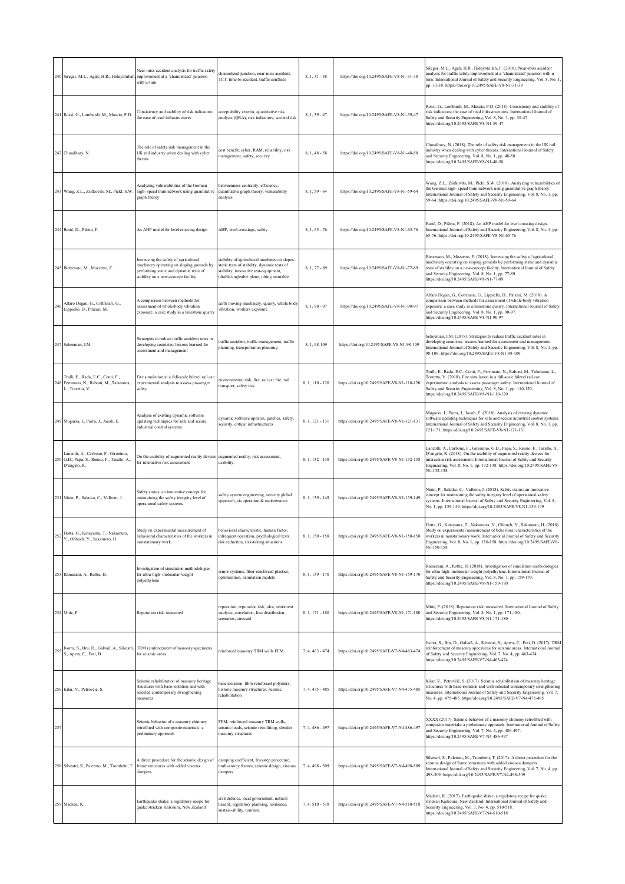| | | | | | | |
|---|---|---|---|---|---|---|
| 240 | Siregar, M.L., Agah, H.R., Hidayatullah, F. | Near-miss accident analysis for traffic safety improvement at a 'channelized' junction with u-turn | channelized junction, near-miss accident, TCT, time-to accident, traffic conflicts | 8, 1, 31 - 38 | https://doi.org/10.2495/SAFE-V8-N1-31-38 | Siregar, M.L., Agah, H.R., Hidayatullah, F. (2018). Near-miss accident analysis for traffic safety improvement at a 'channelized' junction with u-turn. International Journal of Safety and Security Engineering, Vol. 8, No. 1, pp. 31-38. https://doi.org/10.2495/SAFE-V8-N1-31-38 |
| 241 | Rossi, G., Lombardi, M., Mascio, P.D. | Consistency and stability of risk indicators: the case of road infrastructures | acceptability criteria, quantitative risk analysis (QRA), risk indicators, societal risk | 8, 1, 39 - 47 | https://doi.org/10.2495/SAFE-V8-N1-39-47 | Rossi, G., Lombardi, M., Mascio, P.D. (2018). Consistency and stability of risk indicators: the case of road infrastructures. International Journal of Safety and Security Engineering, Vol. 8, No. 1, pp. 39-47. https://doi.org/10.2495/SAFE-V8-N1-39-47 |
| 242 | Choudhary, N. | The role of safety risk management in the UK rail industry when dealing with cyber threats | cost benefit, cyber, RAM, reliability, risk management, safety, security | 8, 1, 48 - 58 | https://doi.org/10.2495/SAFE-V8-N1-48-58 | Choudhary, N. (2018). The role of safety risk management in the UK rail industry when dealing with cyber threats. International Journal of Safety and Security Engineering, Vol. 8, No. 1, pp. 48-58. https://doi.org/10.2495/SAFE-V8-N1-48-58 |
| 243 | Wang, Z.L., Zsifkovits, M., Pickl, S.W. | Analyzing vulnerabilities of the German high- speed train network using quantitative graph theory | betweenness centrality, efficiency, quantitative graph theory, vulnerability analysis | 8, 1, 59 - 64 | https://doi.org/10.2495/SAFE-V8-N1-59-64 | Wang, Z.L., Zsifkovits, M., Pickl, S.W. (2018). Analyzing vulnerabilities of the German high- speed train network using quantitative graph theory. International Journal of Safety and Security Engineering, Vol. 8, No. 1, pp. 59-64. https://doi.org/10.2495/SAFE-V8-N1-59-64 |
| 244 | Barić, D., Pilčeta, F. | An AHP model for level crossing design | AHP, level crossings, safety | 8, 1, 65 - 76 | https://doi.org/10.2495/SAFE-V8-N1-65-76 | Barić, D., Pilčeta, F. (2018). An AHP model for level crossing design. International Journal of Safety and Security Engineering, Vol. 8, No. 1, pp. 65-76. https://doi.org/10.2495/SAFE-V8-N1-65-76 |
| 245 | Bietresato, M., Mazzetto, F. | Increasing the safety of agricultural machinery operating on sloping grounds by performing static and dynamic tests of stability on a new-concept facility | stability of agricultural machines on slopes, static tests of stability, dynamic tests of stability, innovative test-equipment, tiltable/angleable plane, tilting turntable | 8, 1, 77 - 89 | https://doi.org/10.2495/SAFE-V8-N1-77-89 | Bietresato, M., Mazzetto, F. (2018). Increasing the safety of agricultural machinery operating on sloping grounds by performing static and dynamic tests of stability on a new-concept facility. International Journal of Safety and Security Engineering, Vol. 8, No. 1, pp. 77-89. https://doi.org/10.2495/SAFE-V8-N1-77-89 |
| 246 | Alfaro Degan, G., Coltrinari, G., Lippiello, D., Pinzari, M. | A comparison between methods for assessment of whole-body vibration exposure: a case study in a limestone quarry | earth moving machinery, quarry, whole body vibration, workers exposure | 8, 1, 90 - 97 | https://doi.org/10.2495/SAFE-V8-N1-90-97 | Alfaro Degan, G., Coltrinari, G., Lippiello, D., Pinzari, M. (2018). A comparison between methods for assessment of whole-body vibration exposure: a case study in a limestone quarry. International Journal of Safety and Security Engineering, Vol. 8, No. 1, pp. 90-97. https://doi.org/10.2495/SAFE-V8-N1-90-97 |
| 247 | Schoeman, I.M. | Strategies to reduce traffic accident rates in developing countries: lessons learned for assessment and management | traffic accident, traffic management, traffic planning, transportation planning | 8, 1, 98-109 | https://doi.org/10.2495/SAFE-V8-N1-98-109 | Schoeman, I.M. (2018). Strategies to reduce traffic accident rates in developing countries: lessons learned for assessment and management. International Journal of Safety and Security Engineering, Vol. 8, No. 1, pp. 98-109. https://doi.org/10.2495/SAFE-V8-N1-98-109 |
| 248 | Trulli, E., Rada, E.C., Conti, F., Ferronato, N., Raboni, M., Talamona, L., Torretta, V. | Fire simulation in a full-scale bilevel rail car: experimental analysis to assess passenger safety | environmental risk, fire, rail car fire, rail transport, safety risk | 8, 1, 110 - 120 | https://doi.org/10.2495/SAFE-V8-N1-110-120 | Trulli, E., Rada, E.C., Conti, F., Ferronato, N., Raboni, M., Talamona, L., Torretta, V. (2018). Fire simulation in a full-scale bilevel rail car: experimental analysis to assess passenger safety. International Journal of Safety and Security Engineering, Vol. 8, No. 1, pp. 110-120. https://doi.org/10.2495/SAFE-V8-N1-110-120 |
| 249 | Mugarza, I., Parra, J., Jacob, E. | Analysis of existing dynamic software updating techniques for safe and secure industrial control systems | dynamic software updates, patches, safety, security, critical infrastructures | 8, 1, 121 - 131 | https://doi.org/10.2495/SAFE-V8-N1-121-131 | Mugarza, I., Parra, J., Jacob, E. (2018). Analysis of existing dynamic software updating techniques for safe and secure industrial control systems. International Journal of Safety and Security Engineering, Vol. 8, No. 1, pp. 121-131. https://doi.org/10.2495/SAFE-V8-N1-121-131 |
| 250 | Lanzotti, A., Carbone, F., Gironimo, G.D., Papa, S., Renno, F., Tarallo, A., D'angelo, R. | On the usability of augmented reality devices for interactive risk assessment | augmented reality, risk assessment, usability. | 8, 1, 132 - 138 | https://doi.org/10.2495/SAFE-V8-N1-132-138 | Lanzotti, A., Carbone, F., Gironimo, G.D., Papa, S., Renno, F., Tarallo, A., D'angelo, R. (2018). On the usability of augmented reality devices for interactive risk assessment. International Journal of Safety and Security Engineering, Vol. 8, No. 1, pp. 132-138. https://doi.org/10.2495/SAFE-V8-N1-132-138 |
| 251 | Ninin, P., Salatko, C., Valbom, J. | Safety status: an innovative concept for maintaining the safety integrity level of operational safety systems | safety system engineering, security global approach, sis operation & maintenance. | 8, 1, 139 - 149 | https://doi.org/10.2495/SAFE-V8-N1-139-149 | Ninin, P., Salatko, C., Valbom, J. (2018). Safety status: an innovative concept for maintaining the safety integrity level of operational safety systems. International Journal of Safety and Security Engineering, Vol. 8, No. 1, pp. 139-149. https://doi.org/10.2495/SAFE-V8-N1-139-149 |
| 252 | Hotta, G., Katayama, T., Nakamura, Y., Ohbuch, Y., Sakamoto, H. | Study on experimental measurement of behavioral characteristics of the workers in nonstationary work | behavioral characteristic, human factor, infrequent operation, psychological tests, risk reduction, risk-taking situations | 8, 1, 150 - 158 | https://doi.org/10.2495/SAFE-V8-N1-150-158 | Hotta, G., Katayama, T., Nakamura, Y., Ohbuch, Y., Sakamoto, H. (2018). Study on experimental measurement of behavioral characteristics of the workers in nonstationary work. International Journal of Safety and Security Engineering, Vol. 8, No. 1, pp. 150-158. https://doi.org/10.2495/SAFE-V8-N1-150-158 |
| 253 | Ramezani, A., Rothe, H. | Investigation of simulation methodologies for ultra-high–molecular-weight polyethylene | armor systems, fiber-reinforced plastics, optimization, simulation models | 8, 1, 159 - 170 | https://doi.org/10.2495/SAFE-V8-N1-159-170 | Ramezani, A., Rothe, H. (2018). Investigation of simulation methodologies for ultra-high–molecular-weight polyethylene. International Journal of Safety and Security Engineering, Vol. 8, No. 1, pp. 159-170. https://doi.org/10.2495/SAFE-V8-N1-159-170 |
| 254 | Mitic, P. | Reputation risk: measured | reputation, reputation risk, alva, sentiment analysis, correlation, loss distribution, scenarios, stressed | 8, 1, 171 - 180 | https://doi.org/10.2495/SAFE-V8-N1-171-180 | Mitic, P. (2018). Reputation risk: measured. International Journal of Safety and Security Engineering, Vol. 8, No. 1, pp. 171-180. https://doi.org/10.2495/SAFE-V8-N1-171-180 |
| 255 | Ivorra, S., Bru, D., Galvañ, A., Silvestri, S., Apera, C., Foti, D. | TRM reinforcement of masonry specimens for seismic areas | reinforced masonry TRM walls FEM | 7, 4, 463 - 474 | https://doi.org/10.2495/SAFE-V7-N4-463-474 | Ivorra, S., Bru, D., Galvañ, A., Silvestri, S., Apera, C., Foti, D. (2017). TRM reinforcement of masonry specimens for seismic areas. International Journal of Safety and Security Engineering, Vol. 7, No. 4, pp. 463-474. https://doi.org/10.2495/SAFE-V7-N4-463-474 |
| 256 | Kilar, V., Petrovčič, S. | Seismic rehabilitation of masonry heritage structures with base-isolation and with selected contemporary strengthening measures | base isolation, fibre-reinforced polymers, historic masonry structures, seismic rehabilitation | 7, 4, 475 - 485 | https://doi.org/10.2495/SAFE-V7-N4-475-485 | Kilar, V., Petrovčič, S. (2017). Seismic rehabilitation of masonry heritage structures with base-isolation and with selected contemporary strengthening measures. International Journal of Safety and Security Engineering, Vol. 7, No. 4, pp. 475-485. https://doi.org/10.2495/SAFE-V7-N4-475-485 |
| 257 | | Seismic behavior of a masonry chimney retrofitted with composite materials: a preliminary approach | FEM, reinforced masonry TRM walls, seismic loads, seismic retrofitting, slender masonry structures | 7, 4, 486 - 497 | https://doi.org/10.2495/SAFE-V7-N4-486-497 | XXXX (2017). Seismic behavior of a masonry chimney retrofitted with composite materials: a preliminary approach. International Journal of Safety and Security Engineering, Vol. 7, No. 4, pp. 486-497. https://doi.org/10.2495/SAFE-V7-N4-486-497 |
| 258 | Silvestri, S., Palermo, M., Trombetti, T. | A direct procedure for the seismic design of frame structures with added viscous dampers | damping coefficient, five-step procedure, multi-storey frames, seismic design, viscous dampers | 7, 4, 498 - 509 | https://doi.org/10.2495/SAFE-V7-N4-498-509 | Silvestri, S., Palermo, M., Trombetti, T. (2017). A direct procedure for the seismic design of frame structures with added viscous dampers. International Journal of Safety and Security Engineering, Vol. 7, No. 4, pp. 498-509. https://doi.org/10.2495/SAFE-V7-N4-498-509 |
| 259 | Madsen, K. | Earthquake shake: a regulatory recipe for quake stricken Kaikoura, New Zealand | civil defence, local government, natural hazard, regulatory planning, resilience, sustain-ability, tourism. | 7, 4, 510 - 518 | https://doi.org/10.2495/SAFE-V7-N4-510-518 | Madsen, K. (2017). Earthquake shake: a regulatory recipe for quake stricken Kaikoura, New Zealand. International Journal of Safety and Security Engineering, Vol. 7, No. 4, pp. 510-518. https://doi.org/10.2495/SAFE-V7-N4-510-518 |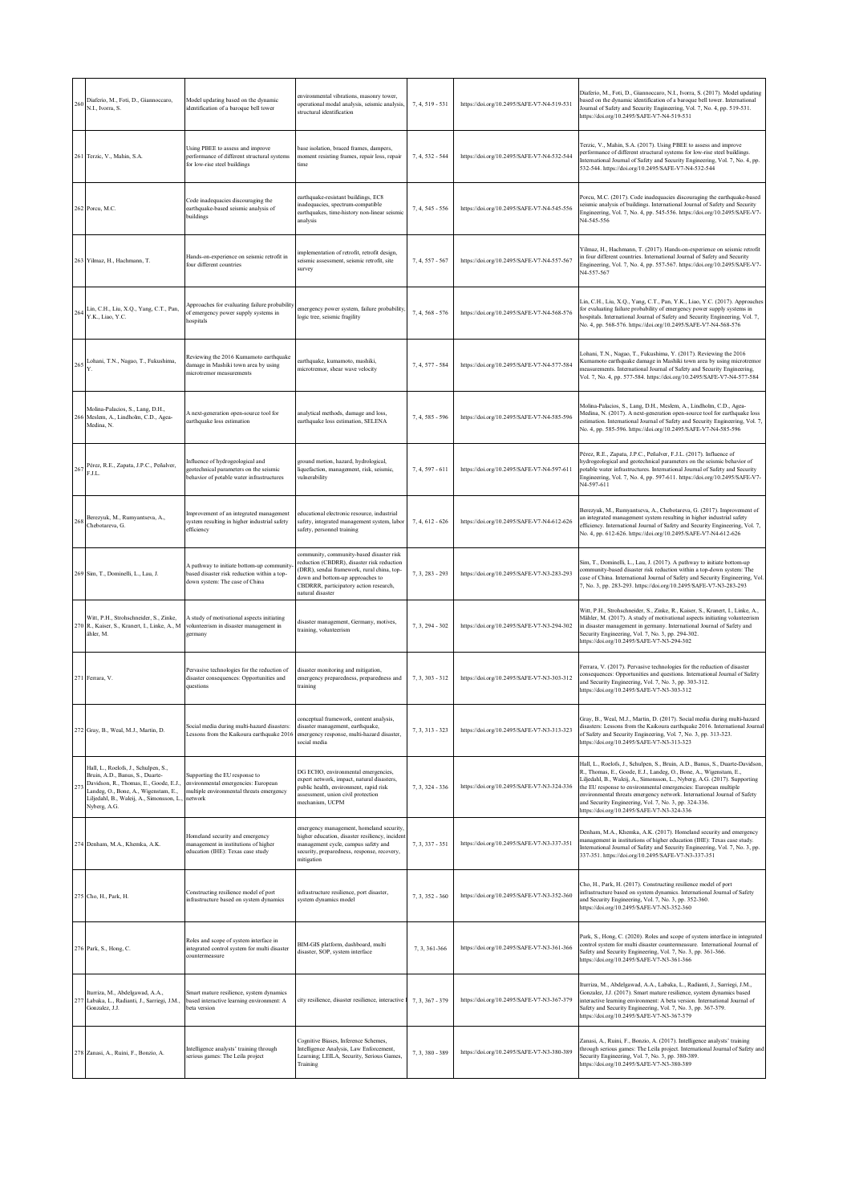| 260 | Diaferio, M., Foti, D., Giannoccaro, N.I., Ivorra, S. | Model updating based on the dynamic identification of a baroque bell tower | environmental vibrations, masonry tower, operational modal analysis, seismic analysis, structural identification | 7, 4, 519 - 531 | https://doi.org/10.2495/SAFE-V7-N4-519-531 | Diaferio, M., Foti, D., Giannoccaro, N.I., Ivorra, S. (2017). Model updating based on the dynamic identification of a baroque bell tower. International Journal of Safety and Security Engineering, Vol. 7, No. 4, pp. 519-531. https://doi.org/10.2495/SAFE-V7-N4-519-531 |
|---|---|---|---|---|---|---|
| 261 | Terzic, V., Mahin, S.A. | Using PBEE to assess and improve performance of different structural systems for low-rise steel buildings | base isolation, braced frames, dampers, moment resisting frames, repair loss, repair time | 7, 4, 532 - 544 | https://doi.org/10.2495/SAFE-V7-N4-532-544 | Terzic, V., Mahin, S.A. (2017). Using PBEE to assess and improve performance of different structural systems for low-rise steel buildings. International Journal of Safety and Security Engineering, Vol. 7, No. 4, pp. 532-544. https://doi.org/10.2495/SAFE-V7-N4-532-544 |
| 262 | Porcu, M.C. | Code inadequacies discouraging the earthquake-based seismic analysis of buildings | earthquake-resistant buildings, EC8 inadequacies, spectrum-compatible earthquakes, time-history non-linear seismic analysis | 7, 4, 545 - 556 | https://doi.org/10.2495/SAFE-V7-N4-545-556 | Porcu, M.C. (2017). Code inadequacies discouraging the earthquake-based seismic analysis of buildings. International Journal of Safety and Security Engineering, Vol. 7, No. 4, pp. 545-556. https://doi.org/10.2495/SAFE-V7-N4-545-556 |
| 263 | Yilmaz, H., Hachmann, T. | Hands-on-experience on seismic retrofit in four different countries | implementation of retrofit, retrofit design, seismic assessment, seismic retrofit, site survey | 7, 4, 557 - 567 | https://doi.org/10.2495/SAFE-V7-N4-557-567 | Yilmaz, H., Hachmann, T. (2017). Hands-on-experience on seismic retrofit in four different countries. International Journal of Safety and Security Engineering, Vol. 7, No. 4, pp. 557-567. https://doi.org/10.2495/SAFE-V7-N4-557-567 |
| 264 | Lin, C.H., Liu, X.Q., Yang, C.T., Pan, Y.K., Liao, Y.C. | Approaches for evaluating failure probability of emergency power supply systems in hospitals | emergency power system, failure probability, logic tree, seismic fragility | 7, 4, 568 - 576 | https://doi.org/10.2495/SAFE-V7-N4-568-576 | Lin, C.H., Liu, X.Q., Yang, C.T., Pan, Y.K., Liao, Y.C. (2017). Approaches for evaluating failure probability of emergency power supply systems in hospitals. International Journal of Safety and Security Engineering, Vol. 7, No. 4, pp. 568-576. https://doi.org/10.2495/SAFE-V7-N4-568-576 |
| 265 | Lohani, T.N., Nagao, T., Fukushima, Y. | Reviewing the 2016 Kumamoto earthquake damage in Mashiki town area by using microtremor measurements | earthquake, kumamoto, mashiki, microtremor, shear wave velocity | 7, 4, 577 - 584 | https://doi.org/10.2495/SAFE-V7-N4-577-584 | Lohani, T.N., Nagao, T., Fukushima, Y. (2017). Reviewing the 2016 Kumamoto earthquake damage in Mashiki town area by using microtremor measurements. International Journal of Safety and Security Engineering, Vol. 7, No. 4, pp. 577-584. https://doi.org/10.2495/SAFE-V7-N4-577-584 |
| 266 | Molina-Palacios, S., Lang, D.H., Meslem, A., Lindholm, C.D., Agea-Medina, N. | A next-generation open-source tool for earthquake loss estimation | analytical methods, damage and loss, earthquake loss estimation, SELENA | 7, 4, 585 - 596 | https://doi.org/10.2495/SAFE-V7-N4-585-596 | Molina-Palacios, S., Lang, D.H., Meslem, A., Lindholm, C.D., Agea-Medina, N. (2017). A next-generation open-source tool for earthquake loss estimation. International Journal of Safety and Security Engineering, Vol. 7, No. 4, pp. 585-596. https://doi.org/10.2495/SAFE-V7-N4-585-596 |
| 267 | Pérez, R.E., Zapata, J.P.C., Peñalver, F.J.L. | Influence of hydrogeological and geotechnical parameters on the seismic behavior of potable water infrastructures | ground motion, hazard, hydrological, liquefaction, management, risk, seismic, vulnerability | 7, 4, 597 - 611 | https://doi.org/10.2495/SAFE-V7-N4-597-611 | Pérez, R.E., Zapata, J.P.C., Peñalver, F.J.L. (2017). Influence of hydrogeological and geotechnical parameters on the seismic behavior of potable water infrastructures. International Journal of Safety and Security Engineering, Vol. 7, No. 4, pp. 597-611. https://doi.org/10.2495/SAFE-V7-N4-597-611 |
| 268 | Berezyuk, M., Rumyantseva, A., Chebotareva, G. | Improvement of an integrated management system resulting in higher industrial safety efficiency | educational electronic resource, industrial safety, integrated management system, labor safety, personnel training | 7, 4, 612 - 626 | https://doi.org/10.2495/SAFE-V7-N4-612-626 | Berezyuk, M., Rumyantseva, A., Chebotareva, G. (2017). Improvement of an integrated management system resulting in higher industrial safety efficiency. International Journal of Safety and Security Engineering, Vol. 7, No. 4, pp. 612-626. https://doi.org/10.2495/SAFE-V7-N4-612-626 |
| 269 | Sim, T., Dominelli, L., Lau, J. | A pathway to initiate bottom-up community-based disaster risk reduction within a top-down system: The case of China | community, community-based disaster risk reduction (CBDRR), disaster risk reduction (DRR), sendai framework, rural china, top-down and bottom-up approaches to CBDRRR, participatory action research, natural disaster | 7, 3, 283 - 293 | https://doi.org/10.2495/SAFE-V7-N3-283-293 | Sim, T., Dominelli, L., Lau, J. (2017). A pathway to initiate bottom-up community-based disaster risk reduction within a top-down system: The case of China. International Journal of Safety and Security Engineering, Vol. 7, No. 3, pp. 283-293. https://doi.org/10.2495/SAFE-V7-N3-283-293 |
| 270 | Witt, P.H., Strohschneider, S., Zinke, R., Kaiser, S., Kranert, I., Linke, A., Mähler, M. | A study of motivational aspects initiating volunteerism in disaster management in germany | disaster management, Germany, motives, training, volunteerism | 7, 3, 294 - 302 | https://doi.org/10.2495/SAFE-V7-N3-294-302 | Witt, P.H., Strohschneider, S., Zinke, R., Kaiser, S., Kranert, I., Linke, A., Mähler, M. (2017). A study of motivational aspects initiating volunteerism in disaster management in germany. International Journal of Safety and Security Engineering, Vol. 7, No. 3, pp. 294-302. https://doi.org/10.2495/SAFE-V7-N3-294-302 |
| 271 | Ferrara, V. | Pervasive technologies for the reduction of disaster consequences: Opportunities and questions | disaster monitoring and mitigation, emergency preparedness, preparedness and training | 7, 3, 303 - 312 | https://doi.org/10.2495/SAFE-V7-N3-303-312 | Ferrara, V. (2017). Pervasive technologies for the reduction of disaster consequences: Opportunities and questions. International Journal of Safety and Security Engineering, Vol. 7, No. 3, pp. 303-312. https://doi.org/10.2495/SAFE-V7-N3-303-312 |
| 272 | Gray, B., Weal, M.J., Martin, D. | Social media during multi-hazard disasters: Lessons from the Kaikoura earthquake 2016 | conceptual framework, content analysis, disaster management, earthquake, emergency response, multi-hazard disaster, social media | 7, 3, 313 - 323 | https://doi.org/10.2495/SAFE-V7-N3-313-323 | Gray, B., Weal, M.J., Martin, D. (2017). Social media during multi-hazard disasters: Lessons from the Kaikoura earthquake 2016. International Journal of Safety and Security Engineering, Vol. 7, No. 3, pp. 313-323. https://doi.org/10.2495/SAFE-V7-N3-313-323 |
| 273 | Hall, L., Roelofs, J., Schulpen, S., Bruin, A.D., Banus, S., Duarte-Davidson, R., Thomas, E., Goode, E.J., Landeg, O., Bone, A., Wigenstam, E., Liljedahl, B., Waleij, A., Simonsson, L., Nyberg, A.G. | Supporting the EU response to environmental emergencies: European multiple environmental threats emergency network | DG ECHO, environmental emergencies, expert network, impact, natural disasters, public health, environment, rapid risk assessment, union civil protection mechanism, UCPM | 7, 3, 324 - 336 | https://doi.org/10.2495/SAFE-V7-N3-324-336 | Hall, L., Roelofs, J., Schulpen, S., Bruin, A.D., Banus, S., Duarte-Davidson, R., Thomas, E., Goode, E.J., Landeg, O., Bone, A., Wigenstam, E., Liljedahl, B., Waleij, A., Simonsson, L., Nyberg, A.G. (2017). Supporting the EU response to environmental emergencies: European multiple environmental threats emergency network. International Journal of Safety and Security Engineering, Vol. 7, No. 3, pp. 324-336. https://doi.org/10.2495/SAFE-V7-N3-324-336 |
| 274 | Denham, M.A., Khemka, A.K. | Homeland security and emergency management in institutions of higher education (IHE): Texas case study | emergency management, homeland security, higher education, disaster resiliency, incident management cycle, campus safety and security, preparedness, response, recovery, mitigation | 7, 3, 337 - 351 | https://doi.org/10.2495/SAFE-V7-N3-337-351 | Denham, M.A., Khemka, A.K. (2017). Homeland security and emergency management in institutions of higher education (IHE): Texas case study. International Journal of Safety and Security Engineering, Vol. 7, No. 3, pp. 337-351. https://doi.org/10.2495/SAFE-V7-N3-337-351 |
| 275 | Cho, H., Park, H. | Constructing resilience model of port infrastructure based on system dynamics | infrastructure resilience, port disaster, system dynamics model | 7, 3, 352 - 360 | https://doi.org/10.2495/SAFE-V7-N3-352-360 | Cho, H., Park, H. (2017). Constructing resilience model of port infrastructure based on system dynamics. International Journal of Safety and Security Engineering, Vol. 7, No. 3, pp. 352-360. https://doi.org/10.2495/SAFE-V7-N3-352-360 |
| 276 | Park, S., Hong, C. | Roles and scope of system interface in integrated control system for multi disaster countermeasure | BIM-GIS platform, dashboard, multi disaster, SOP, system interface | 7, 3, 361-366 | https://doi.org/10.2495/SAFE-V7-N3-361-366 | Park, S., Hong, C. (2020). Roles and scope of system interface in integrated control system for multi disaster countermeasure. International Journal of Safety and Security Engineering, Vol. 7, No. 3, pp. 361-366. https://doi.org/10.2495/SAFE-V7-N3-361-366 |
| 277 | Iturriza, M., Abdelgawad, A.A., Labaka, L., Radianti, J., Sarriegi, J.M., Gonzalez, J.J. | Smart mature resilience, system dynamics based interactive learning environment: A beta version | city resilience, disaster resilience, interactive l | 7, 3, 367 - 379 | https://doi.org/10.2495/SAFE-V7-N3-367-379 | Iturriza, M., Abdelgawad, A.A., Labaka, L., Radianti, J., Sarriegi, J.M., Gonzalez, J.J. (2017). Smart mature resilience, system dynamics based interactive learning environment: A beta version. International Journal of Safety and Security Engineering, Vol. 7, No. 3, pp. 367-379. https://doi.org/10.2495/SAFE-V7-N3-367-379 |
| 278 | Zanasi, A., Ruini, F., Bonzio, A. | Intelligence analysts' training through serious games: The Leila project | Cognitive Biases, Inference Schemes, Intelligence Analysis, Law Enforcement, Learning; LEILA, Security, Serious Games, Training | 7, 3, 380 - 389 | https://doi.org/10.2495/SAFE-V7-N3-380-389 | Zanasi, A., Ruini, F., Bonzio, A. (2017). Intelligence analysts' training through serious games: The Leila project. International Journal of Safety and Security Engineering, Vol. 7, No. 3, pp. 380-389. https://doi.org/10.2495/SAFE-V7-N3-380-389 |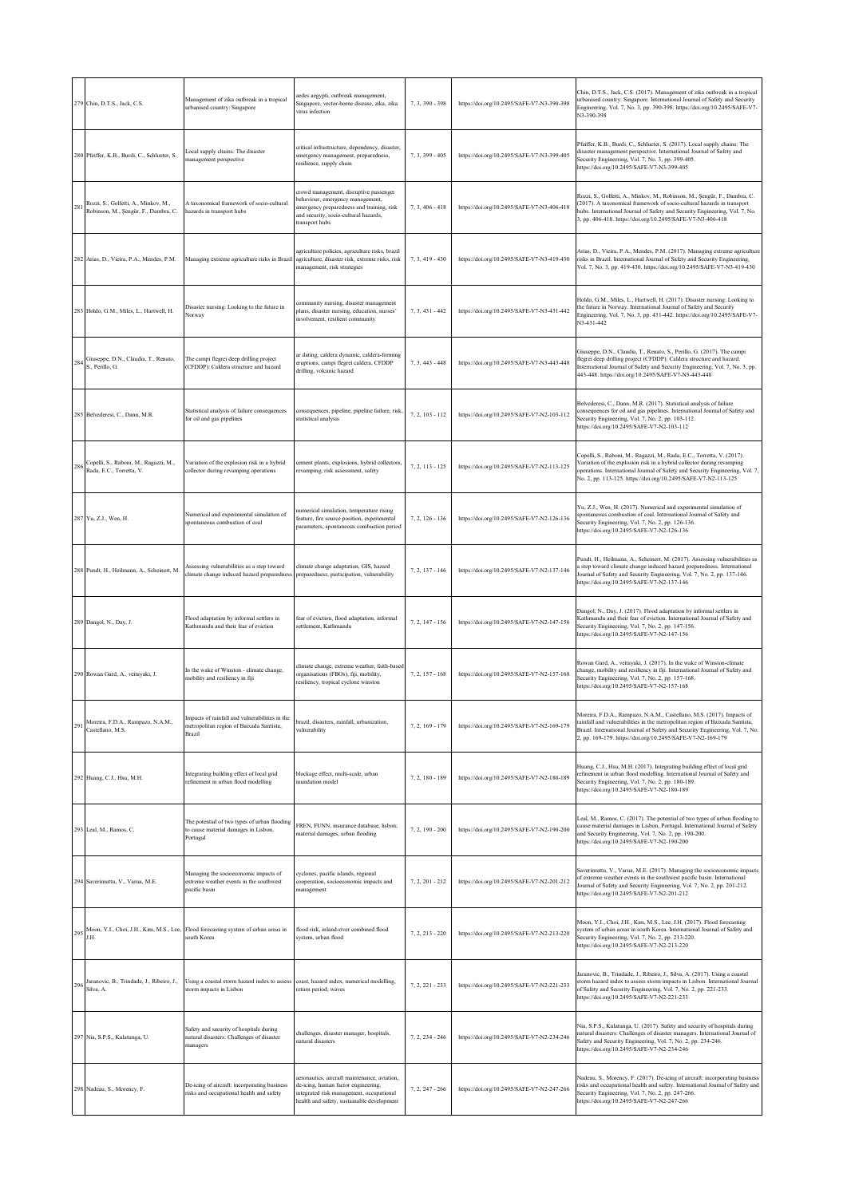| 279 | Chin, D.T.S., Jack, C.S. | Management of zika outbreak in a tropical urbanised country: Singapore | aedes aegypti, outbreak management, Singapore, vector-borne disease, zika, zika virus infection | 7, 3, 390 - 398 | https://doi.org/10.2495/SAFE-V7-N3-390-398 | Chin, D.T.S., Jack, C.S. (2017). Management of zika outbreak in a tropical urbanised country: Singapore. International Journal of Safety and Security Engineering, Vol. 7, No. 3, pp. 390-398. https://doi.org/10.2495/SAFE-V7-N3-390-398 |
|---|---|---|---|---|---|---|
| 280 | Pfeiffer, K.B., Burdi, C., Schlueter, S. | Local supply chains: The disaster management perspective | critical infrastructure, dependency, disaster, emergency management, preparedness, resilience, supply chain | 7, 3, 399 - 405 | https://doi.org/10.2495/SAFE-V7-N3-399-405 | Pfeiffer, K.B., Burdi, C., Schlueter, S. (2017). Local supply chains: The disaster management perspective. International Journal of Safety and Security Engineering, Vol. 7, No. 3, pp. 399-405. https://doi.org/10.2495/SAFE-V7-N3-399-405 |
| 281 | Rozzi, S., Golfetti, A., Minkov, M., Robinson, M., Şengür, F., Dambra, C. | A taxonomical framework of socio-cultural hazards in transport hubs | crowd management, disruptive passenger behaviour, emergency management, emergency preparedness and training, risk and security, socio-cultural hazards, transport hubs | 7, 3, 406 - 418 | https://doi.org/10.2495/SAFE-V7-N3-406-418 | Rozzi, S., Golfetti, A., Minkov, M., Robinson, M., Şengür, F., Dambra, C. (2017). A taxonomical framework of socio-cultural hazards in transport hubs. International Journal of Safety and Security Engineering, Vol. 7, No. 3, pp. 406-418. https://doi.org/10.2495/SAFE-V7-N3-406-418 |
| 282 | Arias, D., Vieira, P.A., Mendes, P.M. | Managing extreme agriculture risks in Brazil | agriculture policies, agriculture risks, brazil agriculture, disaster risk, extreme risks, risk management, risk strategies | 7, 3, 419 - 430 | https://doi.org/10.2495/SAFE-V7-N3-419-430 | Arias, D., Vieira, P.A., Mendes, P.M. (2017). Managing extreme agriculture risks in Brazil. International Journal of Safety and Security Engineering, Vol. 7, No. 3, pp. 419-430. https://doi.org/10.2495/SAFE-V7-N3-419-430 |
| 283 | Holdo, G.M., Miles, L., Hartwell, H. | Disaster nursing: Looking to the future in Norway | community nursing, disaster management plans, disaster nursing, education, nurses' involvement, resilient community | 7, 3, 431 - 442 | https://doi.org/10.2495/SAFE-V7-N3-431-442 | Holdo, G.M., Miles, L., Hartwell, H. (2017). Disaster nursing: Looking to the future in Norway. International Journal of Safety and Security Engineering, Vol. 7, No. 3, pp. 431-442. https://doi.org/10.2495/SAFE-V7-N3-431-442 |
| 284 | Giuseppe, D.N., Claudia, T., Renato, S., Perillo, G. | The campi flegrei deep drilling project (CFDDP): Caldera structure and hazard | ar dating, caldera dynamic, caldera-forming eruptions, campi flegrei caldera, CFDDP drilling, volcanic hazard | 7, 3, 443 - 448 | https://doi.org/10.2495/SAFE-V7-N3-443-448 | Giuseppe, D.N., Claudia, T., Renato, S., Perillo, G. (2017). The campi flegrei deep drilling project (CFDDP): Caldera structure and hazard. International Journal of Safety and Security Engineering, Vol. 7, No. 3, pp. 443-448. https://doi.org/10.2495/SAFE-V7-N3-443-448 |
| 285 | Belvederesi, C., Dann, M.R. | Statistical analysis of failure consequences for oil and gas pipelines | consequences, pipeline, pipeline failure, risk, statistical analysis | 7, 2, 103 - 112 | https://doi.org/10.2495/SAFE-V7-N2-103-112 | Belvederesi, C., Dann, M.R. (2017). Statistical analysis of failure consequences for oil and gas pipelines. International Journal of Safety and Security Engineering, Vol. 7, No. 2, pp. 103-112. https://doi.org/10.2495/SAFE-V7-N2-103-112 |
| 286 | Copelli, S., Raboni, M., Ragazzi, M., Rada, E.C., Torretta, V. | Variation of the explosion risk in a hybrid collector during revamping operations | cement plants, explosions, hybrid collectors, revamping, risk assessment, safety | 7, 2, 113 - 125 | https://doi.org/10.2495/SAFE-V7-N2-113-125 | Copelli, S., Raboni, M., Ragazzi, M., Rada, E.C., Torretta, V. (2017). Variation of the explosion risk in a hybrid collector during revamping operations. International Journal of Safety and Security Engineering, Vol. 7, No. 2, pp. 113-125. https://doi.org/10.2495/SAFE-V7-N2-113-125 |
| 287 | Yu, Z.J., Wen, H. | Numerical and experimental simulation of spontaneous combustion of coal | numerical simulation, temperature rising feature, fire source position, experimental parameters, spontaneous combustion period | 7, 2, 126 - 136 | https://doi.org/10.2495/SAFE-V7-N2-126-136 | Yu, Z.J., Wen, H. (2017). Numerical and experimental simulation of spontaneous combustion of coal. International Journal of Safety and Security Engineering, Vol. 7, No. 2, pp. 126-136. https://doi.org/10.2495/SAFE-V7-N2-126-136 |
| 288 | Pundt, H., Heilmann, A., Scheinert, M. | Assessing vulnerabilities as a step toward climate change induced hazard preparedness | climate change adaptation, GIS, hazard preparedness, participation, vulnerability | 7, 2, 137 - 146 | https://doi.org/10.2495/SAFE-V7-N2-137-146 | Pundt, H., Heilmann, A., Scheinert, M. (2017). Assessing vulnerabilities as a step toward climate change induced hazard preparedness. International Journal of Safety and Security Engineering, Vol. 7, No. 2, pp. 137-146. https://doi.org/10.2495/SAFE-V7-N2-137-146 |
| 289 | Dangol, N., Day, J. | Flood adaptation by informal settlers in Kathmandu and their fear of eviction | fear of eviction, flood adaptation, informal settlement, Kathmandu | 7, 2, 147 - 156 | https://doi.org/10.2495/SAFE-V7-N2-147-156 | Dangol, N., Day, J. (2017). Flood adaptation by informal settlers in Kathmandu and their fear of eviction. International Journal of Safety and Security Engineering, Vol. 7, No. 2, pp. 147-156. https://doi.org/10.2495/SAFE-V7-N2-147-156 |
| 290 | Rowan Gard, A., veitayaki, J. | In the wake of Winston - climate change, mobility and resiliency in fiji | climate change, extreme weather, faith-based organisations (FBOs), fiji, mobility, resiliency, tropical cyclone winston | 7, 2, 157 - 168 | https://doi.org/10.2495/SAFE-V7-N2-157-168 | Rowan Gard, A., veitayaki, J. (2017). In the wake of Winston-climate change, mobility and resiliency in fiji. International Journal of Safety and Security Engineering, Vol. 7, No. 2, pp. 157-168. https://doi.org/10.2495/SAFE-V7-N2-157-168 |
| 291 | Moreira, F.D.A., Rampazo, N.A.M., Castellano, M.S. | Impacts of rainfall and vulnerabilities in the metropolitan region of Baixada Santista, Brazil | brazil, disasters, rainfall, urbanization, vulnerability | 7, 2, 169 - 179 | https://doi.org/10.2495/SAFE-V7-N2-169-179 | Moreira, F.D.A., Rampazo, N.A.M., Castellano, M.S. (2017). Impacts of rainfall and vulnerabilities in the metropolitan region of Baixada Santista, Brazil. International Journal of Safety and Security Engineering, Vol. 7, No. 2, pp. 169-179. https://doi.org/10.2495/SAFE-V7-N2-169-179 |
| 292 | Huang, C.J., Hsu, M.H. | Integrating building effect of local grid refinement in urban flood modelling | blockage effect, multi-scale, urban inundation model | 7, 2, 180 - 189 | https://doi.org/10.2495/SAFE-V7-N2-180-189 | Huang, C.J., Hsu, M.H. (2017). Integrating building effect of local grid refinement in urban flood modelling. International Journal of Safety and Security Engineering, Vol. 7, No. 2, pp. 180-189. https://doi.org/10.2495/SAFE-V7-N2-180-189 |
| 293 | Leal, M., Ramos, C. | The potential of two types of urban flooding to cause material damages in Lisbon, Portugal | FREN, FUNN, insurance database, lisbon; material damages, urban flooding | 7, 2, 190 - 200 | https://doi.org/10.2495/SAFE-V7-N2-190-200 | Leal, M., Ramos, C. (2017). The potential of two types of urban flooding to cause material damages in Lisbon, Portugal. International Journal of Safety and Security Engineering, Vol. 7, No. 2, pp. 190-200. https://doi.org/10.2495/SAFE-V7-N2-190-200 |
| 294 | Saverimuttu, V., Varua, M.E. | Managing the socioeconomic impacts of extreme weather events in the southwest pacific basin | cyclones, pacific islands, regional cooperation, socioeconomic impacts and management | 7, 2, 201 - 212 | https://doi.org/10.2495/SAFE-V7-N2-201-212 | Saverimuttu, V., Varua, M.E. (2017). Managing the socioeconomic impacts of extreme weather events in the southwest pacific basin. International Journal of Safety and Security Engineering, Vol. 7, No. 2, pp. 201-212. https://doi.org/10.2495/SAFE-V7-N2-201-212 |
| 295 | Moon, Y.I., Choi, J.H., Kim, M.S., Lee, J.H. | Flood forecasting system of urban areas in south Korea | flood risk, inland-river combined flood system, urban flood | 7, 2, 213 - 220 | https://doi.org/10.2495/SAFE-V7-N2-213-220 | Moon, Y.I., Choi, J.H., Kim, M.S., Lee, J.H. (2017). Flood forecasting system of urban areas in south Korea. International Journal of Safety and Security Engineering, Vol. 7, No. 2, pp. 213-220. https://doi.org/10.2495/SAFE-V7-N2-213-220 |
| 296 | Jaranovic, B., Trindade, J., Ribeiro, J., Silva, A. | Using a coastal storm hazard index to assess storm impacts in Lisbon | coast, hazard index, numerical modelling, return period, waves | 7, 2, 221 - 233 | https://doi.org/10.2495/SAFE-V7-N2-221-233 | Jaranovic, B., Trindade, J., Ribeiro, J., Silva, A. (2017). Using a coastal storm hazard index to assess storm impacts in Lisbon. International Journal of Safety and Security Engineering, Vol. 7, No. 2, pp. 221-233. https://doi.org/10.2495/SAFE-V7-N2-221-233 |
| 297 | Nia, S.P.S., Kulatunga, U. | Safety and security of hospitals during natural disasters: Challenges of disaster managers | challenges, disaster manager, hospitals, natural disasters | 7, 2, 234 - 246 | https://doi.org/10.2495/SAFE-V7-N2-234-246 | Nia, S.P.S., Kulatunga, U. (2017). Safety and security of hospitals during natural disasters: Challenges of disaster managers. International Journal of Safety and Security Engineering, Vol. 7, No. 2, pp. 234-246. https://doi.org/10.2495/SAFE-V7-N2-234-246 |
| 298 | Nadeau, S., Morency, F. | De-icing of aircraft: incorporating business risks and occupational health and safety | aeronautics, aircraft maintenance, aviation, de-icing, human factor engineering, integrated risk management, occupational health and safety, sustainable development | 7, 2, 247 - 266 | https://doi.org/10.2495/SAFE-V7-N2-247-266 | Nadeau, S., Morency, F. (2017). De-icing of aircraft: incorporating business risks and occupational health and safety. International Journal of Safety and Security Engineering, Vol. 7, No. 2, pp. 247-266. https://doi.org/10.2495/SAFE-V7-N2-247-266 |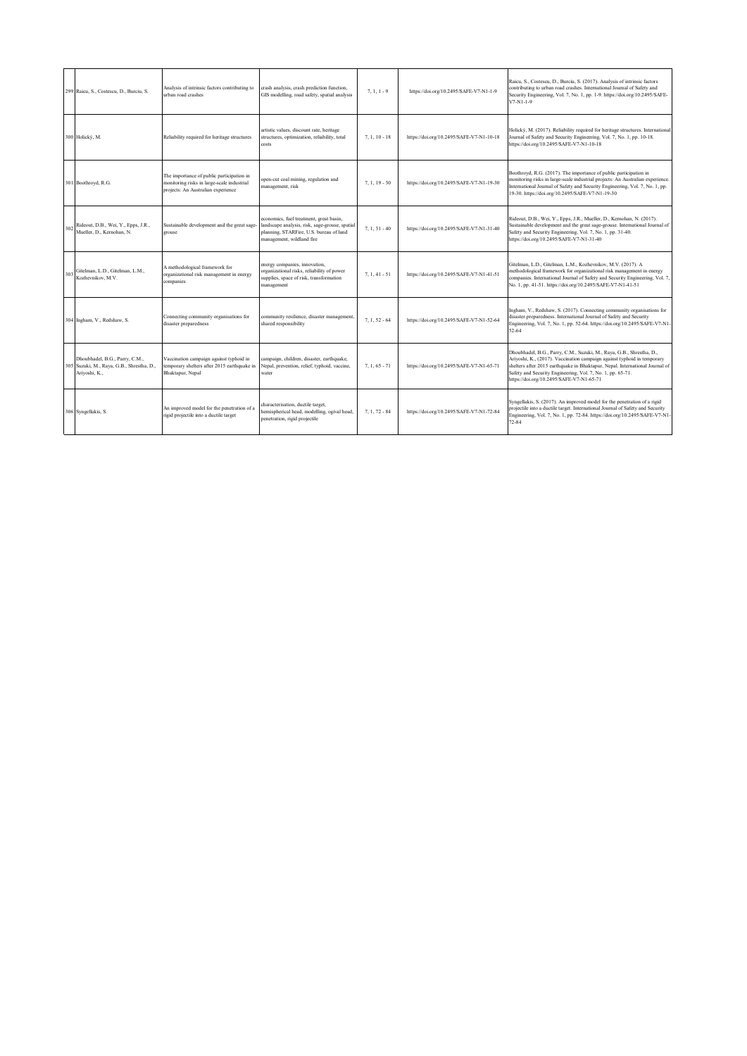| | | | | | | |
|---|---|---|---|---|---|---|
| 299 | Raicu, S., Costescu, D., Burciu, S. | Analysis of intrinsic factors contributing to urban road crashes | crash analysis, crash prediction function, GIS modelling, road safety, spatial analysis | 7, 1, 1 - 9 | https://doi.org/10.2495/SAFE-V7-N1-1-9 | Raicu, S., Costescu, D., Burciu, S. (2017). Analysis of intrinsic factors contributing to urban road crashes. International Journal of Safety and Security Engineering, Vol. 7, No. 1, pp. 1-9. https://doi.org/10.2495/SAFE-V7-N1-1-9 |
| 300 | Holický, M. | Reliability required for heritage structures | artistic values, discount rate, heritage structures, optimization, reliability, total costs | 7, 1, 10 - 18 | https://doi.org/10.2495/SAFE-V7-N1-10-18 | Holický, M. (2017). Reliability required for heritage structures. International Journal of Safety and Security Engineering, Vol. 7, No. 1, pp. 10-18. https://doi.org/10.2495/SAFE-V7-N1-10-18 |
| 301 | Boothroyd, R.G. | The importance of public participation in monitoring risks in large-scale industrial projects: An Australian experience | open-cut coal mining, regulation and management, risk | 7, 1, 19 - 30 | https://doi.org/10.2495/SAFE-V7-N1-19-30 | Boothroyd, R.G. (2017). The importance of public participation in monitoring risks in large-scale industrial projects: An Australian experience. International Journal of Safety and Security Engineering, Vol. 7, No. 1, pp. 19-30. https://doi.org/10.2495/SAFE-V7-N1-19-30 |
| 302 | Rideout, D.B., Wei, Y., Epps, J.R., Mueller, D., Kernohan, N. | Sustainable development and the great sage-grouse | economics, fuel treatment, great basin, landscape analysis, risk, sage-grouse, spatial planning, STARFire, U.S. bureau of land management, wildland fire | 7, 1, 31 - 40 | https://doi.org/10.2495/SAFE-V7-N1-31-40 | Rideout, D.B., Wei, Y., Epps, J.R., Mueller, D., Kernohan, N. (2017). Sustainable development and the great sage-grouse. International Journal of Safety and Security Engineering, Vol. 7, No. 1, pp. 31-40. https://doi.org/10.2495/SAFE-V7-N1-31-40 |
| 303 | Gitelman, L.D., Gitelman, L.M., Kozhevnikov, M.V. | A methodological framework for organizational risk management in energy companies | energy companies, innovation, organizational risks, reliability of power supplies, space of risk, transformation management | 7, 1, 41 - 51 | https://doi.org/10.2495/SAFE-V7-N1-41-51 | Gitelman, L.D., Gitelman, L.M., Kozhevnikov, M.V. (2017). A methodological framework for organizational risk management in energy companies. International Journal of Safety and Security Engineering, Vol. 7, No. 1, pp. 41-51. https://doi.org/10.2495/SAFE-V7-N1-41-51 |
| 304 | Ingham, V., Redshaw, S. | Connecting community organisations for disaster preparedness | community resilience, disaster management, shared responsibility | 7, 1, 52 - 64 | https://doi.org/10.2495/SAFE-V7-N1-52-64 | Ingham, V., Redshaw, S. (2017). Connecting community organisations for disaster preparedness. International Journal of Safety and Security Engineering, Vol. 7, No. 1, pp. 52-64. https://doi.org/10.2495/SAFE-V7-N1-52-64 |
| 305 | Dhoubhadel, B.G., Parry, C.M., Suzuki, M., Raya, G.B., Shrestha, D., Ariyoshi, K., | Vaccination campaign against typhoid in temporary shelters after 2015 earthquake in Bhaktapur, Nepal | campaign, children, disaster, earthquake, Nepal, prevention, relief, typhoid, vaccine, water | 7, 1, 65 - 71 | https://doi.org/10.2495/SAFE-V7-N1-65-71 | Dhoubhadel, B.G., Parry, C.M., Suzuki, M., Raya, G.B., Shrestha, D., Ariyoshi, K., (2017). Vaccination campaign against typhoid in temporary shelters after 2015 earthquake in Bhaktapur, Nepal. International Journal of Safety and Security Engineering, Vol. 7, No. 1, pp. 65-71. https://doi.org/10.2495/SAFE-V7-N1-65-71 |
| 306 | Syngellakis, S. | An improved model for the penetration of a rigid projectile into a ductile target | characterisation, ductile target, hemispherical head, modelling, ogival head, penetration, rigid projectile | 7, 1, 72 - 84 | https://doi.org/10.2495/SAFE-V7-N1-72-84 | Syngellakis, S. (2017). An improved model for the penetration of a rigid projectile into a ductile target. International Journal of Safety and Security Engineering, Vol. 7, No. 1, pp. 72-84. https://doi.org/10.2495/SAFE-V7-N1-72-84 |